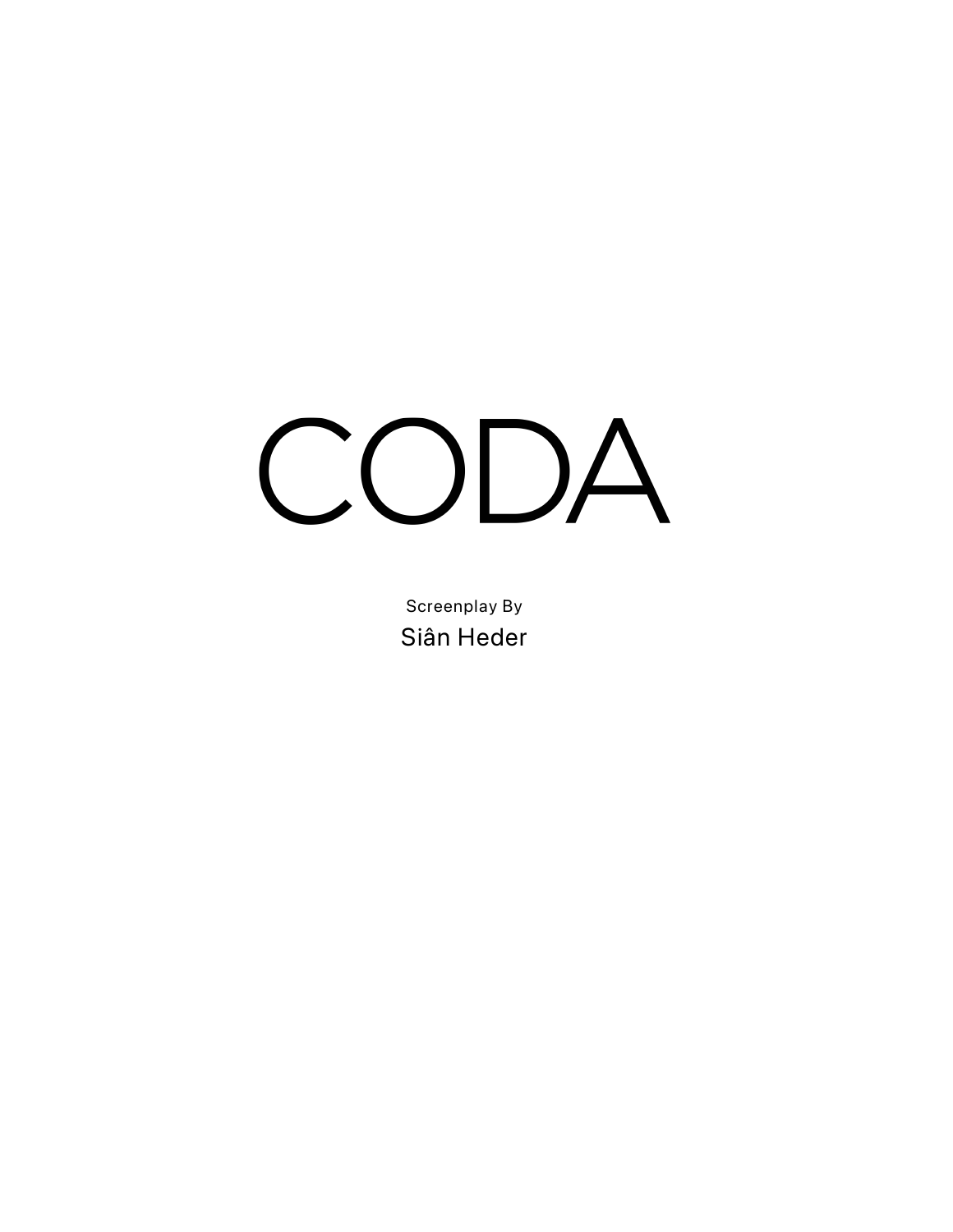# CODA

Screenplay By

Siân Heder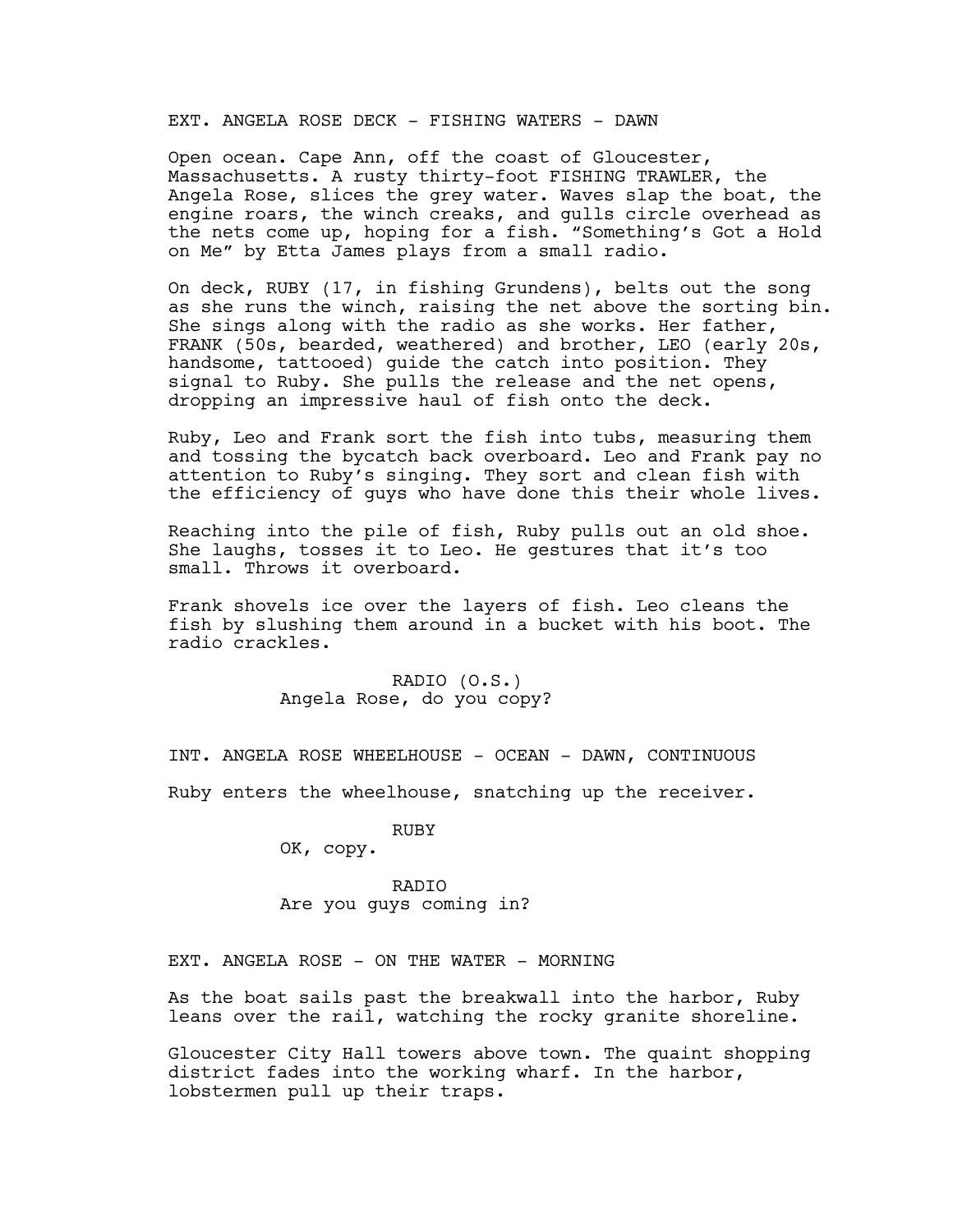EXT. ANGELA ROSE DECK - FISHING WATERS - DAWN

Open ocean. Cape Ann, off the coast of Gloucester, Massachusetts. A rusty thirty-foot FISHING TRAWLER, the Angela Rose, slices the grey water. Waves slap the boat, the engine roars, the winch creaks, and gulls circle overhead as the nets come up, hoping for a fish. "Something's Got a Hold on Me" by Etta James plays from a small radio.

On deck, RUBY (17, in fishing Grundens), belts out the song as she runs the winch, raising the net above the sorting bin. She sings along with the radio as she works. Her father, FRANK (50s, bearded, weathered) and brother, LEO (early 20s, handsome, tattooed) guide the catch into position. They signal to Ruby. She pulls the release and the net opens, dropping an impressive haul of fish onto the deck.

Ruby, Leo and Frank sort the fish into tubs, measuring them and tossing the bycatch back overboard. Leo and Frank pay no attention to Ruby's singing. They sort and clean fish with the efficiency of guys who have done this their whole lives.

Reaching into the pile of fish, Ruby pulls out an old shoe. She laughs, tosses it to Leo. He gestures that it's too small. Throws it overboard.

Frank shovels ice over the layers of fish. Leo cleans the fish by slushing them around in a bucket with his boot. The radio crackles.

RADIO (O.S.)
Angela Rose, do you copy?

INT. ANGELA ROSE WHEELHOUSE - OCEAN - DAWN, CONTINUOUS

Ruby enters the wheelhouse, snatching up the receiver.

RUBY
OK, copy.

RADIO
Are you guys coming in?

EXT. ANGELA ROSE - ON THE WATER - MORNING

As the boat sails past the breakwall into the harbor, Ruby leans over the rail, watching the rocky granite shoreline.

Gloucester City Hall towers above town. The quaint shopping district fades into the working wharf. In the harbor, lobstermen pull up their traps.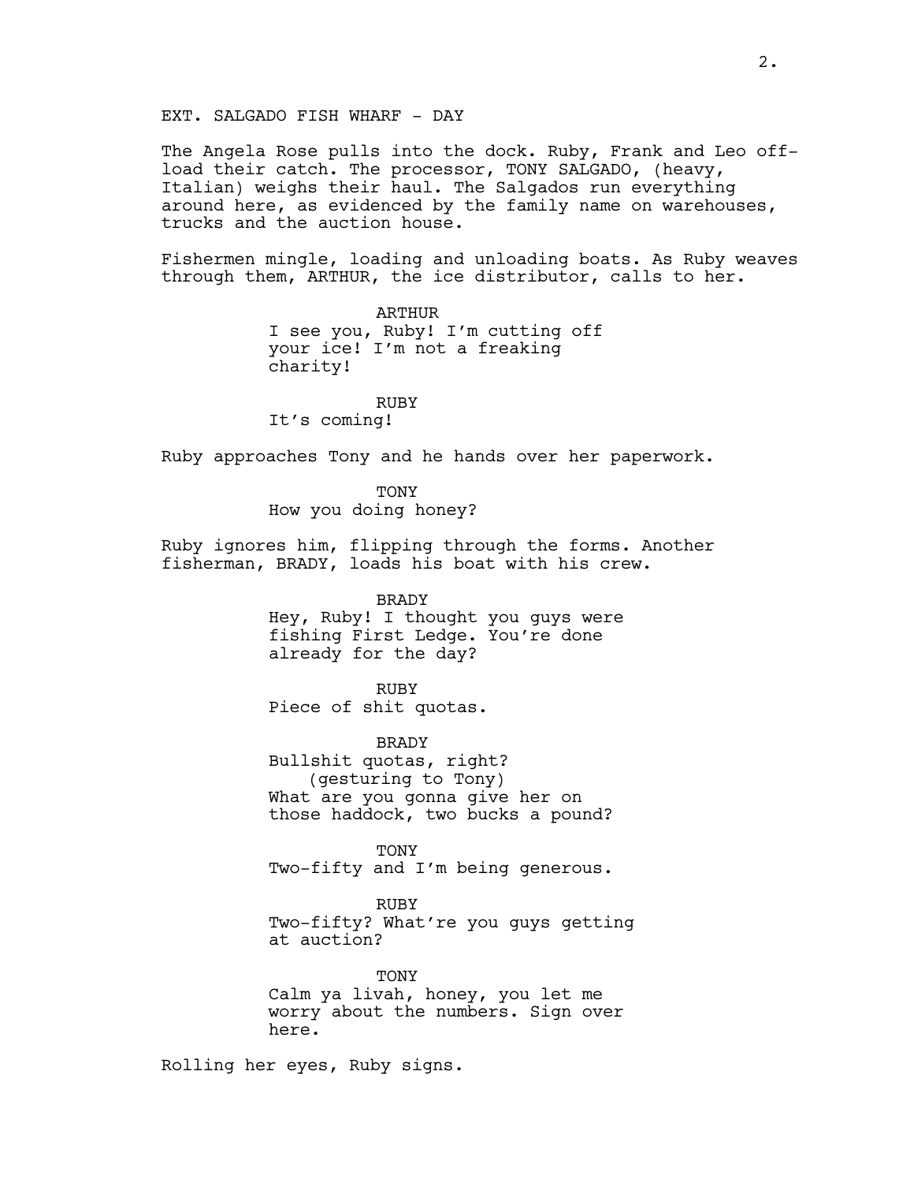EXT. SALGADO FISH WHARF - DAY

The Angela Rose pulls into the dock. Ruby, Frank and Leo off-load their catch. The processor, TONY SALGADO, (heavy, Italian) weighs their haul. The Salgados run everything around here, as evidenced by the family name on warehouses, trucks and the auction house.

Fishermen mingle, loading and unloading boats. As Ruby weaves through them, ARTHUR, the ice distributor, calls to her.

ARTHUR
I see you, Ruby! I'm cutting off your ice! I'm not a freaking charity!

RUBY
It's coming!

Ruby approaches Tony and he hands over her paperwork.

TONY
How you doing honey?

Ruby ignores him, flipping through the forms. Another fisherman, BRADY, loads his boat with his crew.

BRADY
Hey, Ruby! I thought you guys were fishing First Ledge. You're done already for the day?

RUBY
Piece of shit quotas.

BRADY
Bullshit quotas, right?
(gesturing to Tony)
What are you gonna give her on those haddock, two bucks a pound?

TONY
Two-fifty and I'm being generous.

RUBY
Two-fifty? What're you guys getting at auction?

TONY
Calm ya livah, honey, you let me worry about the numbers. Sign over here.

Rolling her eyes, Ruby signs.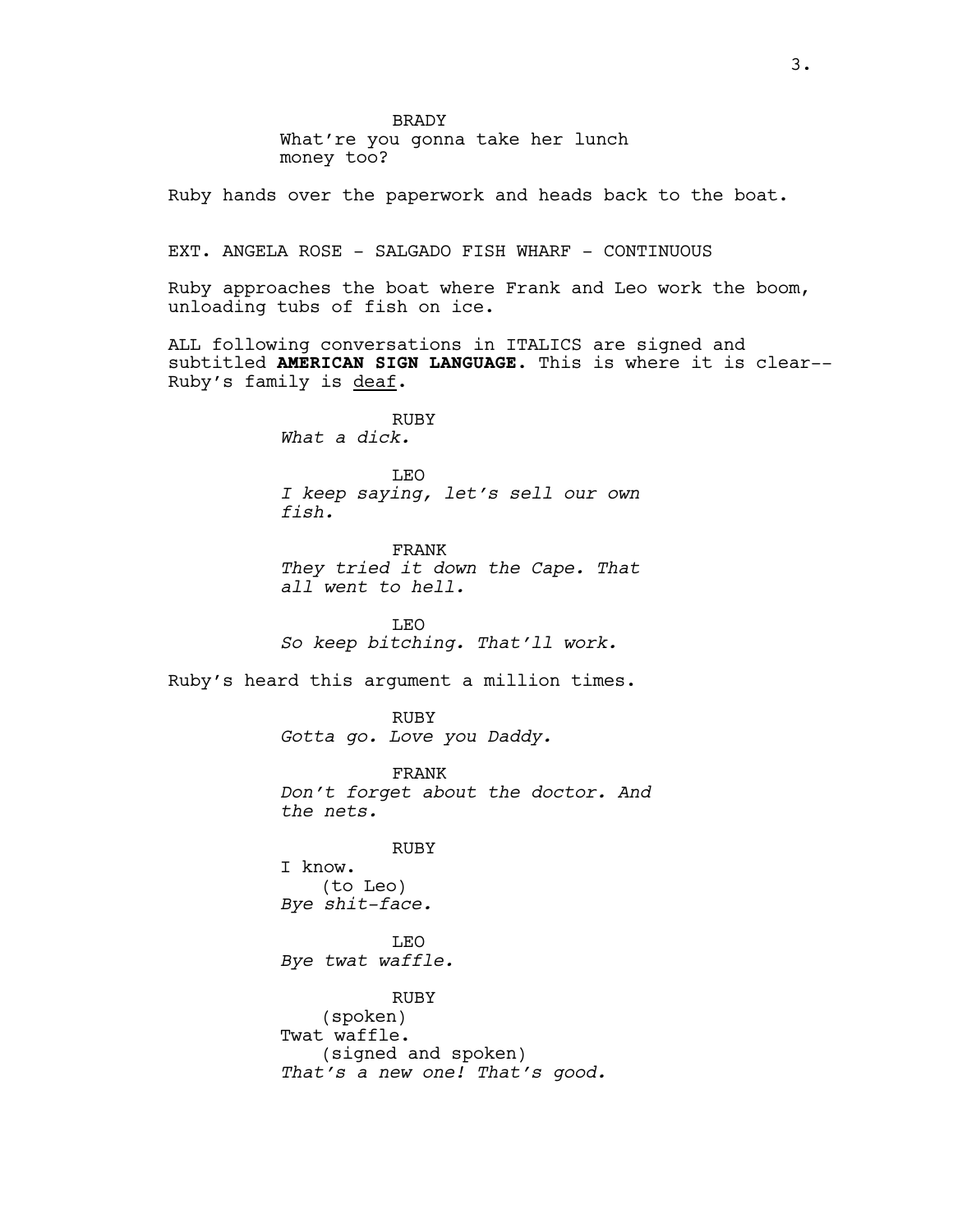BRADY

What're you gonna take her lunch money too?

Ruby hands over the paperwork and heads back to the boat.

EXT. ANGELA ROSE - SALGADO FISH WHARF - CONTINUOUS

Ruby approaches the boat where Frank and Leo work the boom, unloading tubs of fish on ice.

ALL following conversations in ITALICS are signed and subtitled **AMERICAN SIGN LANGUAGE.** This is where it is clear-- Ruby's family is <u>deaf</u>.

RUBY

*What a dick.*

LEO

*I keep saying, let's sell our own fish.*

FRANK

*They tried it down the Cape. That all went to hell.*

LEO

*So keep bitching. That'll work.*

Ruby's heard this argument a million times.

RUBY

*Gotta go. Love you Daddy.*

FRANK

*Don't forget about the doctor. And the nets.*

RUBY

I know.

(to Leo)

*Bye shit-face.*

LEO

*Bye twat waffle.*

RUBY

(spoken)

Twat waffle.

(signed and spoken)

*That's a new one! That's good.*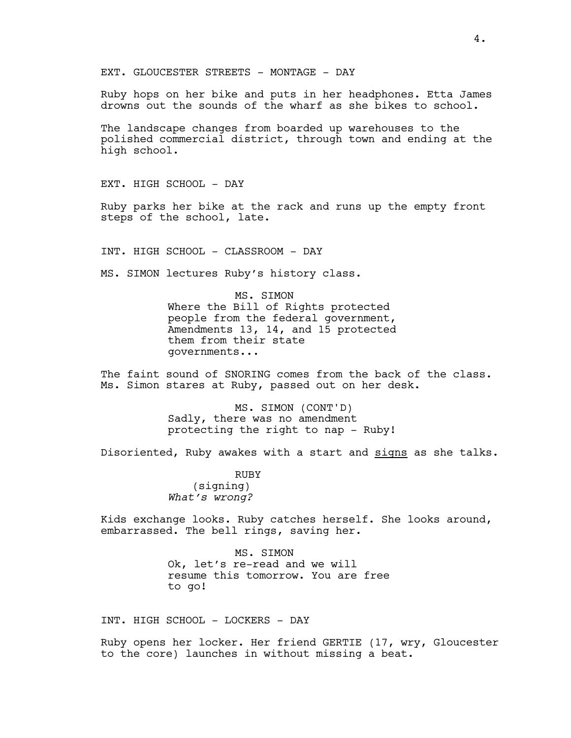EXT. GLOUCESTER STREETS - MONTAGE - DAY

Ruby hops on her bike and puts in her headphones. Etta James drowns out the sounds of the wharf as she bikes to school.

The landscape changes from boarded up warehouses to the polished commercial district, through town and ending at the high school.

EXT. HIGH SCHOOL - DAY

Ruby parks her bike at the rack and runs up the empty front steps of the school, late.

INT. HIGH SCHOOL - CLASSROOM - DAY

MS. SIMON lectures Ruby's history class.

MS. SIMON
Where the Bill of Rights protected people from the federal government, Amendments 13, 14, and 15 protected them from their state governments...

The faint sound of SNORING comes from the back of the class. Ms. Simon stares at Ruby, passed out on her desk.

MS. SIMON (CONT'D)
Sadly, there was no amendment protecting the right to nap - Ruby!

Disoriented, Ruby awakes with a start and <u>signs</u> as she talks.

RUBY
(signing)
*What's wrong?*

Kids exchange looks. Ruby catches herself. She looks around, embarrassed. The bell rings, saving her.

MS. SIMON
Ok, let's re-read and we will resume this tomorrow. You are free to go!

INT. HIGH SCHOOL - LOCKERS - DAY

Ruby opens her locker. Her friend GERTIE (17, wry, Gloucester to the core) launches in without missing a beat.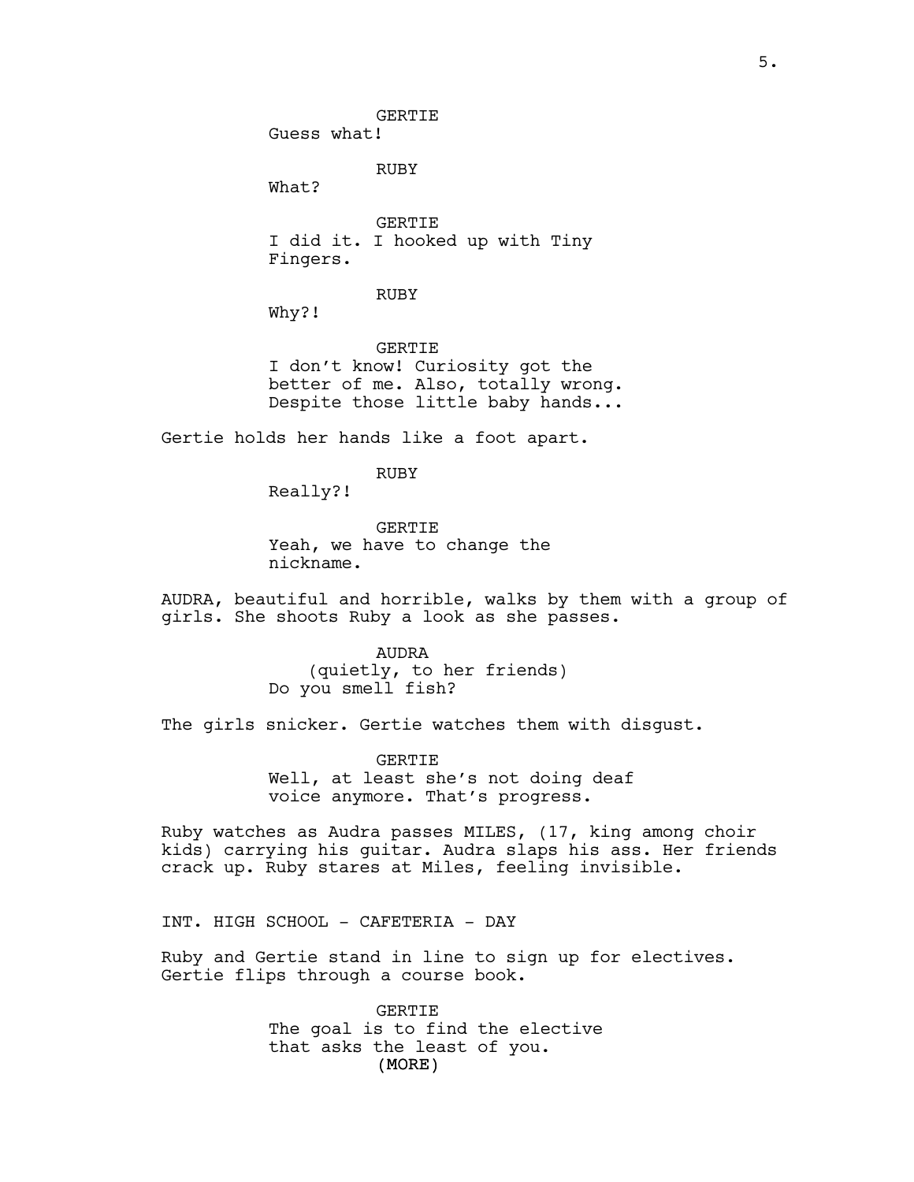GERTIE
Guess what!

RUBY
What?

GERTIE
I did it. I hooked up with Tiny Fingers.

RUBY
Why?!

GERTIE
I don't know! Curiosity got the better of me. Also, totally wrong. Despite those little baby hands...

Gertie holds her hands like a foot apart.

RUBY
Really?!

GERTIE
Yeah, we have to change the nickname.

AUDRA, beautiful and horrible, walks by them with a group of girls. She shoots Ruby a look as she passes.

AUDRA
(quietly, to her friends)
Do you smell fish?

The girls snicker. Gertie watches them with disgust.

GERTIE
Well, at least she's not doing deaf voice anymore. That's progress.

Ruby watches as Audra passes MILES, (17, king among choir kids) carrying his guitar. Audra slaps his ass. Her friends crack up. Ruby stares at Miles, feeling invisible.

INT. HIGH SCHOOL - CAFETERIA - DAY

Ruby and Gertie stand in line to sign up for electives. Gertie flips through a course book.

GERTIE
The goal is to find the elective that asks the least of you.
(MORE)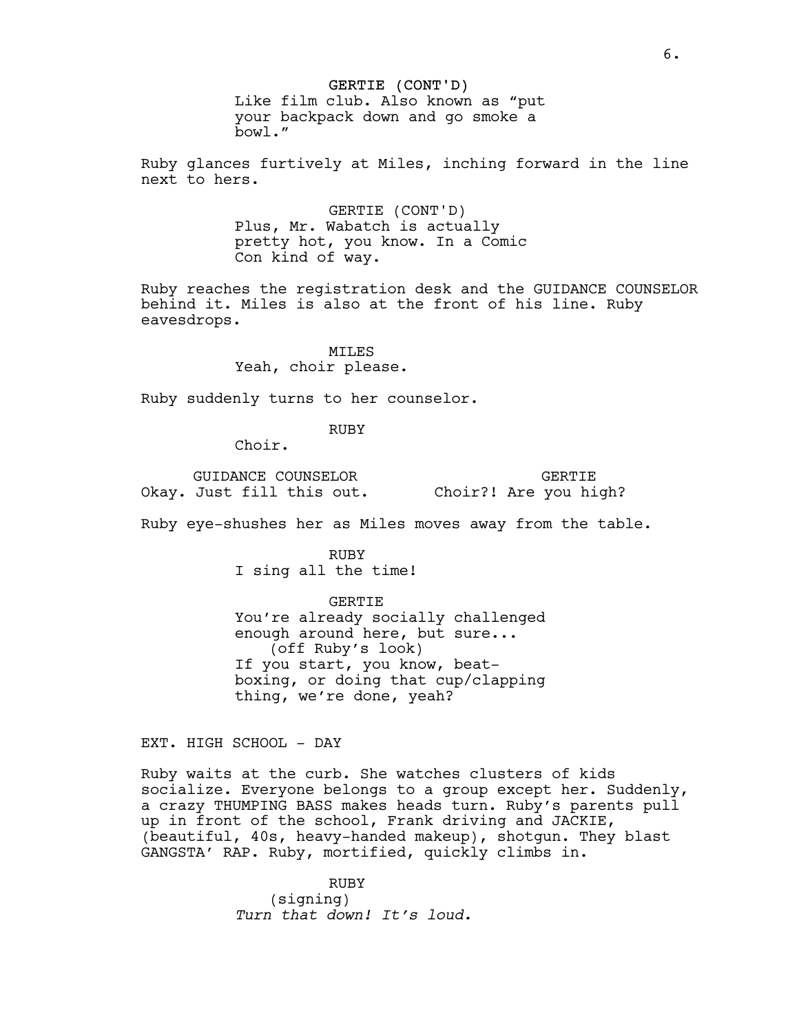GERTIE (CONT'D)
Like film club. Also known as "put your backpack down and go smoke a bowl."

Ruby glances furtively at Miles, inching forward in the line next to hers.

GERTIE (CONT'D)
Plus, Mr. Wabatch is actually pretty hot, you know. In a Comic Con kind of way.

Ruby reaches the registration desk and the GUIDANCE COUNSELOR behind it. Miles is also at the front of his line. Ruby eavesdrops.

MILES
Yeah, choir please.

Ruby suddenly turns to her counselor.

RUBY
Choir.

GUIDANCE COUNSELOR
Okay. Just fill this out.

GERTIE
Choir?! Are you high?

Ruby eye-shushes her as Miles moves away from the table.

RUBY
I sing all the time!

GERTIE
You're already socially challenged enough around here, but sure...
(off Ruby's look)
If you start, you know, beat-boxing, or doing that cup/clapping thing, we're done, yeah?

EXT. HIGH SCHOOL - DAY

Ruby waits at the curb. She watches clusters of kids socialize. Everyone belongs to a group except her. Suddenly, a crazy THUMPING BASS makes heads turn. Ruby's parents pull up in front of the school, Frank driving and JACKIE, (beautiful, 40s, heavy-handed makeup), shotgun. They blast GANGSTA' RAP. Ruby, mortified, quickly climbs in.

RUBY
(signing)
*Turn that down! It's loud.*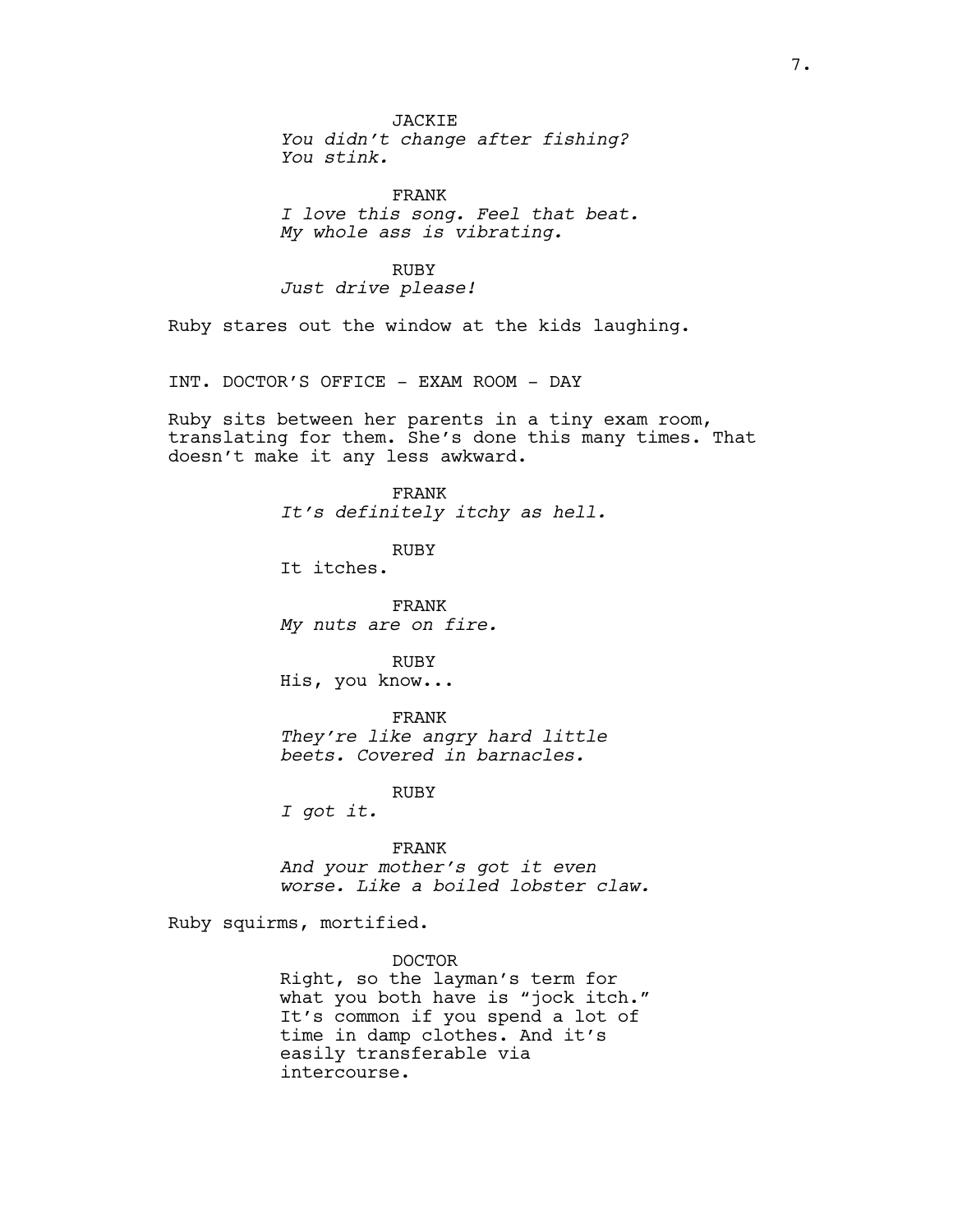JACKIE
*You didn't change after fishing? You stink.*

FRANK
*I love this song. Feel that beat. My whole ass is vibrating.*

RUBY
*Just drive please!*

Ruby stares out the window at the kids laughing.

INT. DOCTOR'S OFFICE - EXAM ROOM - DAY

Ruby sits between her parents in a tiny exam room, translating for them. She's done this many times. That doesn't make it any less awkward.

FRANK
*It's definitely itchy as hell.*

RUBY
It itches.

FRANK
*My nuts are on fire.*

RUBY
His, you know...

FRANK
*They're like angry hard little beets. Covered in barnacles.*

RUBY
*I got it.*

FRANK
*And your mother's got it even worse. Like a boiled lobster claw.*

Ruby squirms, mortified.

DOCTOR
Right, so the layman's term for what you both have is "jock itch." It's common if you spend a lot of time in damp clothes. And it's easily transferable via intercourse.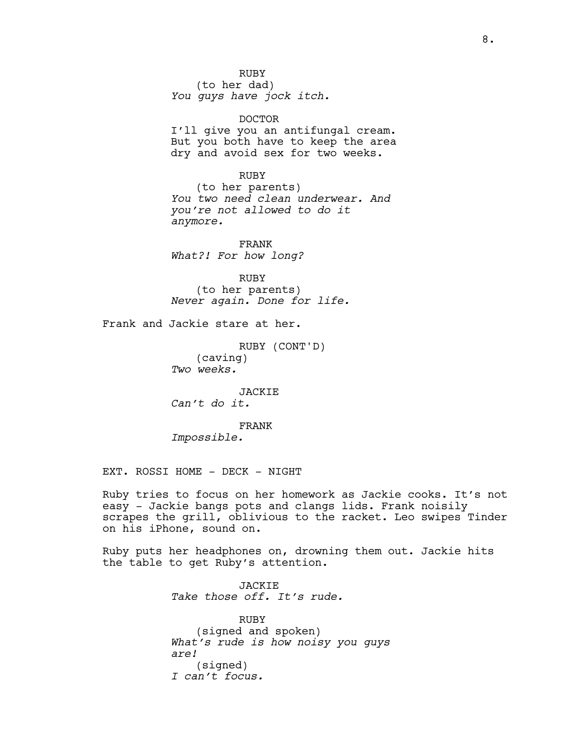RUBY
(to her dad)
*You guys have jock itch.*

DOCTOR
I'll give you an antifungal cream. But you both have to keep the area dry and avoid sex for two weeks.

RUBY
(to her parents)
*You two need clean underwear. And you're not allowed to do it anymore.*

FRANK
*What?! For how long?*

RUBY
(to her parents)
*Never again. Done for life.*

Frank and Jackie stare at her.

RUBY (CONT'D)
(caving)
*Two weeks.*

JACKIE
*Can't do it.*

FRANK
*Impossible.*

EXT. ROSSI HOME - DECK - NIGHT

Ruby tries to focus on her homework as Jackie cooks. It's not easy - Jackie bangs pots and clangs lids. Frank noisily scrapes the grill, oblivious to the racket. Leo swipes Tinder on his iPhone, sound on.

Ruby puts her headphones on, drowning them out. Jackie hits the table to get Ruby's attention.

JACKIE
*Take those off. It's rude.*

RUBY
(signed and spoken)
*What's rude is how noisy you guys are!*
(signed)
*I can't focus.*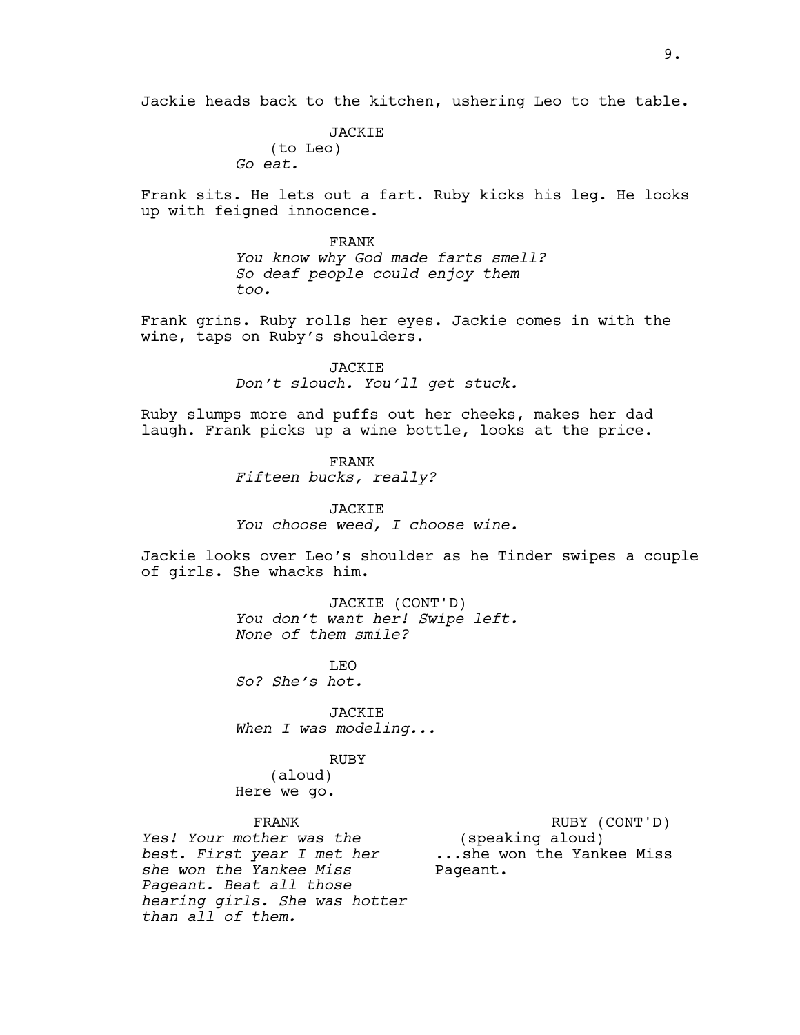Jackie heads back to the kitchen, ushering Leo to the table.

JACKIE
(to Leo)
*Go eat.*

Frank sits. He lets out a fart. Ruby kicks his leg. He looks up with feigned innocence.

FRANK
*You know why God made farts smell? So deaf people could enjoy them too.*

Frank grins. Ruby rolls her eyes. Jackie comes in with the wine, taps on Ruby's shoulders.

JACKIE
*Don't slouch. You'll get stuck.*

Ruby slumps more and puffs out her cheeks, makes her dad laugh. Frank picks up a wine bottle, looks at the price.

FRANK
*Fifteen bucks, really?*

JACKIE
*You choose weed, I choose wine.*

Jackie looks over Leo's shoulder as he Tinder swipes a couple of girls. She whacks him.

JACKIE (CONT'D)
*You don't want her! Swipe left. None of them smile?*

LEO
*So? She's hot.*

JACKIE
*When I was modeling...*

RUBY
(aloud)
Here we go.

FRANK
*Yes! Your mother was the best. First year I met her she won the Yankee Miss Pageant. Beat all those hearing girls. She was hotter than all of them.*

RUBY (CONT'D)
(speaking aloud)
...she won the Yankee Miss Pageant.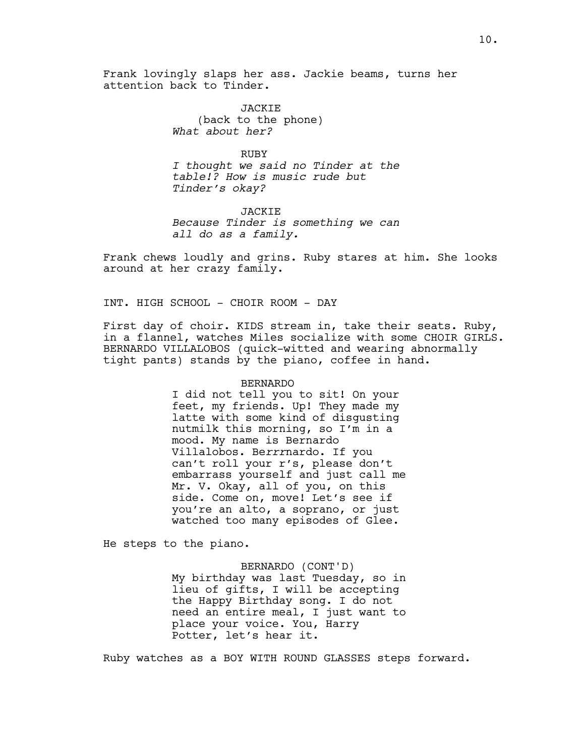Frank lovingly slaps her ass. Jackie beams, turns her attention back to Tinder.

JACKIE
(back to the phone)
*What about her?*

RUBY
*I thought we said no Tinder at the table!? How is music rude but Tinder's okay?*

JACKIE
*Because Tinder is something we can all do as a family.*

Frank chews loudly and grins. Ruby stares at him. She looks around at her crazy family.

INT. HIGH SCHOOL - CHOIR ROOM - DAY

First day of choir. KIDS stream in, take their seats. Ruby, in a flannel, watches Miles socialize with some CHOIR GIRLS. BERNARDO VILLALOBOS (quick-witted and wearing abnormally tight pants) stands by the piano, coffee in hand.

BERNARDO
I did not tell you to sit! On your feet, my friends. Up! They made my latte with some kind of disgusting nutmilk this morning, so I'm in a mood. My name is Bernardo Villalobos. Be*rrr*nardo. If you can't roll your r's, please don't embarrass yourself and just call me Mr. V. Okay, all of you, on this side. Come on, move! Let's see if you're an alto, a soprano, or just watched too many episodes of Glee.

He steps to the piano.

BERNARDO (CONT'D)
My birthday was last Tuesday, so in lieu of gifts, I will be accepting the Happy Birthday song. I do not need an entire meal, I just want to place your voice. You, Harry Potter, let's hear it.

Ruby watches as a BOY WITH ROUND GLASSES steps forward.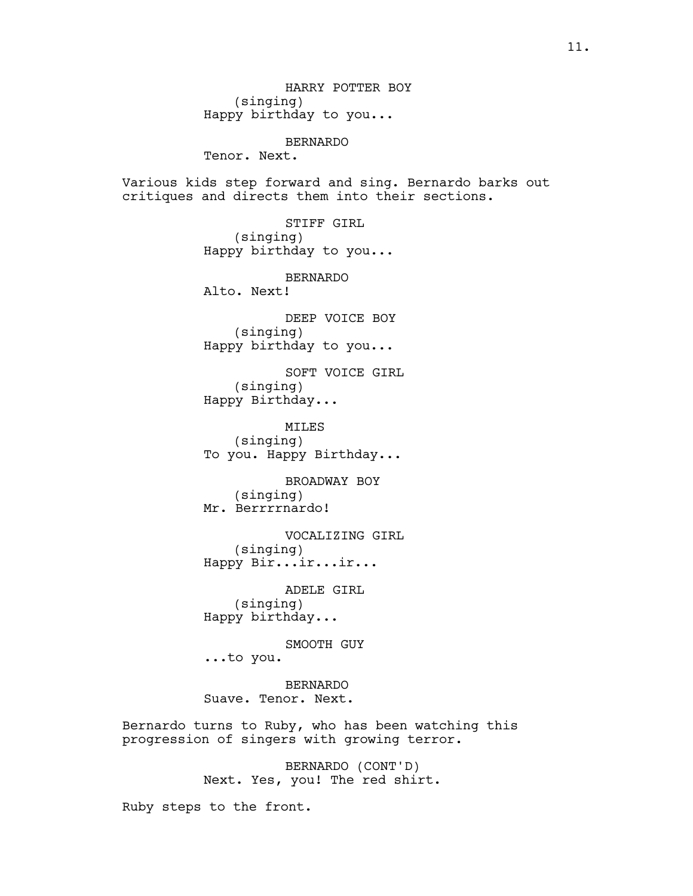HARRY POTTER BOY
(singing)
Happy birthday to you...

BERNARDO
Tenor. Next.

Various kids step forward and sing. Bernardo barks out critiques and directs them into their sections.

STIFF GIRL
(singing)
Happy birthday to you...

BERNARDO
Alto. Next!

DEEP VOICE BOY
(singing)
Happy birthday to you...

SOFT VOICE GIRL
(singing)
Happy Birthday...

MILES
(singing)
To you. Happy Birthday...

BROADWAY BOY
(singing)
Mr. Berrrrnardo!

VOCALIZING GIRL
(singing)
Happy Bir...ir...ir...

ADELE GIRL
(singing)
Happy birthday...

SMOOTH GUY
...to you.

BERNARDO
Suave. Tenor. Next.

Bernardo turns to Ruby, who has been watching this progression of singers with growing terror.

BERNARDO (CONT'D)
Next. Yes, you! The red shirt.

Ruby steps to the front.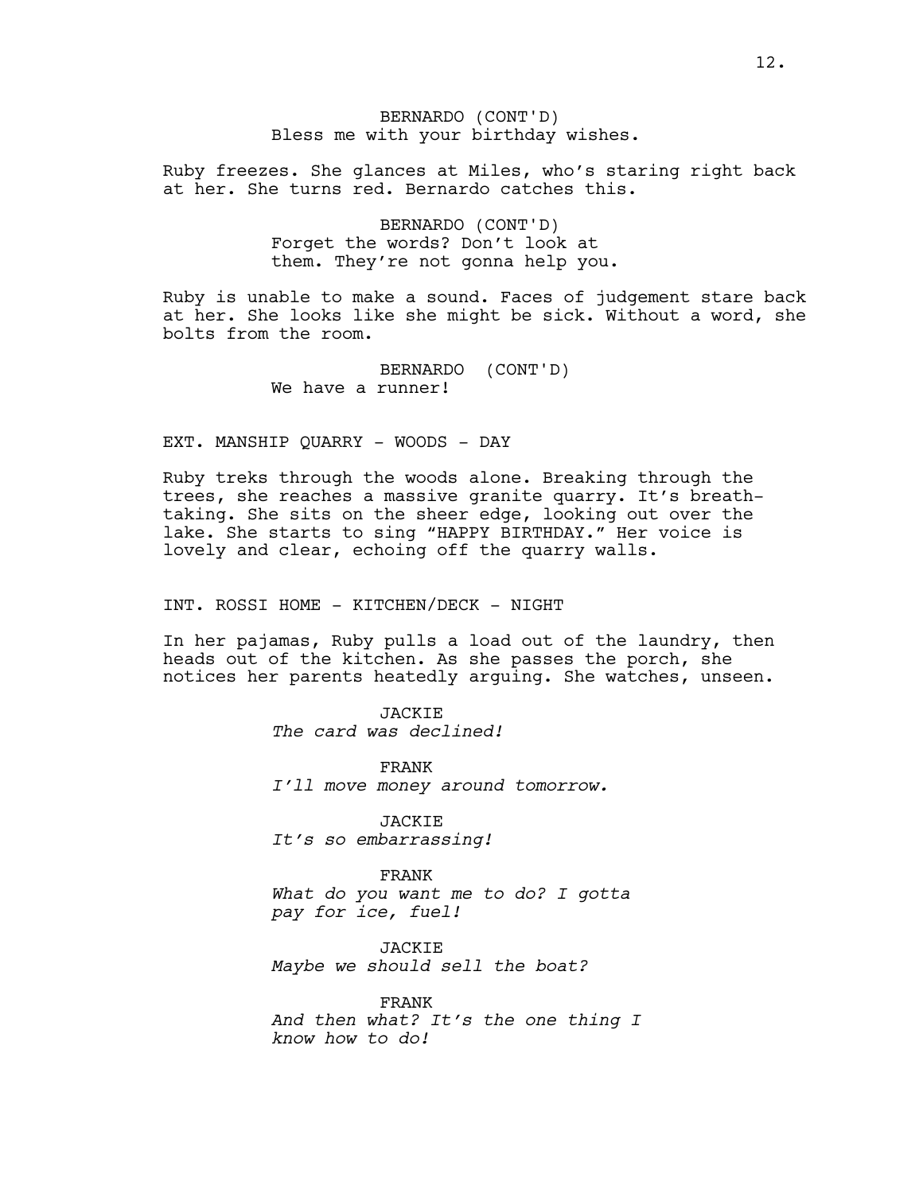BERNARDO (CONT'D)
Bless me with your birthday wishes.

Ruby freezes. She glances at Miles, who's staring right back at her. She turns red. Bernardo catches this.

BERNARDO (CONT'D)
Forget the words? Don't look at them. They're not gonna help you.

Ruby is unable to make a sound. Faces of judgement stare back at her. She looks like she might be sick. Without a word, she bolts from the room.

BERNARDO (CONT'D)
We have a runner!

EXT. MANSHIP QUARRY - WOODS - DAY

Ruby treks through the woods alone. Breaking through the trees, she reaches a massive granite quarry. It's breath-taking. She sits on the sheer edge, looking out over the lake. She starts to sing "HAPPY BIRTHDAY." Her voice is lovely and clear, echoing off the quarry walls.

INT. ROSSI HOME - KITCHEN/DECK - NIGHT

In her pajamas, Ruby pulls a load out of the laundry, then heads out of the kitchen. As she passes the porch, she notices her parents heatedly arguing. She watches, unseen.

JACKIE
*The card was declined!*

FRANK
*I'll move money around tomorrow.*

JACKIE
*It's so embarrassing!*

FRANK
*What do you want me to do? I gotta pay for ice, fuel!*

JACKIE
*Maybe we should sell the boat?*

FRANK
*And then what? It's the one thing I know how to do!*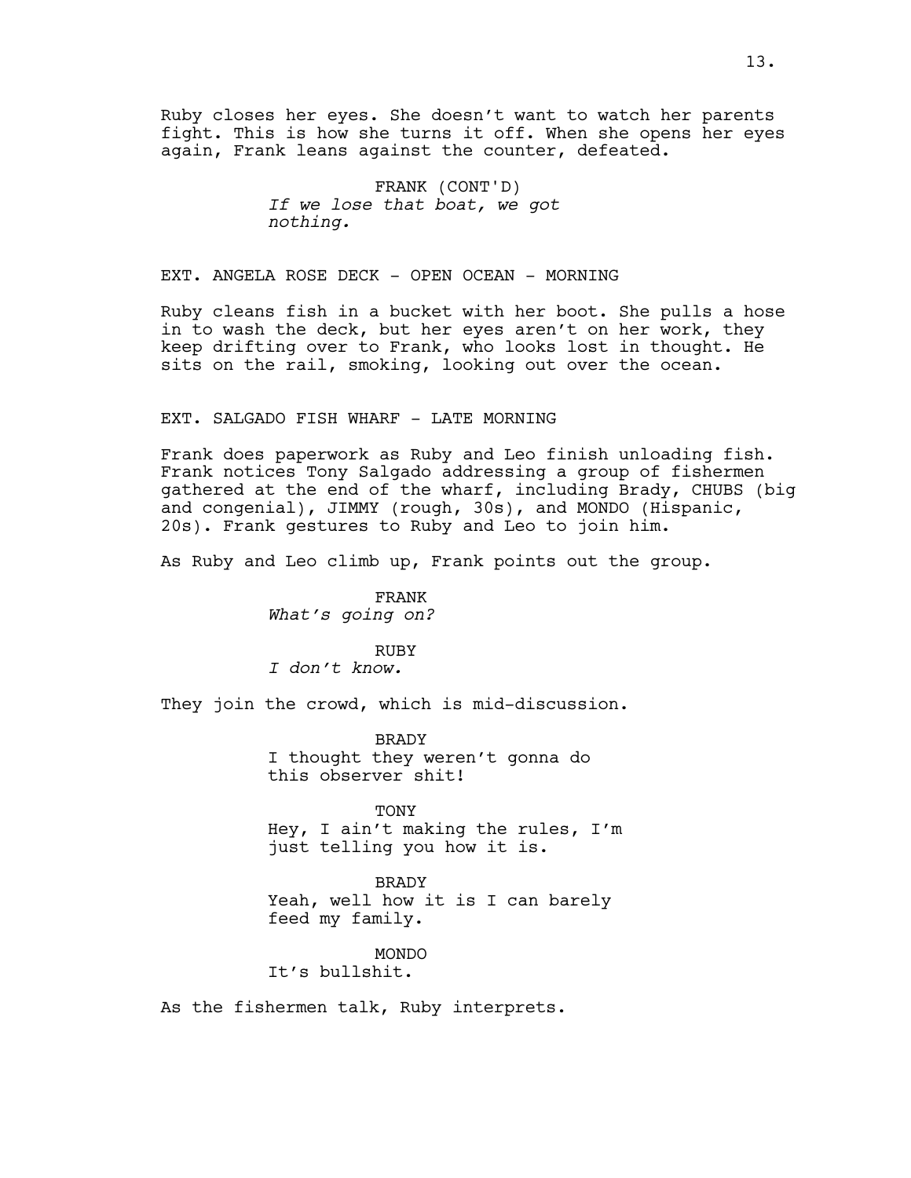Ruby closes her eyes. She doesn't want to watch her parents fight. This is how she turns it off. When she opens her eyes again, Frank leans against the counter, defeated.

FRANK (CONT'D)
*If we lose that boat, we got nothing.*

EXT. ANGELA ROSE DECK - OPEN OCEAN - MORNING

Ruby cleans fish in a bucket with her boot. She pulls a hose in to wash the deck, but her eyes aren't on her work, they keep drifting over to Frank, who looks lost in thought. He sits on the rail, smoking, looking out over the ocean.

EXT. SALGADO FISH WHARF - LATE MORNING

Frank does paperwork as Ruby and Leo finish unloading fish. Frank notices Tony Salgado addressing a group of fishermen gathered at the end of the wharf, including Brady, CHUBS (big and congenial), JIMMY (rough, 30s), and MONDO (Hispanic, 20s). Frank gestures to Ruby and Leo to join him.

As Ruby and Leo climb up, Frank points out the group.

FRANK
*What's going on?*

RUBY
*I don't know.*

They join the crowd, which is mid-discussion.

BRADY
I thought they weren't gonna do this observer shit!

TONY
Hey, I ain't making the rules, I'm just telling you how it is.

BRADY
Yeah, well how it is I can barely feed my family.

MONDO
It's bullshit.

As the fishermen talk, Ruby interprets.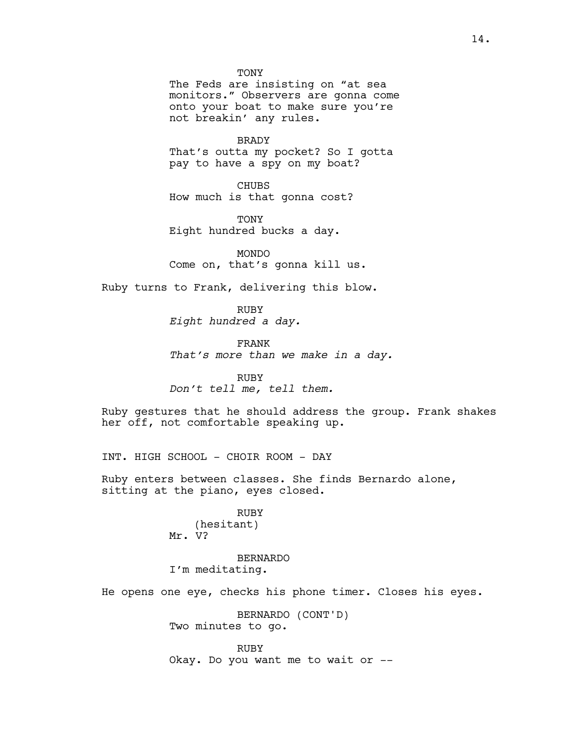TONY
The Feds are insisting on "at sea monitors." Observers are gonna come onto your boat to make sure you're not breakin' any rules.

BRADY
That's outta my pocket? So I gotta pay to have a spy on my boat?

CHUBS
How much is that gonna cost?

TONY
Eight hundred bucks a day.

MONDO
Come on, that's gonna kill us.

Ruby turns to Frank, delivering this blow.

RUBY
*Eight hundred a day.*

FRANK
*That's more than we make in a day.*

RUBY
*Don't tell me, tell them.*

Ruby gestures that he should address the group. Frank shakes her off, not comfortable speaking up.

INT. HIGH SCHOOL - CHOIR ROOM - DAY

Ruby enters between classes. She finds Bernardo alone, sitting at the piano, eyes closed.

RUBY
(hesitant)
Mr. V?

BERNARDO
I'm meditating.

He opens one eye, checks his phone timer. Closes his eyes.

BERNARDO (CONT'D)
Two minutes to go.

RUBY
Okay. Do you want me to wait or --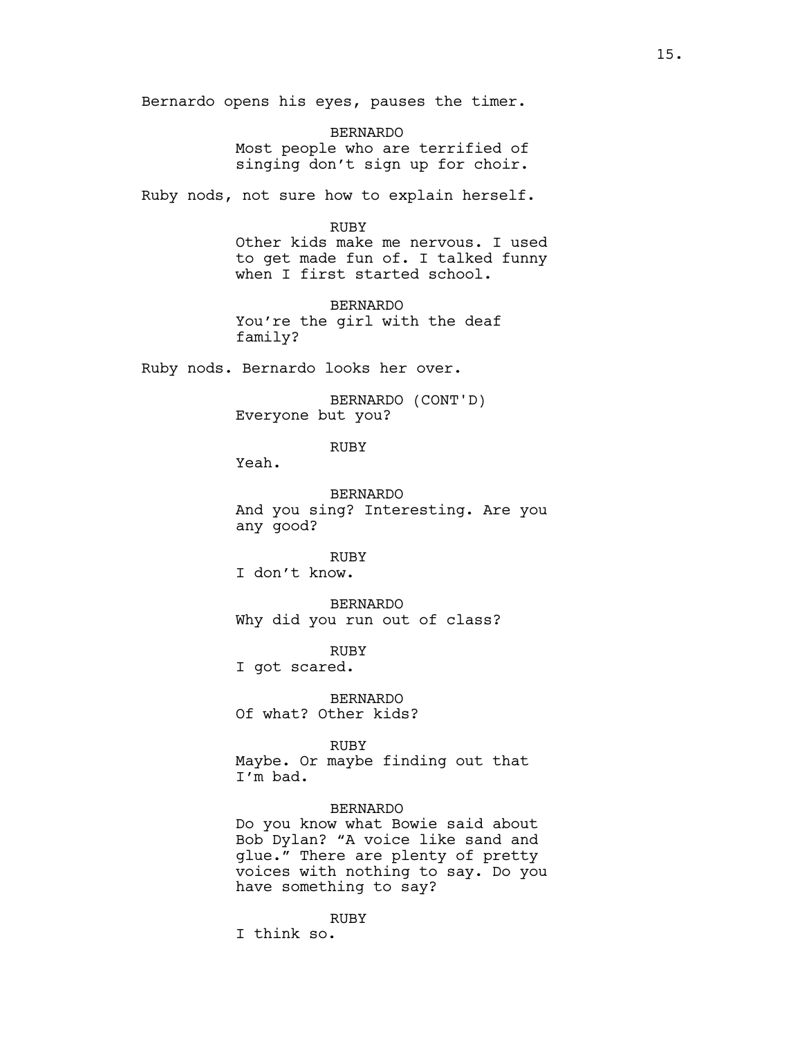Bernardo opens his eyes, pauses the timer.

BERNARDO
Most people who are terrified of singing don't sign up for choir.

Ruby nods, not sure how to explain herself.

RUBY
Other kids make me nervous. I used to get made fun of. I talked funny when I first started school.

BERNARDO
You're the girl with the deaf family?

Ruby nods. Bernardo looks her over.

BERNARDO (CONT'D)
Everyone but you?

RUBY
Yeah.

BERNARDO
And you sing? Interesting. Are you any good?

RUBY
I don't know.

BERNARDO
Why did you run out of class?

RUBY
I got scared.

BERNARDO
Of what? Other kids?

RUBY
Maybe. Or maybe finding out that I'm bad.

BERNARDO
Do you know what Bowie said about Bob Dylan? "A voice like sand and glue." There are plenty of pretty voices with nothing to say. Do you have something to say?

RUBY
I think so.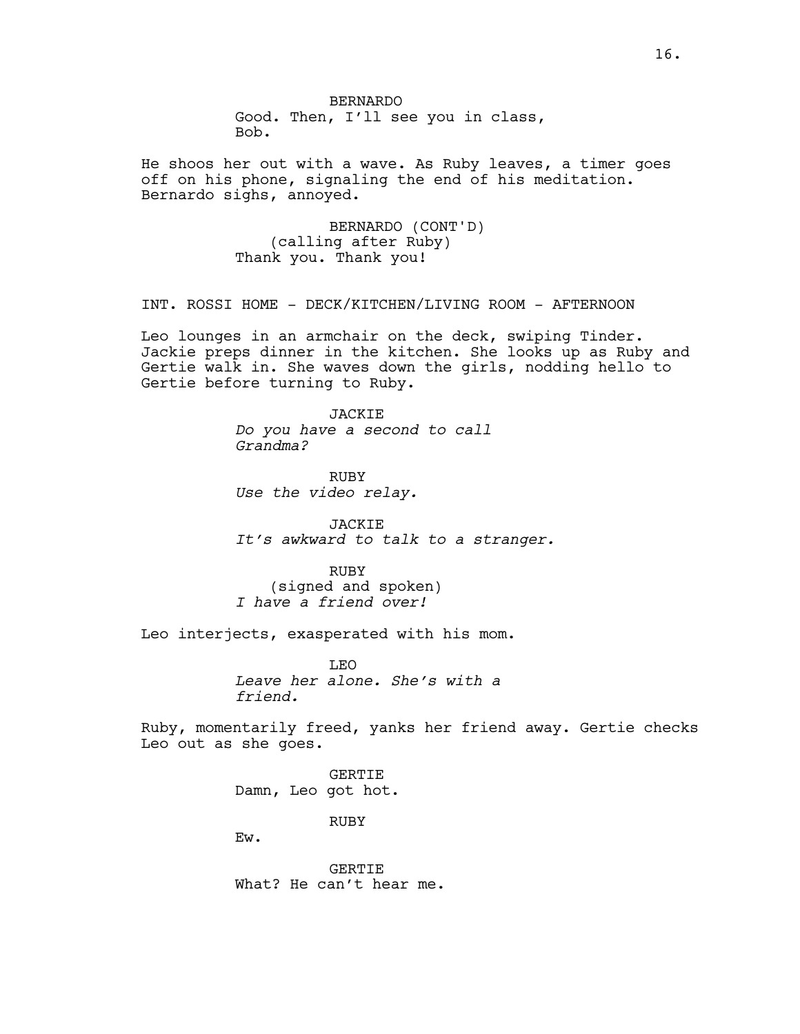BERNARDO
Good. Then, I'll see you in class, Bob.

He shoos her out with a wave. As Ruby leaves, a timer goes off on his phone, signaling the end of his meditation. Bernardo sighs, annoyed.

BERNARDO (CONT'D)
(calling after Ruby)
Thank you. Thank you!

INT. ROSSI HOME - DECK/KITCHEN/LIVING ROOM - AFTERNOON

Leo lounges in an armchair on the deck, swiping Tinder. Jackie preps dinner in the kitchen. She looks up as Ruby and Gertie walk in. She waves down the girls, nodding hello to Gertie before turning to Ruby.

JACKIE
*Do you have a second to call Grandma?*

RUBY
*Use the video relay.*

JACKIE
*It's awkward to talk to a stranger.*

RUBY
(signed and spoken)
*I have a friend over!*

Leo interjects, exasperated with his mom.

LEO
*Leave her alone. She's with a friend.*

Ruby, momentarily freed, yanks her friend away. Gertie checks Leo out as she goes.

GERTIE
Damn, Leo got hot.

RUBY
Ew.

GERTIE
What? He can't hear me.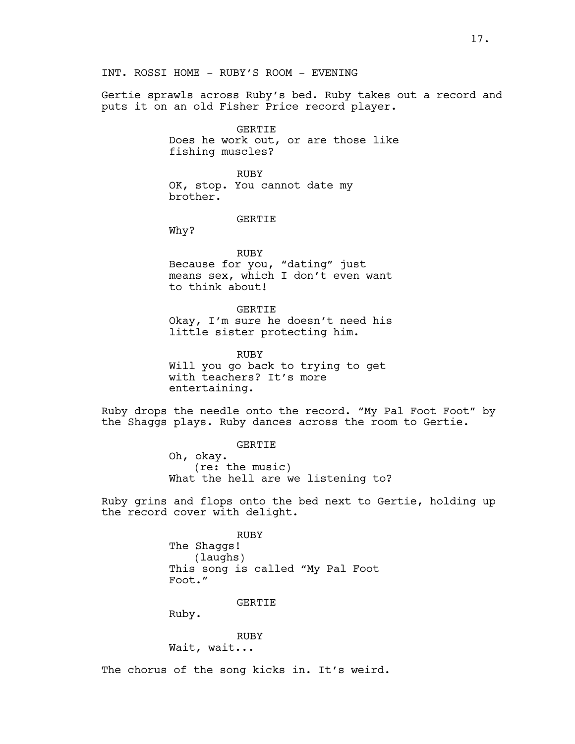INT. ROSSI HOME - RUBY'S ROOM - EVENING

Gertie sprawls across Ruby's bed. Ruby takes out a record and puts it on an old Fisher Price record player.

GERTIE
Does he work out, or are those like fishing muscles?

RUBY
OK, stop. You cannot date my brother.

GERTIE
Why?

RUBY
Because for you, "dating" just means sex, which I don't even want to think about!

GERTIE
Okay, I'm sure he doesn't need his little sister protecting him.

RUBY
Will you go back to trying to get with teachers? It's more entertaining.

Ruby drops the needle onto the record. "My Pal Foot Foot" by the Shaggs plays. Ruby dances across the room to Gertie.

GERTIE
Oh, okay.
(re: the music)
What the hell are we listening to?

Ruby grins and flops onto the bed next to Gertie, holding up the record cover with delight.

RUBY
The Shaggs!
(laughs)
This song is called "My Pal Foot Foot."

GERTIE
Ruby.

RUBY
Wait, wait...

The chorus of the song kicks in. It's weird.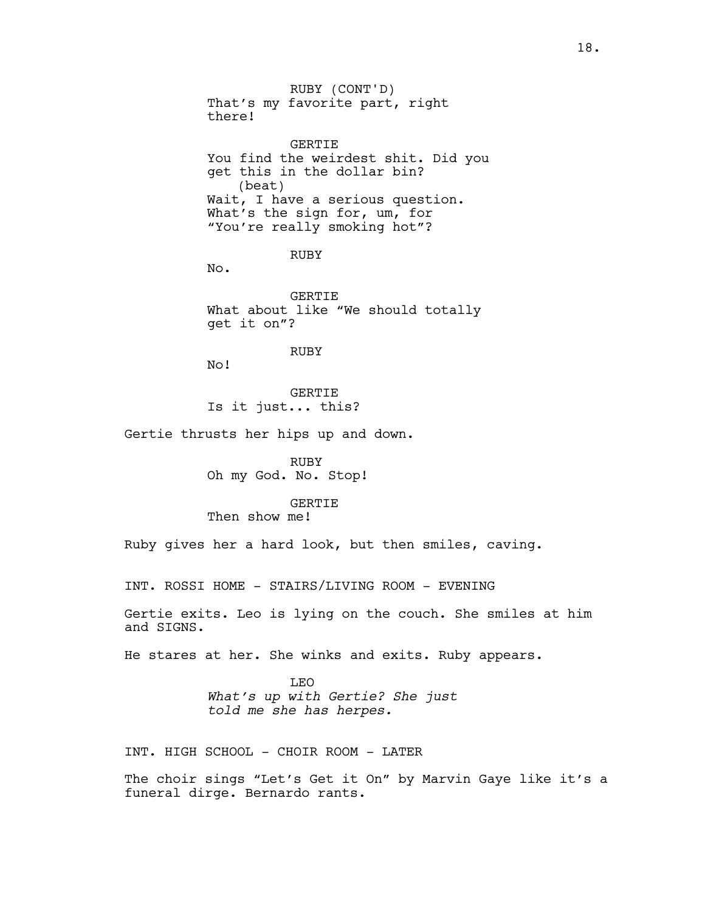RUBY (CONT'D)
That's my favorite part, right there!

GERTIE
You find the weirdest shit. Did you get this in the dollar bin?
(beat)
Wait, I have a serious question. What's the sign for, um, for "You're really smoking hot"?

RUBY
No.

GERTIE
What about like "We should totally get it on"?

RUBY
No!

GERTIE
Is it just... this?

Gertie thrusts her hips up and down.

RUBY
Oh my God. No. Stop!

GERTIE
Then show me!

Ruby gives her a hard look, but then smiles, caving.

INT. ROSSI HOME - STAIRS/LIVING ROOM - EVENING

Gertie exits. Leo is lying on the couch. She smiles at him and SIGNS.

He stares at her. She winks and exits. Ruby appears.

LEO
*What's up with Gertie? She just told me she has herpes.*

INT. HIGH SCHOOL - CHOIR ROOM - LATER

The choir sings "Let's Get it On" by Marvin Gaye like it's a funeral dirge. Bernardo rants.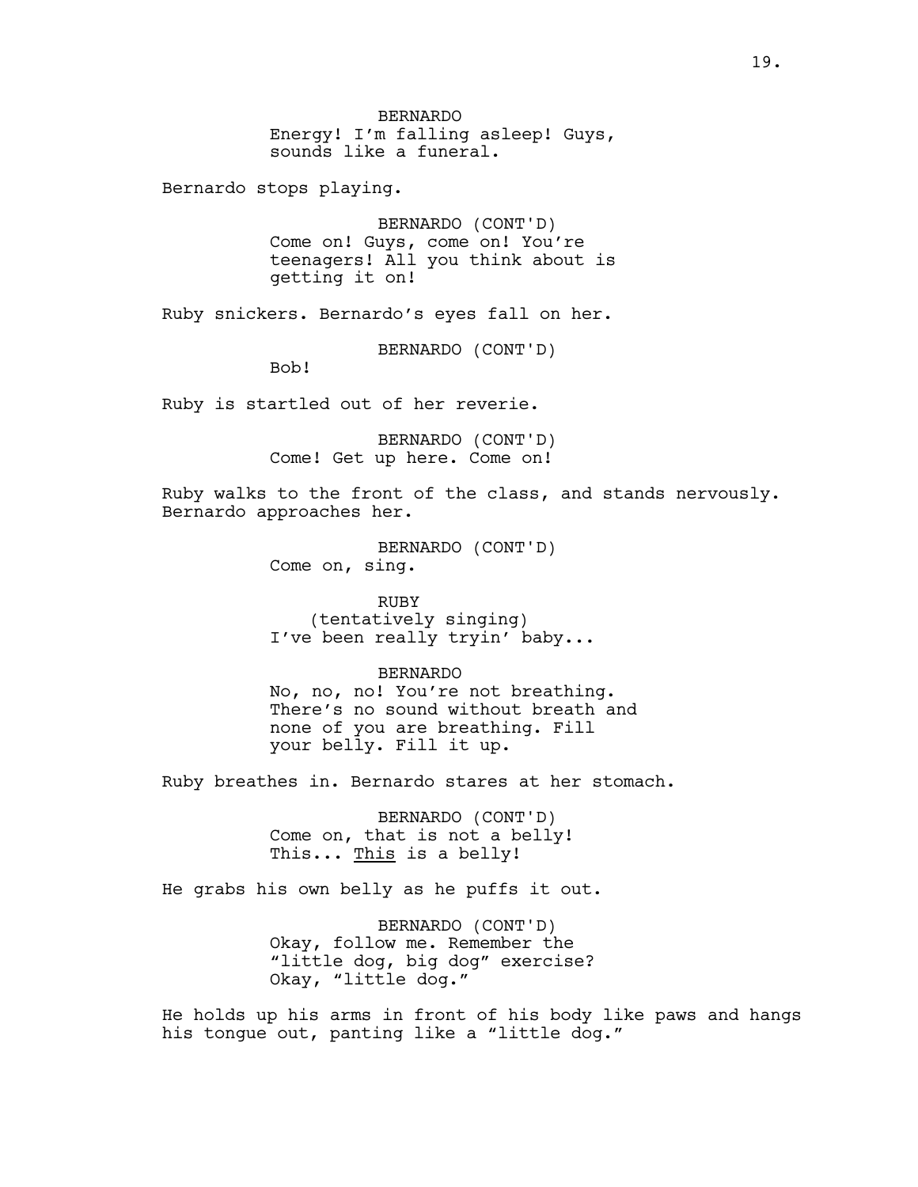BERNARDO
Energy! I'm falling asleep! Guys, sounds like a funeral.

Bernardo stops playing.

BERNARDO (CONT'D)
Come on! Guys, come on! You're teenagers! All you think about is getting it on!

Ruby snickers. Bernardo's eyes fall on her.

BERNARDO (CONT'D)
Bob!

Ruby is startled out of her reverie.

BERNARDO (CONT'D)
Come! Get up here. Come on!

Ruby walks to the front of the class, and stands nervously. Bernardo approaches her.

BERNARDO (CONT'D)
Come on, sing.

RUBY
(tentatively singing)
I've been really tryin' baby...

BERNARDO
No, no, no! You're not breathing. There's no sound without breath and none of you are breathing. Fill your belly. Fill it up.

Ruby breathes in. Bernardo stares at her stomach.

BERNARDO (CONT'D)
Come on, that is not a belly! This... <u>This</u> is a belly!

He grabs his own belly as he puffs it out.

BERNARDO (CONT'D)
Okay, follow me. Remember the "little dog, big dog" exercise? Okay, "little dog."

He holds up his arms in front of his body like paws and hangs his tongue out, panting like a "little dog."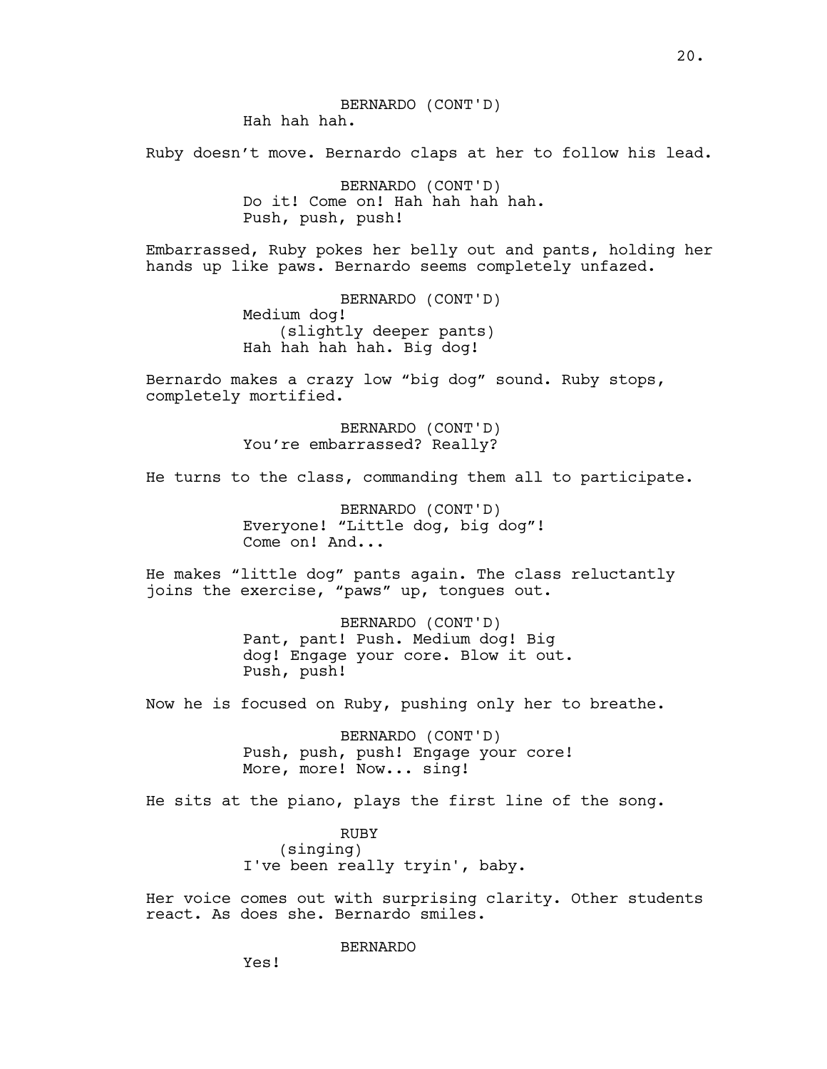BERNARDO (CONT'D)
Hah hah hah.

Ruby doesn't move. Bernardo claps at her to follow his lead.

BERNARDO (CONT'D)
Do it! Come on! Hah hah hah hah.
Push, push, push!

Embarrassed, Ruby pokes her belly out and pants, holding her hands up like paws. Bernardo seems completely unfazed.

BERNARDO (CONT'D)
Medium dog!
(slightly deeper pants)
Hah hah hah hah. Big dog!

Bernardo makes a crazy low "big dog" sound. Ruby stops, completely mortified.

BERNARDO (CONT'D)
You're embarrassed? Really?

He turns to the class, commanding them all to participate.

BERNARDO (CONT'D)
Everyone! "Little dog, big dog"!
Come on! And...

He makes "little dog" pants again. The class reluctantly joins the exercise, "paws" up, tongues out.

BERNARDO (CONT'D)
Pant, pant! Push. Medium dog! Big dog! Engage your core. Blow it out.
Push, push!

Now he is focused on Ruby, pushing only her to breathe.

BERNARDO (CONT'D)
Push, push, push! Engage your core!
More, more! Now... sing!

He sits at the piano, plays the first line of the song.

RUBY
(singing)
I've been really tryin', baby.

Her voice comes out with surprising clarity. Other students react. As does she. Bernardo smiles.

BERNARDO
Yes!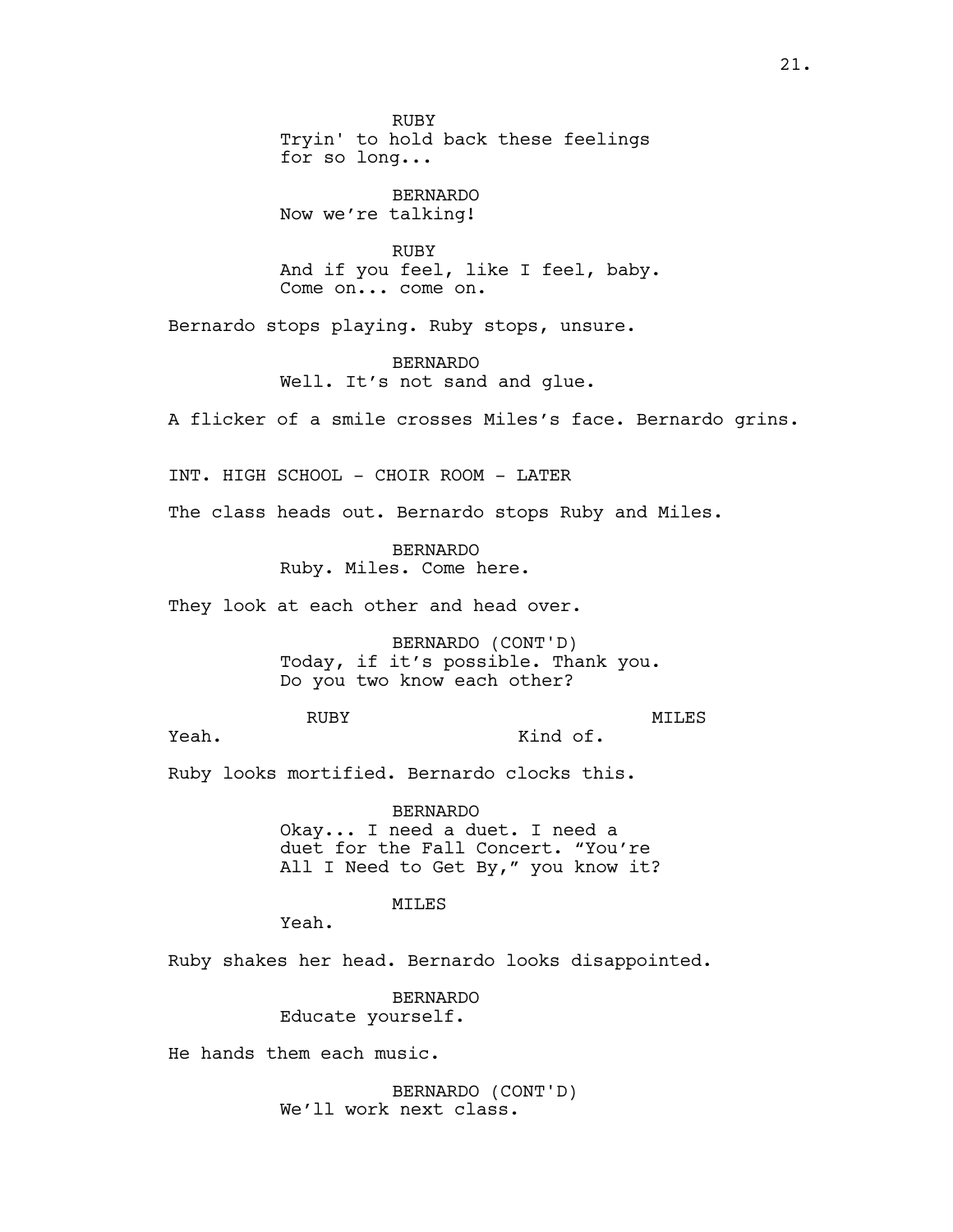RUBY
Tryin' to hold back these feelings
for so long...

BERNARDO
Now we're talking!

RUBY
And if you feel, like I feel, baby.
Come on... come on.

Bernardo stops playing. Ruby stops, unsure.

BERNARDO
Well. It's not sand and glue.

A flicker of a smile crosses Miles's face. Bernardo grins.

INT. HIGH SCHOOL - CHOIR ROOM - LATER

The class heads out. Bernardo stops Ruby and Miles.

BERNARDO
Ruby. Miles. Come here.

They look at each other and head over.

BERNARDO (CONT'D)
Today, if it's possible. Thank you.
Do you two know each other?

RUBY
Yeah.

MILES
Kind of.

Ruby looks mortified. Bernardo clocks this.

BERNARDO
Okay... I need a duet. I need a
duet for the Fall Concert. "You're
All I Need to Get By," you know it?

MILES
Yeah.

Ruby shakes her head. Bernardo looks disappointed.

BERNARDO
Educate yourself.

He hands them each music.

BERNARDO (CONT'D)
We'll work next class.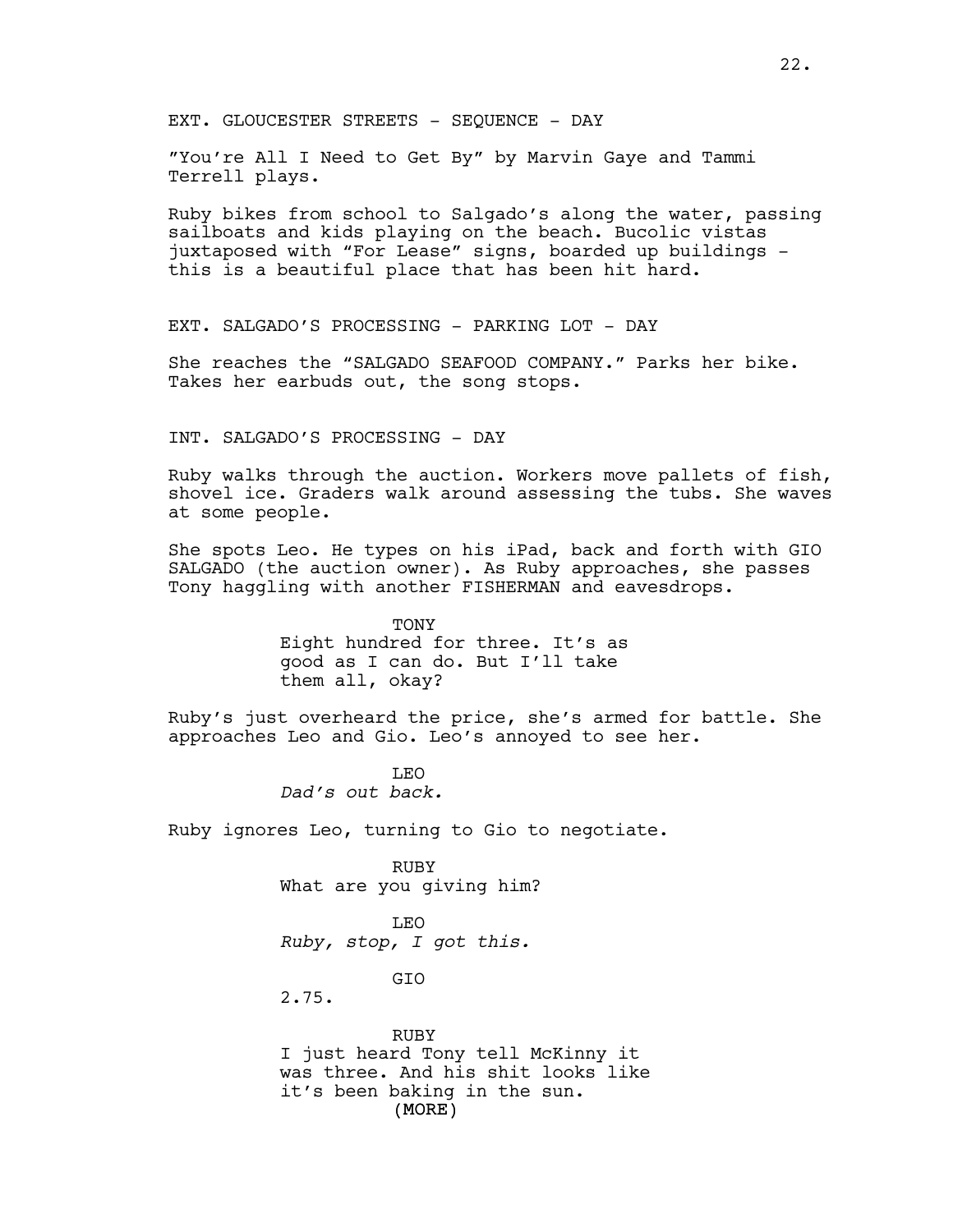EXT. GLOUCESTER STREETS - SEQUENCE - DAY

"You're All I Need to Get By" by Marvin Gaye and Tammi Terrell plays.

Ruby bikes from school to Salgado's along the water, passing sailboats and kids playing on the beach. Bucolic vistas juxtaposed with "For Lease" signs, boarded up buildings - this is a beautiful place that has been hit hard.

EXT. SALGADO'S PROCESSING - PARKING LOT - DAY

She reaches the "SALGADO SEAFOOD COMPANY." Parks her bike. Takes her earbuds out, the song stops.

INT. SALGADO'S PROCESSING - DAY

Ruby walks through the auction. Workers move pallets of fish, shovel ice. Graders walk around assessing the tubs. She waves at some people.

She spots Leo. He types on his iPad, back and forth with GIO SALGADO (the auction owner). As Ruby approaches, she passes Tony haggling with another FISHERMAN and eavesdrops.

TONY
Eight hundred for three. It's as good as I can do. But I'll take them all, okay?

Ruby's just overheard the price, she's armed for battle. She approaches Leo and Gio. Leo's annoyed to see her.

LEO
*Dad's out back.*

Ruby ignores Leo, turning to Gio to negotiate.

RUBY
What are you giving him?

LEO
*Ruby, stop, I got this.*

GIO
2.75.

RUBY
I just heard Tony tell McKinny it was three. And his shit looks like it's been baking in the sun.
(MORE)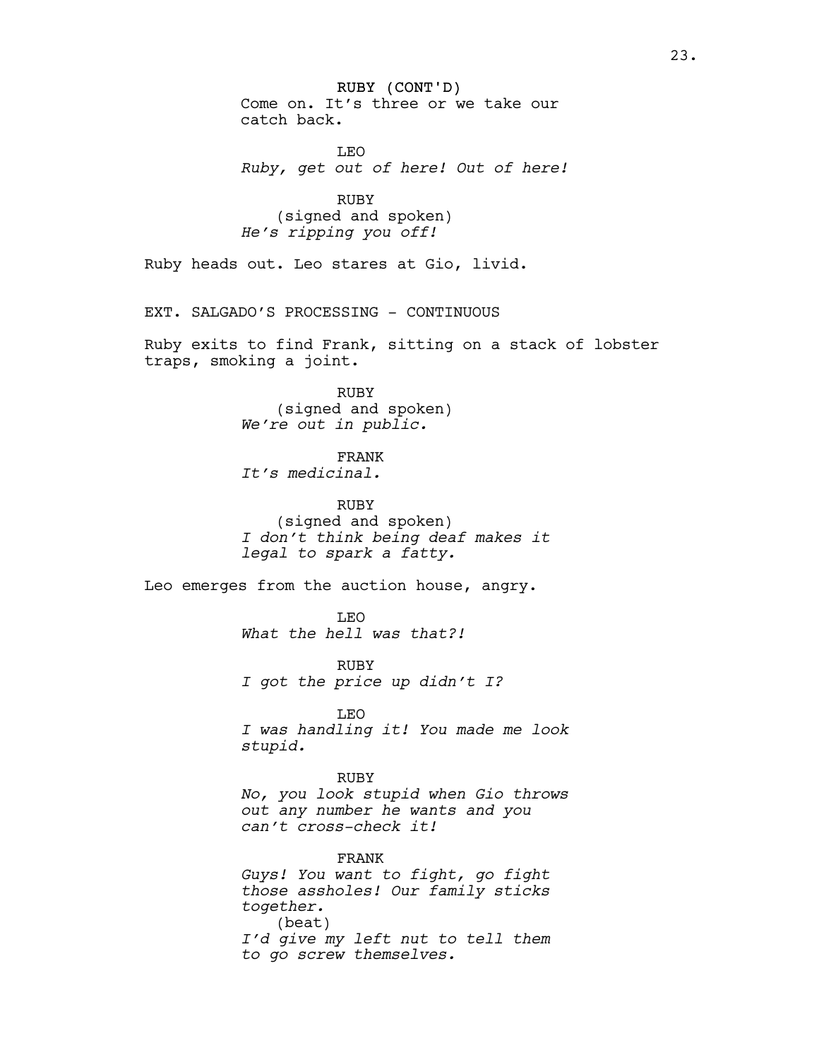RUBY (CONT'D)
Come on. It's three or we take our catch back.

LEO
*Ruby, get out of here! Out of here!*

RUBY
(signed and spoken)
*He's ripping you off!*

Ruby heads out. Leo stares at Gio, livid.

EXT. SALGADO'S PROCESSING - CONTINUOUS

Ruby exits to find Frank, sitting on a stack of lobster traps, smoking a joint.

RUBY
(signed and spoken)
*We're out in public.*

FRANK
*It's medicinal.*

RUBY
(signed and spoken)
*I don't think being deaf makes it legal to spark a fatty.*

Leo emerges from the auction house, angry.

LEO
*What the hell was that?!*

RUBY
*I got the price up didn't I?*

LEO
*I was handling it! You made me look stupid.*

RUBY
*No, you look stupid when Gio throws out any number he wants and you can't cross-check it!*

FRANK
*Guys! You want to fight, go fight those assholes! Our family sticks together.*
(beat)
*I'd give my left nut to tell them to go screw themselves.*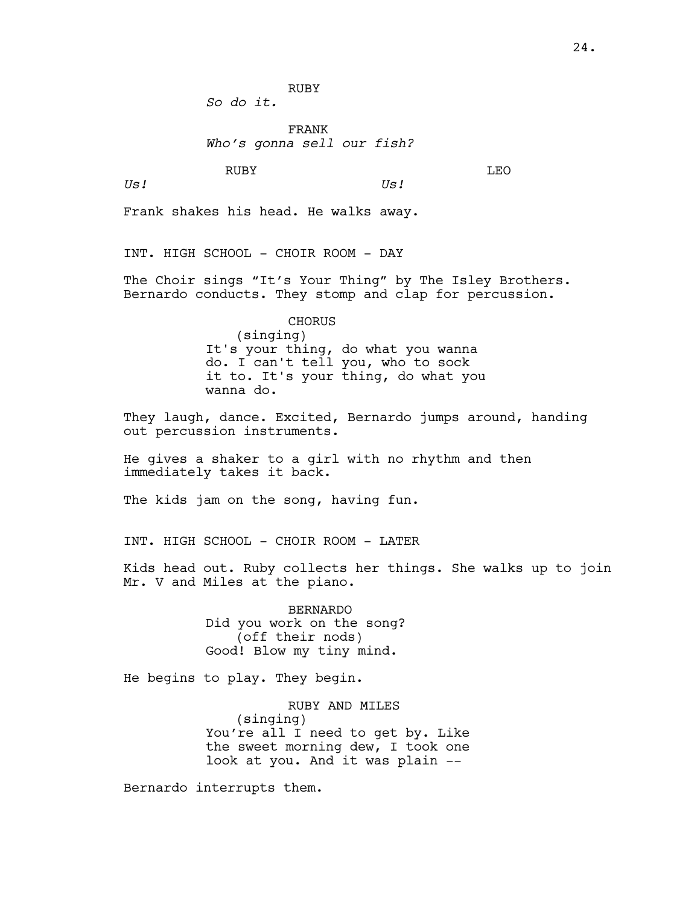RUBY
*So do it.*

FRANK
*Who's gonna sell our fish?*

RUBY
*Us!*

LEO
*Us!*

Frank shakes his head. He walks away.

INT. HIGH SCHOOL - CHOIR ROOM - DAY

The Choir sings "It's Your Thing" by The Isley Brothers. Bernardo conducts. They stomp and clap for percussion.

CHORUS
(singing)
It's your thing, do what you wanna do. I can't tell you, who to sock it to. It's your thing, do what you wanna do.

They laugh, dance. Excited, Bernardo jumps around, handing out percussion instruments.

He gives a shaker to a girl with no rhythm and then immediately takes it back.

The kids jam on the song, having fun.

INT. HIGH SCHOOL - CHOIR ROOM - LATER

Kids head out. Ruby collects her things. She walks up to join Mr. V and Miles at the piano.

BERNARDO
Did you work on the song?
(off their nods)
Good! Blow my tiny mind.

He begins to play. They begin.

RUBY AND MILES
(singing)
You're all I need to get by. Like the sweet morning dew, I took one look at you. And it was plain --

Bernardo interrupts them.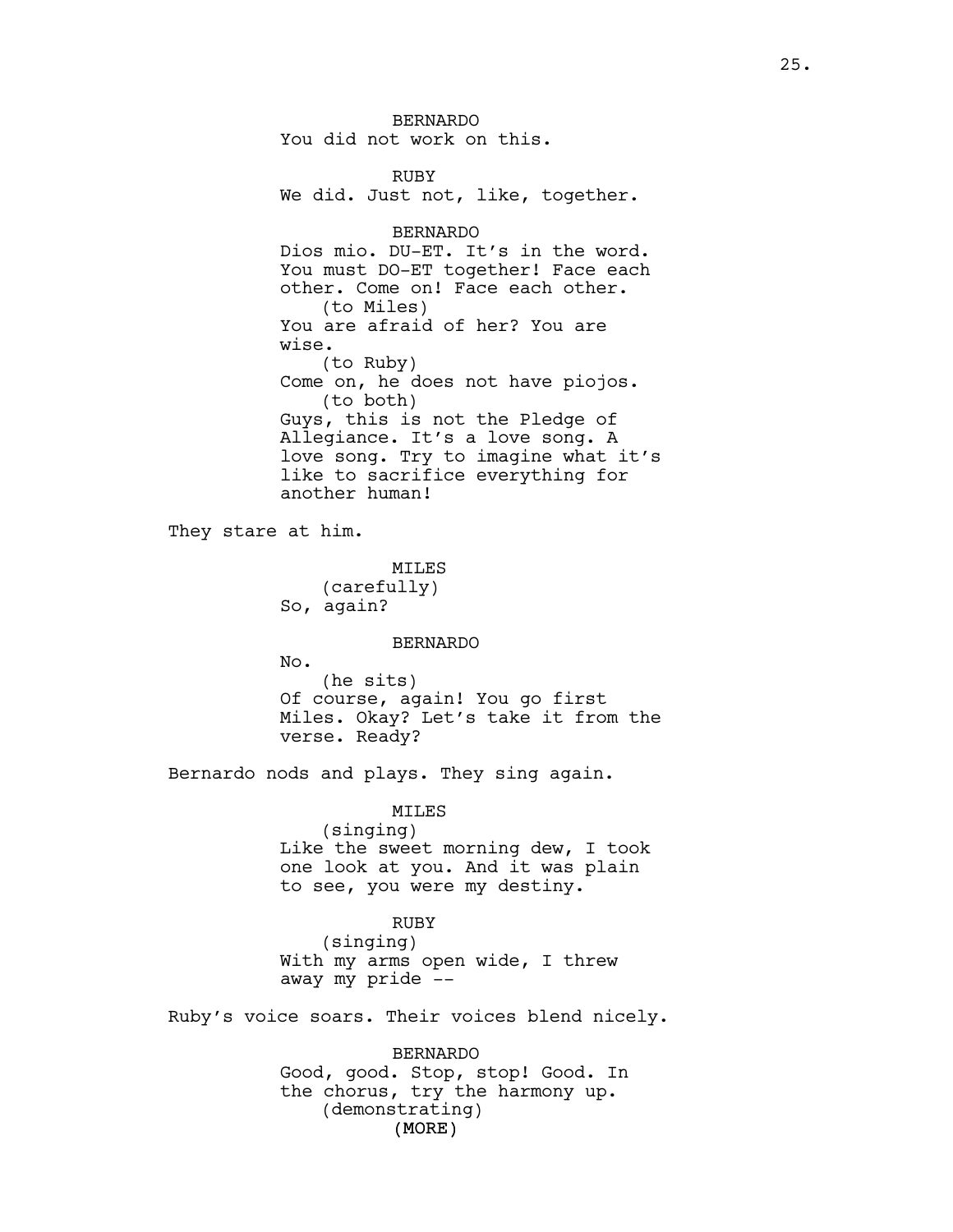BERNARDO
You did not work on this.

RUBY
We did. Just not, like, together.

BERNARDO
Dios mio. DU-ET. It's in the word. You must DO-ET together! Face each other. Come on! Face each other.
(to Miles)
You are afraid of her? You are wise.
(to Ruby)
Come on, he does not have piojos.
(to both)
Guys, this is not the Pledge of Allegiance. It's a love song. A love song. Try to imagine what it's like to sacrifice everything for another human!

They stare at him.

MILES
(carefully)
So, again?

BERNARDO
No.
(he sits)
Of course, again! You go first Miles. Okay? Let's take it from the verse. Ready?

Bernardo nods and plays. They sing again.

MILES
(singing)
Like the sweet morning dew, I took one look at you. And it was plain to see, you were my destiny.

RUBY
(singing)
With my arms open wide, I threw away my pride --

Ruby's voice soars. Their voices blend nicely.

BERNARDO
Good, good. Stop, stop! Good. In the chorus, try the harmony up.
(demonstrating)
(MORE)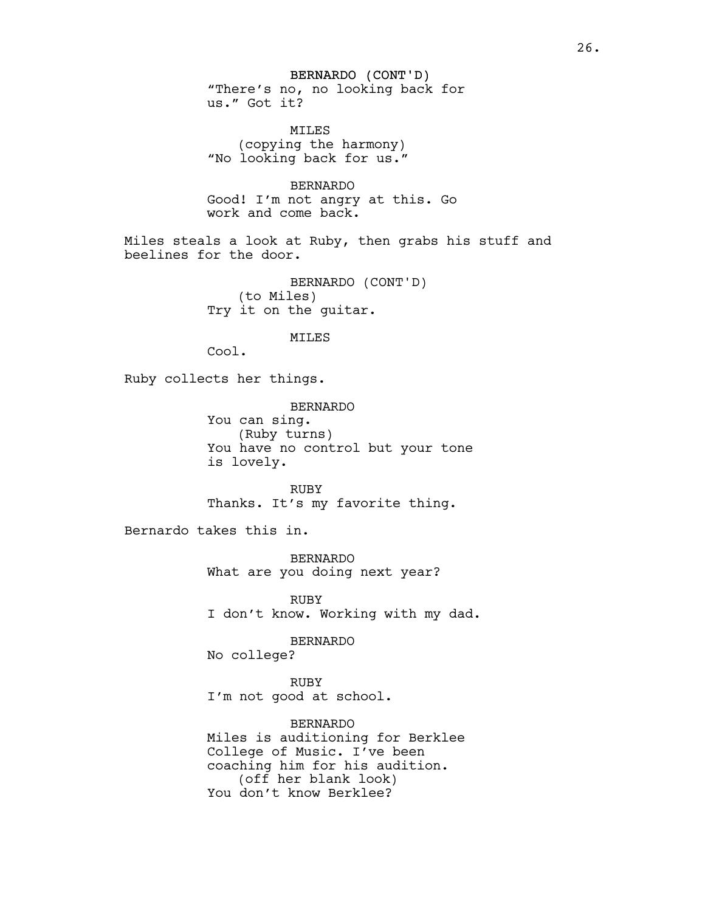BERNARDO (CONT'D)
"There's no, no looking back for us." Got it?

MILES
(copying the harmony)
"No looking back for us."

BERNARDO
Good! I'm not angry at this. Go work and come back.

Miles steals a look at Ruby, then grabs his stuff and beelines for the door.

BERNARDO (CONT'D)
(to Miles)
Try it on the guitar.

MILES
Cool.

Ruby collects her things.

BERNARDO
You can sing.
(Ruby turns)
You have no control but your tone is lovely.

RUBY
Thanks. It's my favorite thing.

Bernardo takes this in.

BERNARDO
What are you doing next year?

RUBY
I don't know. Working with my dad.

BERNARDO
No college?

RUBY
I'm not good at school.

BERNARDO
Miles is auditioning for Berklee College of Music. I've been coaching him for his audition.
(off her blank look)
You don't know Berklee?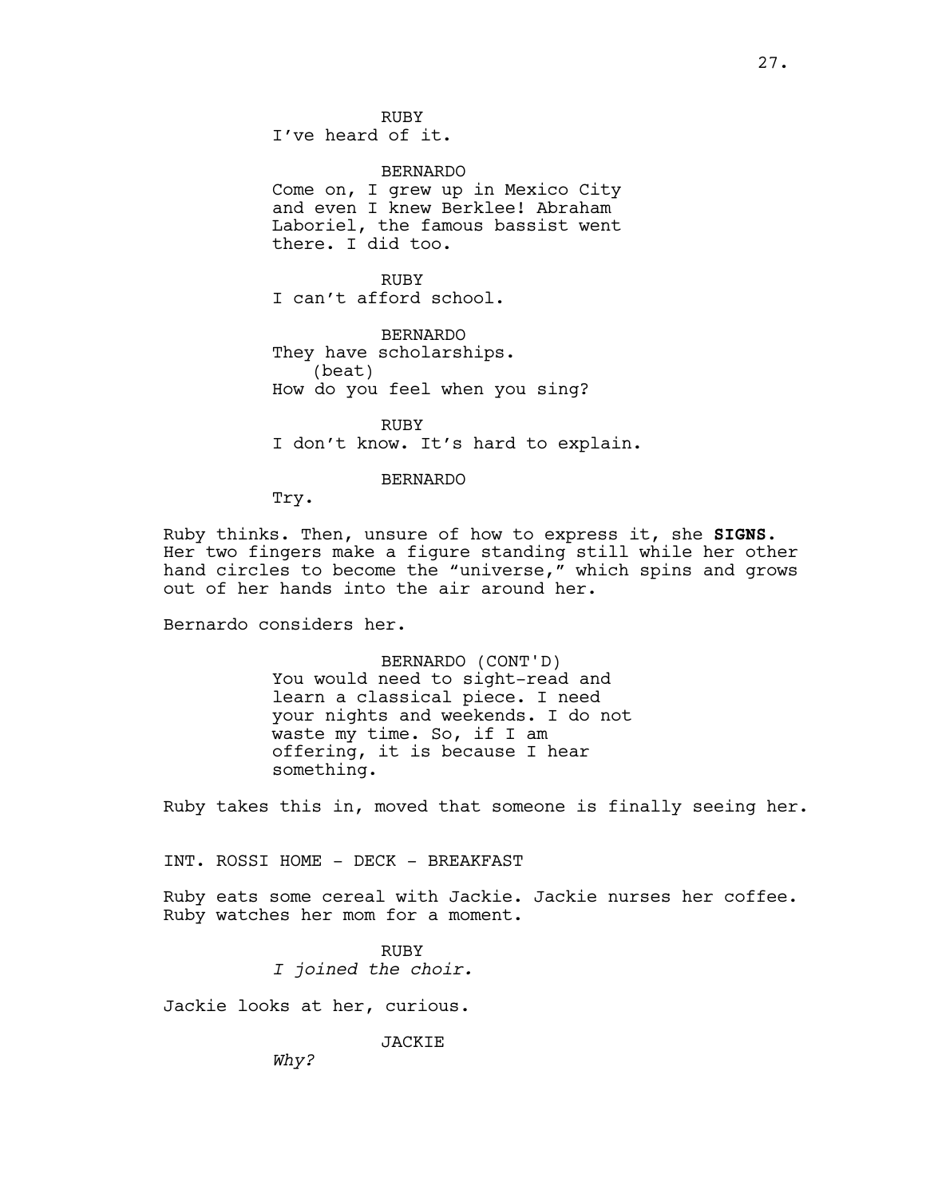RUBY
I've heard of it.

BERNARDO
Come on, I grew up in Mexico City and even I knew Berklee! Abraham Laboriel, the famous bassist went there. I did too.

RUBY
I can't afford school.

BERNARDO
They have scholarships.
(beat)
How do you feel when you sing?

RUBY
I don't know. It's hard to explain.

BERNARDO
Try.

Ruby thinks. Then, unsure of how to express it, she **SIGNS.** Her two fingers make a figure standing still while her other hand circles to become the "universe," which spins and grows out of her hands into the air around her.

Bernardo considers her.

BERNARDO (CONT'D)
You would need to sight-read and learn a classical piece. I need your nights and weekends. I do not waste my time. So, if I am offering, it is because I hear something.

Ruby takes this in, moved that someone is finally seeing her.

INT. ROSSI HOME - DECK - BREAKFAST

Ruby eats some cereal with Jackie. Jackie nurses her coffee. Ruby watches her mom for a moment.

RUBY
*I joined the choir.*

Jackie looks at her, curious.

JACKIE
*Why?*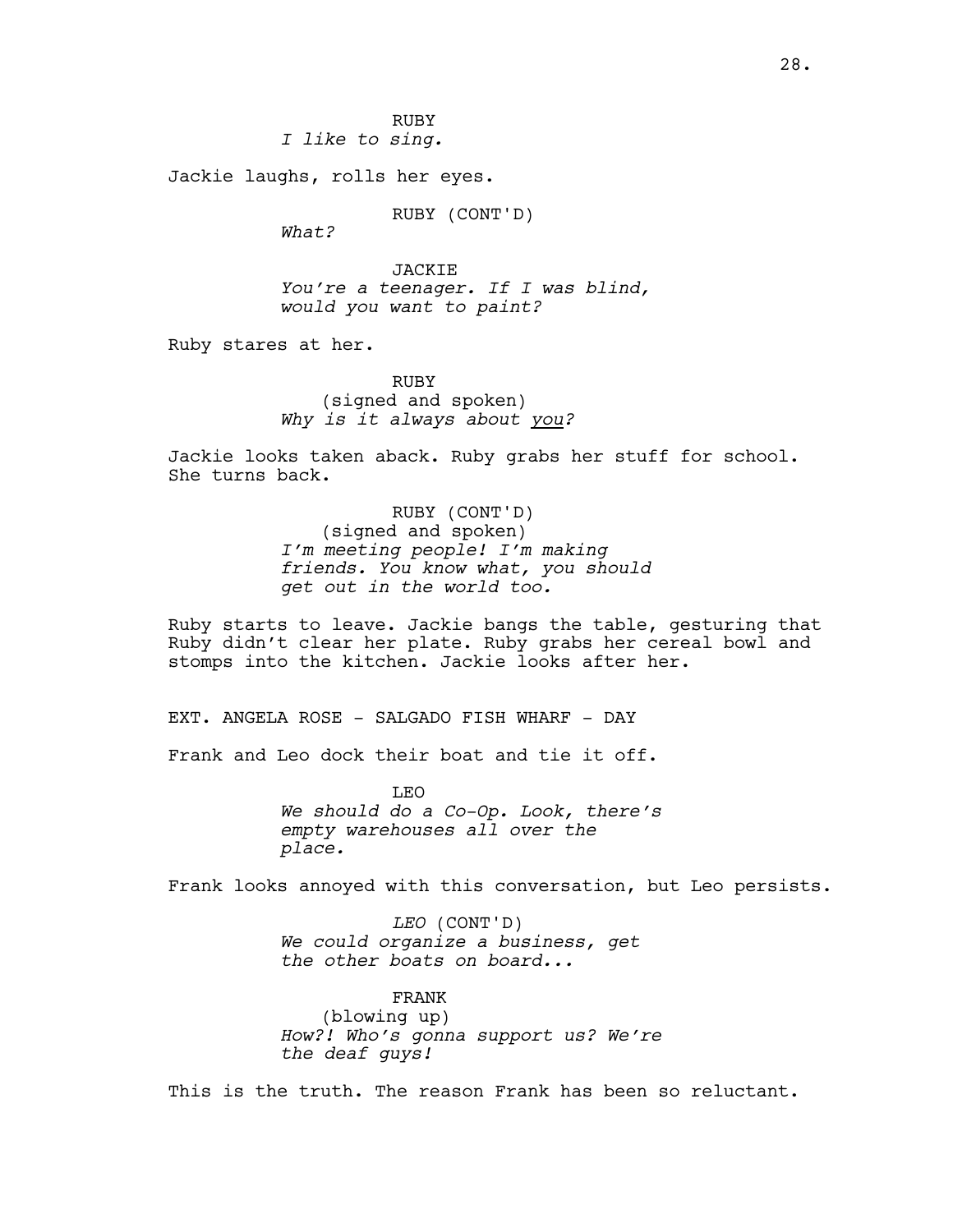RUBY
*I like to sing.*

Jackie laughs, rolls her eyes.

RUBY (CONT'D)
*What?*

JACKIE
*You're a teenager. If I was blind, would you want to paint?*

Ruby stares at her.

RUBY
(signed and spoken)
*Why is it always about <u>you</u>?*

Jackie looks taken aback. Ruby grabs her stuff for school. She turns back.

RUBY (CONT'D)
(signed and spoken)
*I'm meeting people! I'm making friends. You know what, you should get out in the world too.*

Ruby starts to leave. Jackie bangs the table, gesturing that Ruby didn't clear her plate. Ruby grabs her cereal bowl and stomps into the kitchen. Jackie looks after her.

EXT. ANGELA ROSE - SALGADO FISH WHARF - DAY

Frank and Leo dock their boat and tie it off.

LEO
*We should do a Co-Op. Look, there's empty warehouses all over the place.*

Frank looks annoyed with this conversation, but Leo persists.

*LEO* (CONT'D)
*We could organize a business, get the other boats on board...*

FRANK
(blowing up)
*How?! Who's gonna support us? We're the deaf guys!*

This is the truth. The reason Frank has been so reluctant.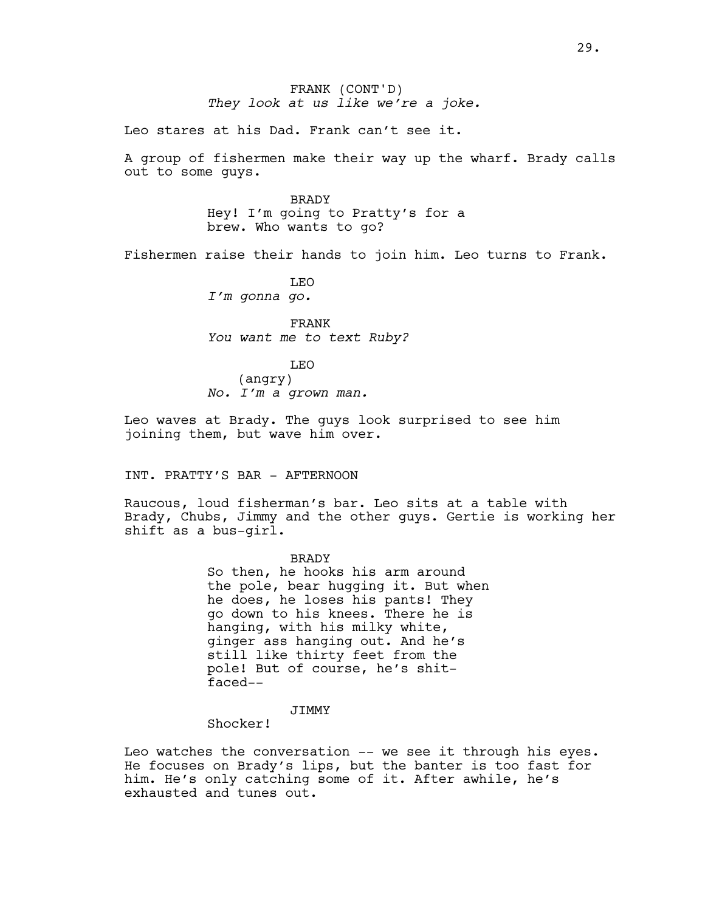FRANK (CONT'D)
*They look at us like we're a joke.*

Leo stares at his Dad. Frank can't see it.

A group of fishermen make their way up the wharf. Brady calls out to some guys.

BRADY
Hey! I'm going to Pratty's for a brew. Who wants to go?

Fishermen raise their hands to join him. Leo turns to Frank.

LEO
*I'm gonna go.*

FRANK
*You want me to text Ruby?*

LEO
(angry)
*No. I'm a grown man.*

Leo waves at Brady. The guys look surprised to see him joining them, but wave him over.

INT. PRATTY'S BAR - AFTERNOON

Raucous, loud fisherman's bar. Leo sits at a table with Brady, Chubs, Jimmy and the other guys. Gertie is working her shift as a bus-girl.

BRADY
So then, he hooks his arm around the pole, bear hugging it. But when he does, he loses his pants! They go down to his knees. There he is hanging, with his milky white, ginger ass hanging out. And he's still like thirty feet from the pole! But of course, he's shit-faced--

JIMMY
Shocker!

Leo watches the conversation -- we see it through his eyes. He focuses on Brady's lips, but the banter is too fast for him. He's only catching some of it. After awhile, he's exhausted and tunes out.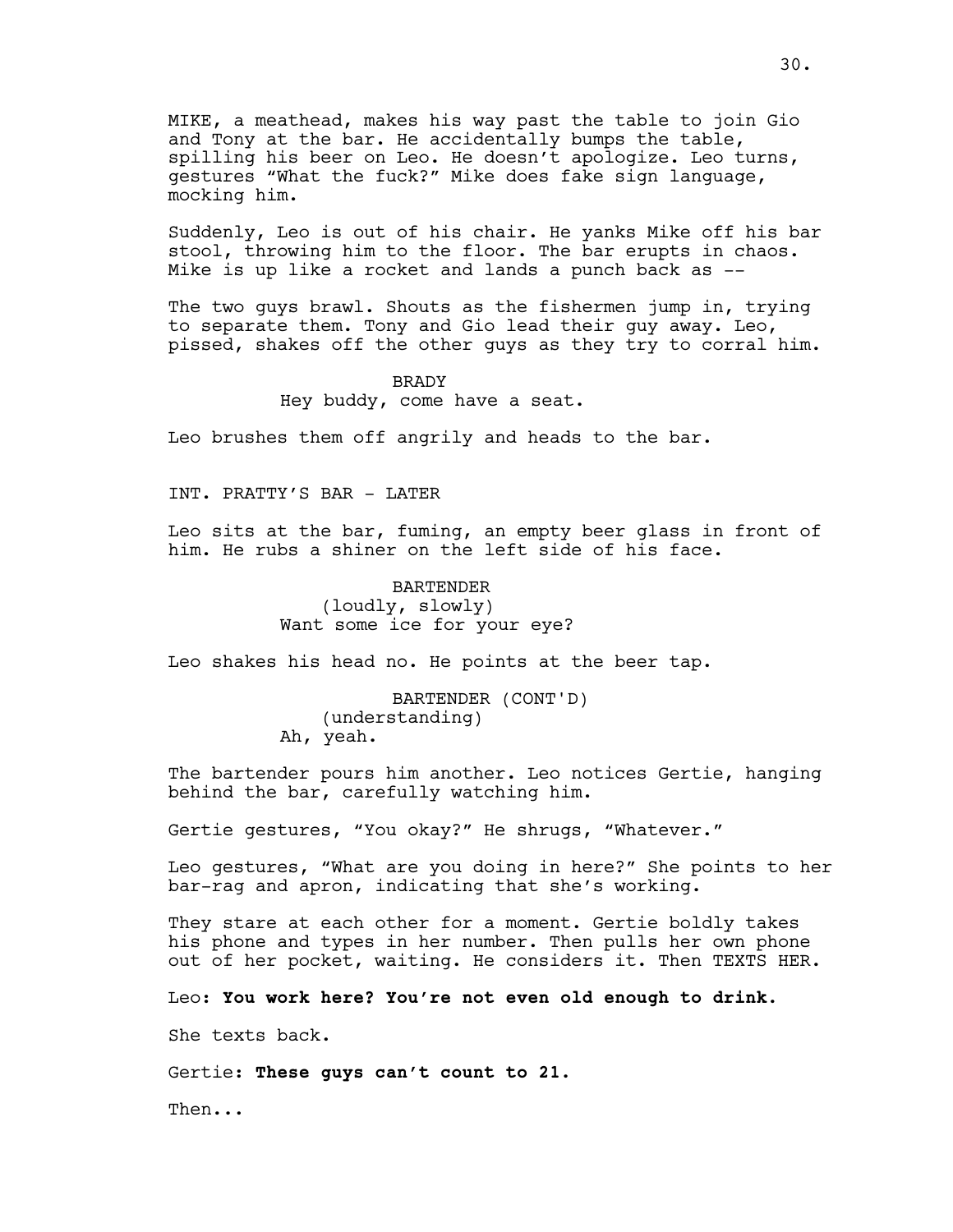MIKE, a meathead, makes his way past the table to join Gio and Tony at the bar. He accidentally bumps the table, spilling his beer on Leo. He doesn't apologize. Leo turns, gestures "What the fuck?" Mike does fake sign language, mocking him.

Suddenly, Leo is out of his chair. He yanks Mike off his bar stool, throwing him to the floor. The bar erupts in chaos. Mike is up like a rocket and lands a punch back as --

The two guys brawl. Shouts as the fishermen jump in, trying to separate them. Tony and Gio lead their guy away. Leo, pissed, shakes off the other guys as they try to corral him.

BRADY
Hey buddy, come have a seat.

Leo brushes them off angrily and heads to the bar.

INT. PRATTY'S BAR - LATER

Leo sits at the bar, fuming, an empty beer glass in front of him. He rubs a shiner on the left side of his face.

BARTENDER
(loudly, slowly)
Want some ice for your eye?

Leo shakes his head no. He points at the beer tap.

BARTENDER (CONT'D)
(understanding)
Ah, yeah.

The bartender pours him another. Leo notices Gertie, hanging behind the bar, carefully watching him.

Gertie gestures, "You okay?" He shrugs, "Whatever."

Leo gestures, "What are you doing in here?" She points to her bar-rag and apron, indicating that she's working.

They stare at each other for a moment. Gertie boldly takes his phone and types in her number. Then pulls her own phone out of her pocket, waiting. He considers it. Then TEXTS HER.

Leo: **You work here? You're not even old enough to drink.**

She texts back.

Gertie: **These guys can't count to 21.**

Then...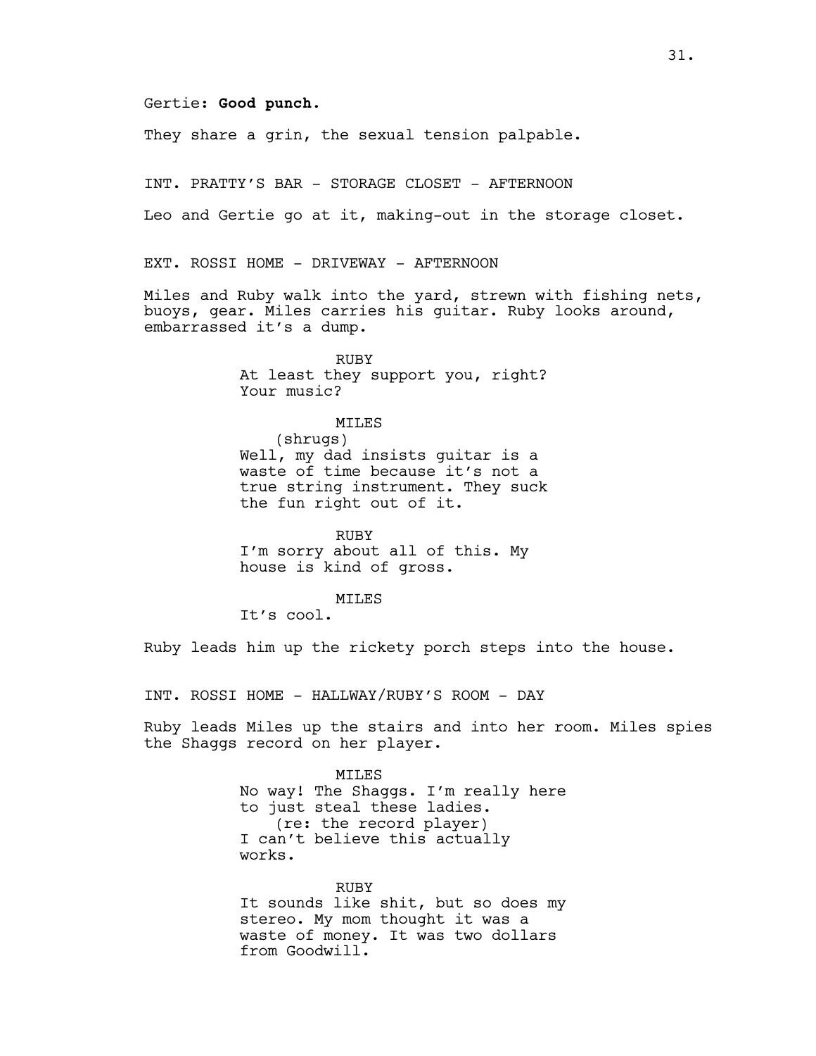Gertie: **Good punch.**

They share a grin, the sexual tension palpable.

INT. PRATTY'S BAR - STORAGE CLOSET - AFTERNOON

Leo and Gertie go at it, making-out in the storage closet.

EXT. ROSSI HOME - DRIVEWAY - AFTERNOON

Miles and Ruby walk into the yard, strewn with fishing nets, buoys, gear. Miles carries his guitar. Ruby looks around, embarrassed it's a dump.

RUBY
At least they support you, right? Your music?

MILES
(shrugs)
Well, my dad insists guitar is a waste of time because it's not a true string instrument. They suck the fun right out of it.

RUBY
I'm sorry about all of this. My house is kind of gross.

MILES
It's cool.

Ruby leads him up the rickety porch steps into the house.

INT. ROSSI HOME - HALLWAY/RUBY'S ROOM - DAY

Ruby leads Miles up the stairs and into her room. Miles spies the Shaggs record on her player.

MILES
No way! The Shaggs. I'm really here to just steal these ladies.
(re: the record player)
I can't believe this actually works.

RUBY
It sounds like shit, but so does my stereo. My mom thought it was a waste of money. It was two dollars from Goodwill.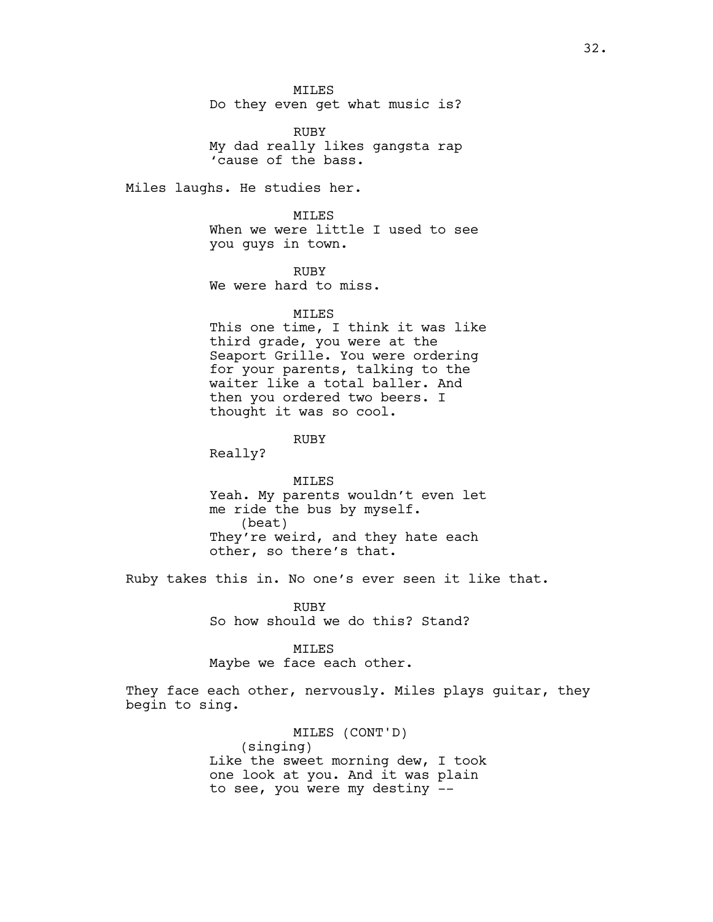MILES
Do they even get what music is?

RUBY
My dad really likes gangsta rap
'cause of the bass.

Miles laughs. He studies her.

MILES
When we were little I used to see
you guys in town.

RUBY
We were hard to miss.

MILES
This one time, I think it was like
third grade, you were at the
Seaport Grille. You were ordering
for your parents, talking to the
waiter like a total baller. And
then you ordered two beers. I
thought it was so cool.

RUBY
Really?

MILES
Yeah. My parents wouldn't even let
me ride the bus by myself.
(beat)
They're weird, and they hate each
other, so there's that.

Ruby takes this in. No one's ever seen it like that.

RUBY
So how should we do this? Stand?

MILES
Maybe we face each other.

They face each other, nervously. Miles plays guitar, they
begin to sing.

MILES (CONT'D)
(singing)
Like the sweet morning dew, I took
one look at you. And it was plain
to see, you were my destiny --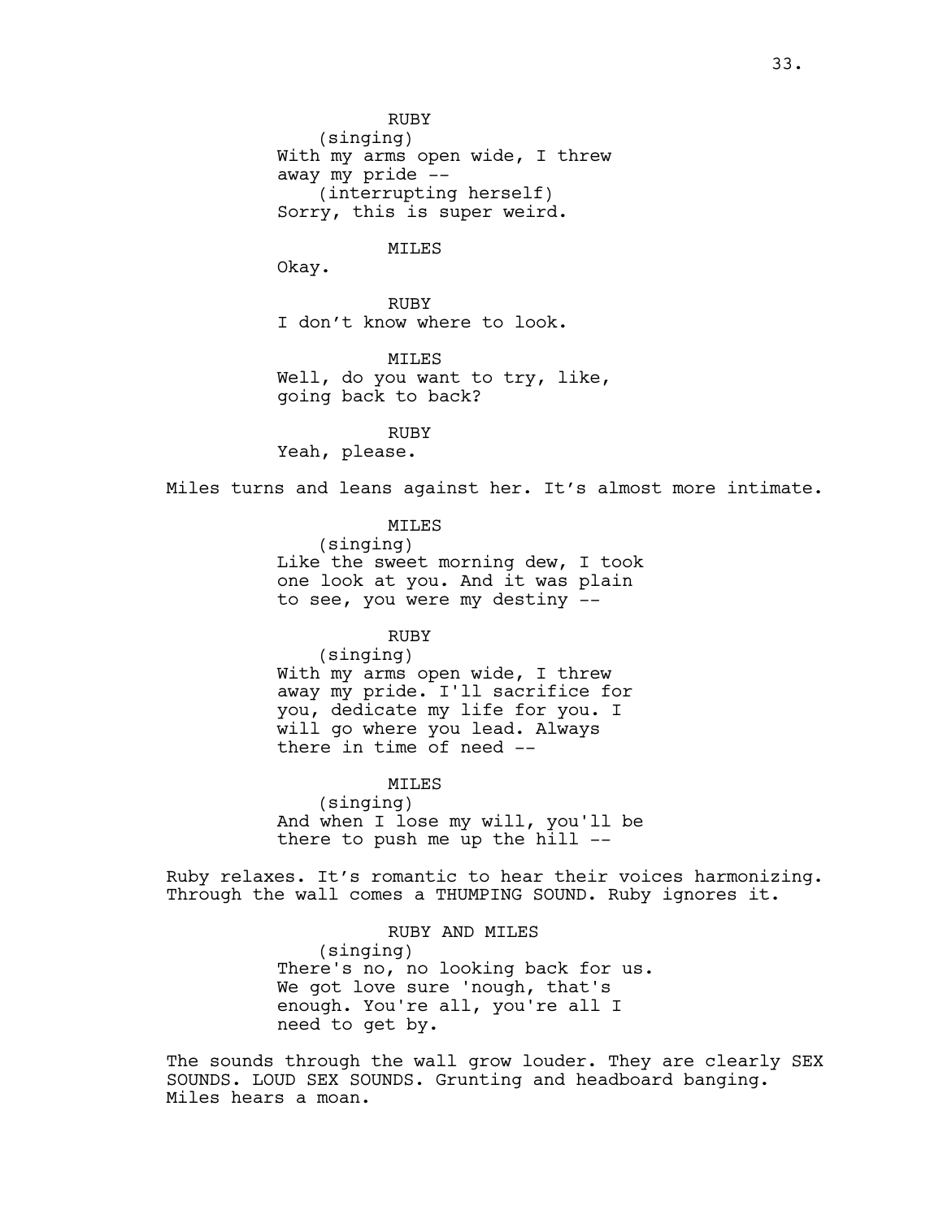RUBY
(singing)
With my arms open wide, I threw away my pride --
(interrupting herself)
Sorry, this is super weird.

MILES
Okay.

RUBY
I don't know where to look.

MILES
Well, do you want to try, like, going back to back?

RUBY
Yeah, please.

Miles turns and leans against her. It's almost more intimate.

MILES
(singing)
Like the sweet morning dew, I took one look at you. And it was plain to see, you were my destiny --

RUBY
(singing)
With my arms open wide, I threw away my pride. I'll sacrifice for you, dedicate my life for you. I will go where you lead. Always there in time of need --

MILES
(singing)
And when I lose my will, you'll be there to push me up the hill --

Ruby relaxes. It's romantic to hear their voices harmonizing. Through the wall comes a THUMPING SOUND. Ruby ignores it.

RUBY AND MILES
(singing)
There's no, no looking back for us. We got love sure 'nough, that's enough. You're all, you're all I need to get by.

The sounds through the wall grow louder. They are clearly SEX SOUNDS. LOUD SEX SOUNDS. Grunting and headboard banging. Miles hears a moan.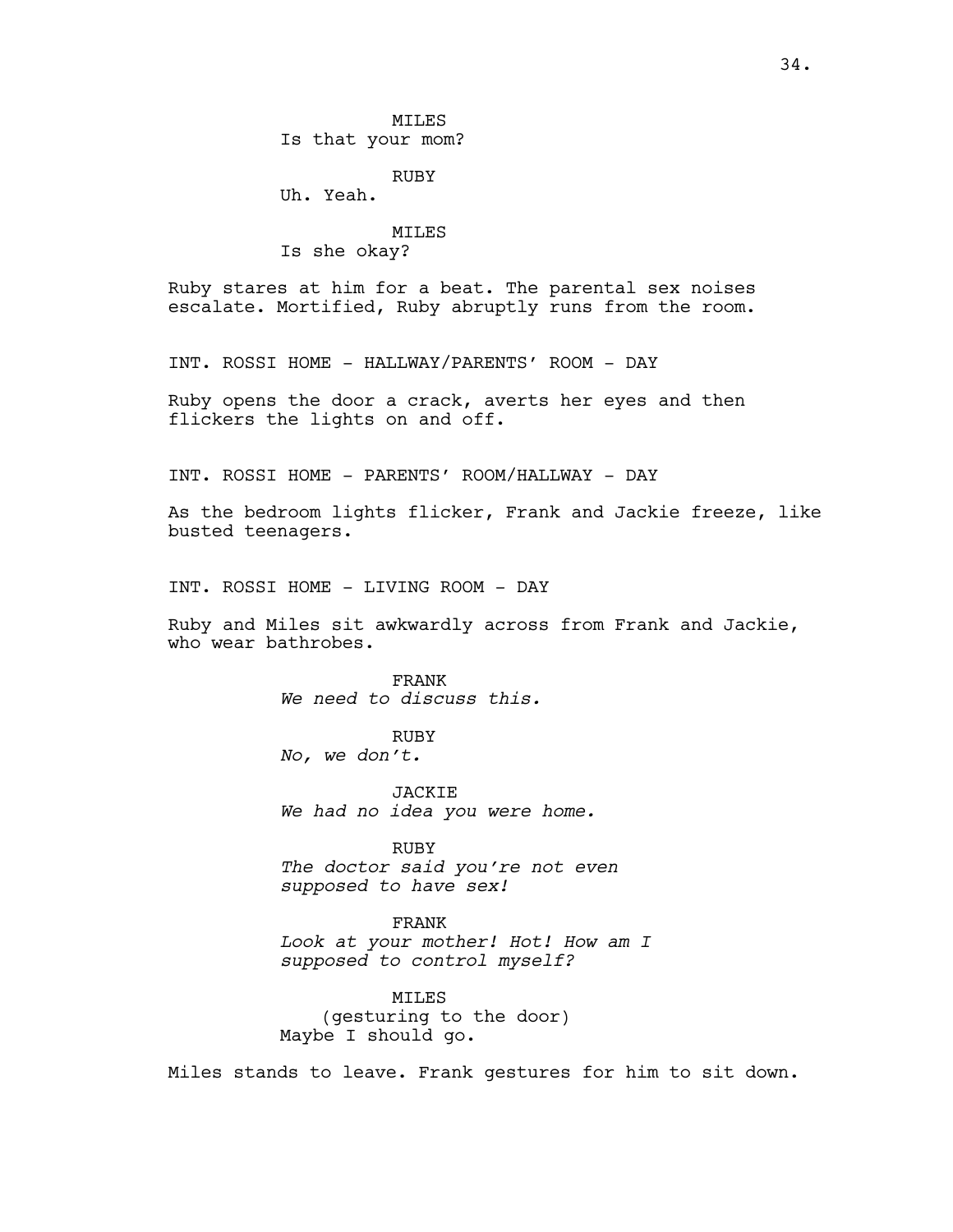MILES
Is that your mom?

RUBY
Uh. Yeah.

MILES
Is she okay?

Ruby stares at him for a beat. The parental sex noises escalate. Mortified, Ruby abruptly runs from the room.

INT. ROSSI HOME - HALLWAY/PARENTS' ROOM - DAY

Ruby opens the door a crack, averts her eyes and then flickers the lights on and off.

INT. ROSSI HOME - PARENTS' ROOM/HALLWAY - DAY

As the bedroom lights flicker, Frank and Jackie freeze, like busted teenagers.

INT. ROSSI HOME - LIVING ROOM - DAY

Ruby and Miles sit awkwardly across from Frank and Jackie, who wear bathrobes.

FRANK
*We need to discuss this.*

RUBY
*No, we don't.*

JACKIE
*We had no idea you were home.*

RUBY
*The doctor said you're not even supposed to have sex!*

FRANK
*Look at your mother! Hot! How am I supposed to control myself?*

MILES
(gesturing to the door)
Maybe I should go.

Miles stands to leave. Frank gestures for him to sit down.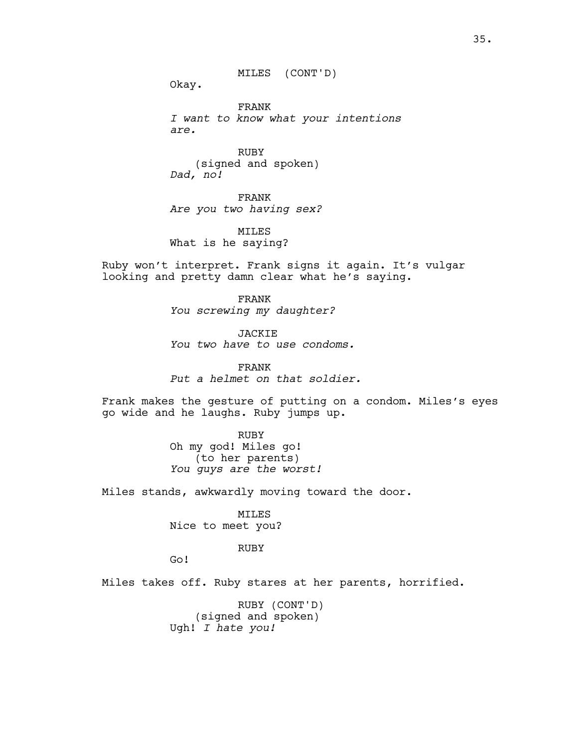MILES (CONT'D)

Okay.

FRANK

*I want to know what your intentions are.*

RUBY

(signed and spoken)

*Dad, no!*

FRANK

*Are you two having sex?*

MILES

What is he saying?

Ruby won't interpret. Frank signs it again. It's vulgar looking and pretty damn clear what he's saying.

FRANK

*You screwing my daughter?*

JACKIE

*You two have to use condoms.*

FRANK

*Put a helmet on that soldier.*

Frank makes the gesture of putting on a condom. Miles's eyes go wide and he laughs. Ruby jumps up.

RUBY

Oh my god! Miles go!

(to her parents)

*You guys are the worst!*

Miles stands, awkwardly moving toward the door.

MILES

Nice to meet you?

RUBY

Go!

Miles takes off. Ruby stares at her parents, horrified.

RUBY (CONT'D)

(signed and spoken)

Ugh! *I hate you!*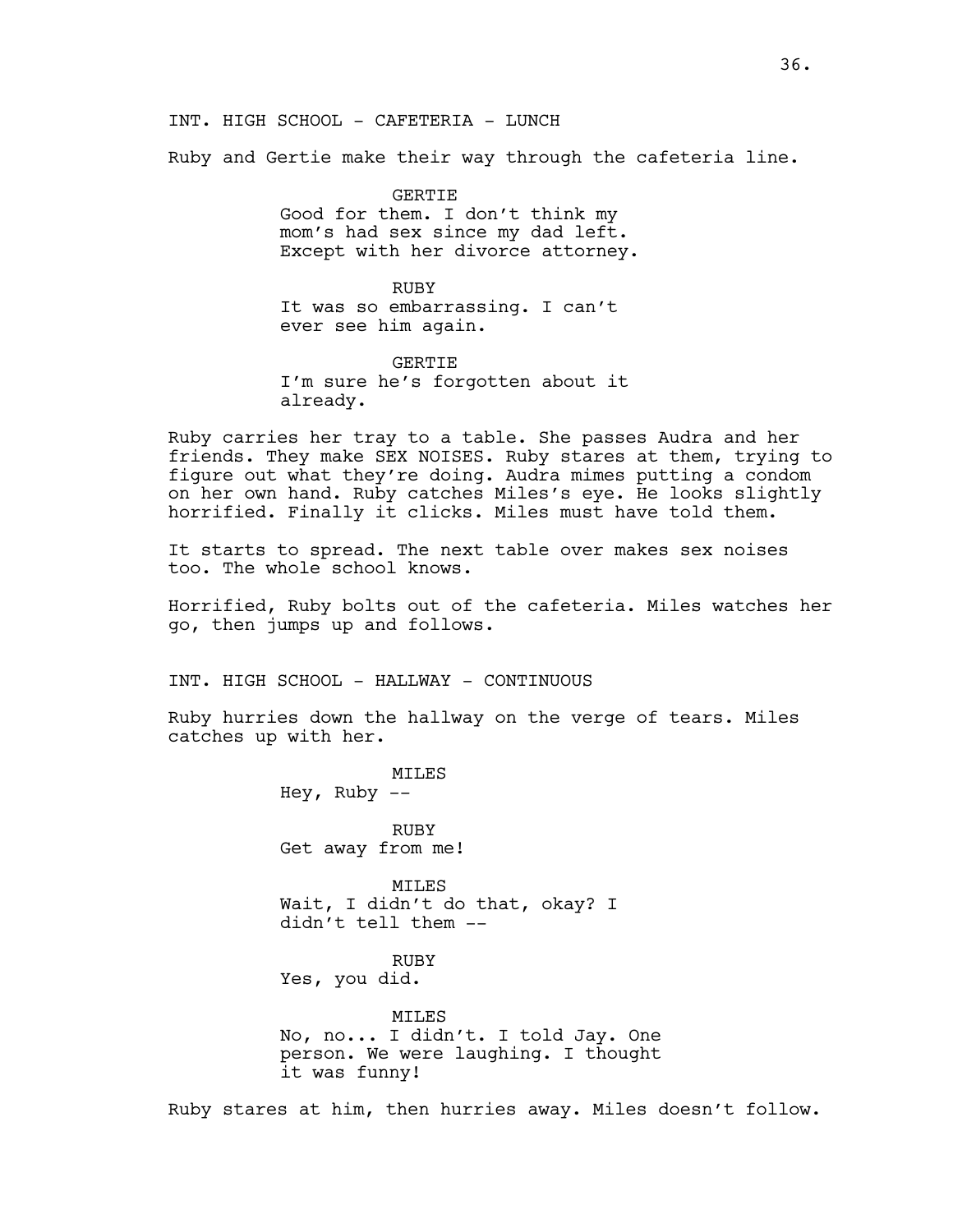INT. HIGH SCHOOL - CAFETERIA - LUNCH

Ruby and Gertie make their way through the cafeteria line.

GERTIE
Good for them. I don't think my mom's had sex since my dad left. Except with her divorce attorney.

RUBY
It was so embarrassing. I can't ever see him again.

GERTIE
I'm sure he's forgotten about it already.

Ruby carries her tray to a table. She passes Audra and her friends. They make SEX NOISES. Ruby stares at them, trying to figure out what they're doing. Audra mimes putting a condom on her own hand. Ruby catches Miles's eye. He looks slightly horrified. Finally it clicks. Miles must have told them.

It starts to spread. The next table over makes sex noises too. The whole school knows.

Horrified, Ruby bolts out of the cafeteria. Miles watches her go, then jumps up and follows.

INT. HIGH SCHOOL - HALLWAY - CONTINUOUS

Ruby hurries down the hallway on the verge of tears. Miles catches up with her.

MILES
Hey, Ruby --

RUBY
Get away from me!

MILES
Wait, I didn't do that, okay? I didn't tell them --

RUBY
Yes, you did.

MILES
No, no... I didn't. I told Jay. One person. We were laughing. I thought it was funny!

Ruby stares at him, then hurries away. Miles doesn't follow.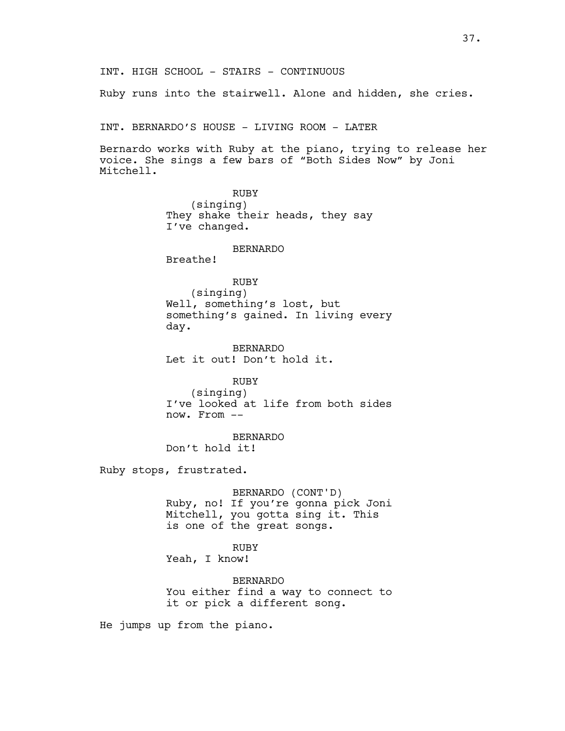INT. HIGH SCHOOL - STAIRS - CONTINUOUS

Ruby runs into the stairwell. Alone and hidden, she cries.

INT. BERNARDO'S HOUSE - LIVING ROOM - LATER

Bernardo works with Ruby at the piano, trying to release her voice. She sings a few bars of "Both Sides Now" by Joni Mitchell.

RUBY
(singing)
They shake their heads, they say I've changed.

BERNARDO
Breathe!

RUBY
(singing)
Well, something's lost, but something's gained. In living every day.

BERNARDO
Let it out! Don't hold it.

RUBY
(singing)
I've looked at life from both sides now. From --

BERNARDO
Don't hold it!

Ruby stops, frustrated.

BERNARDO (CONT'D)
Ruby, no! If you're gonna pick Joni Mitchell, you gotta sing it. This is one of the great songs.

RUBY
Yeah, I know!

BERNARDO
You either find a way to connect to it or pick a different song.

He jumps up from the piano.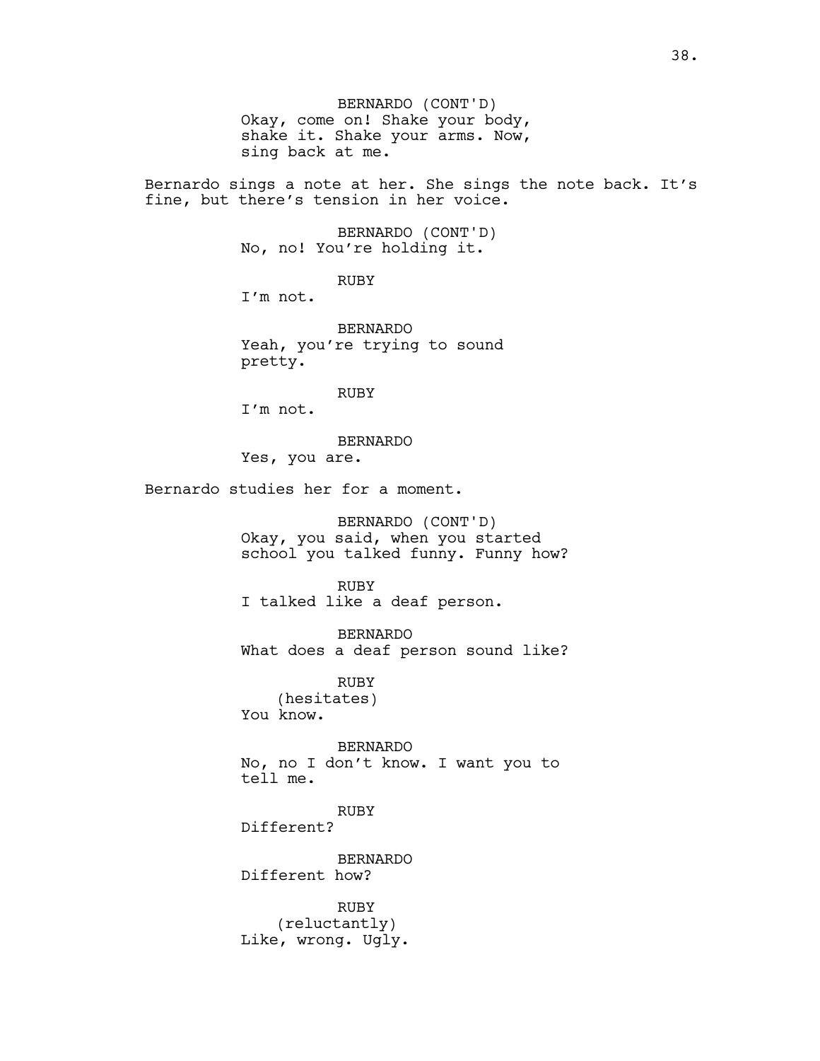BERNARDO (CONT'D)
Okay, come on! Shake your body, shake it. Shake your arms. Now, sing back at me.

Bernardo sings a note at her. She sings the note back. It's fine, but there's tension in her voice.

BERNARDO (CONT'D)
No, no! You're holding it.

RUBY
I'm not.

BERNARDO
Yeah, you're trying to sound pretty.

RUBY
I'm not.

BERNARDO
Yes, you are.

Bernardo studies her for a moment.

BERNARDO (CONT'D)
Okay, you said, when you started school you talked funny. Funny how?

RUBY
I talked like a deaf person.

BERNARDO
What does a deaf person sound like?

RUBY
(hesitates)
You know.

BERNARDO
No, no I don't know. I want you to tell me.

RUBY
Different?

BERNARDO
Different how?

RUBY
(reluctantly)
Like, wrong. Ugly.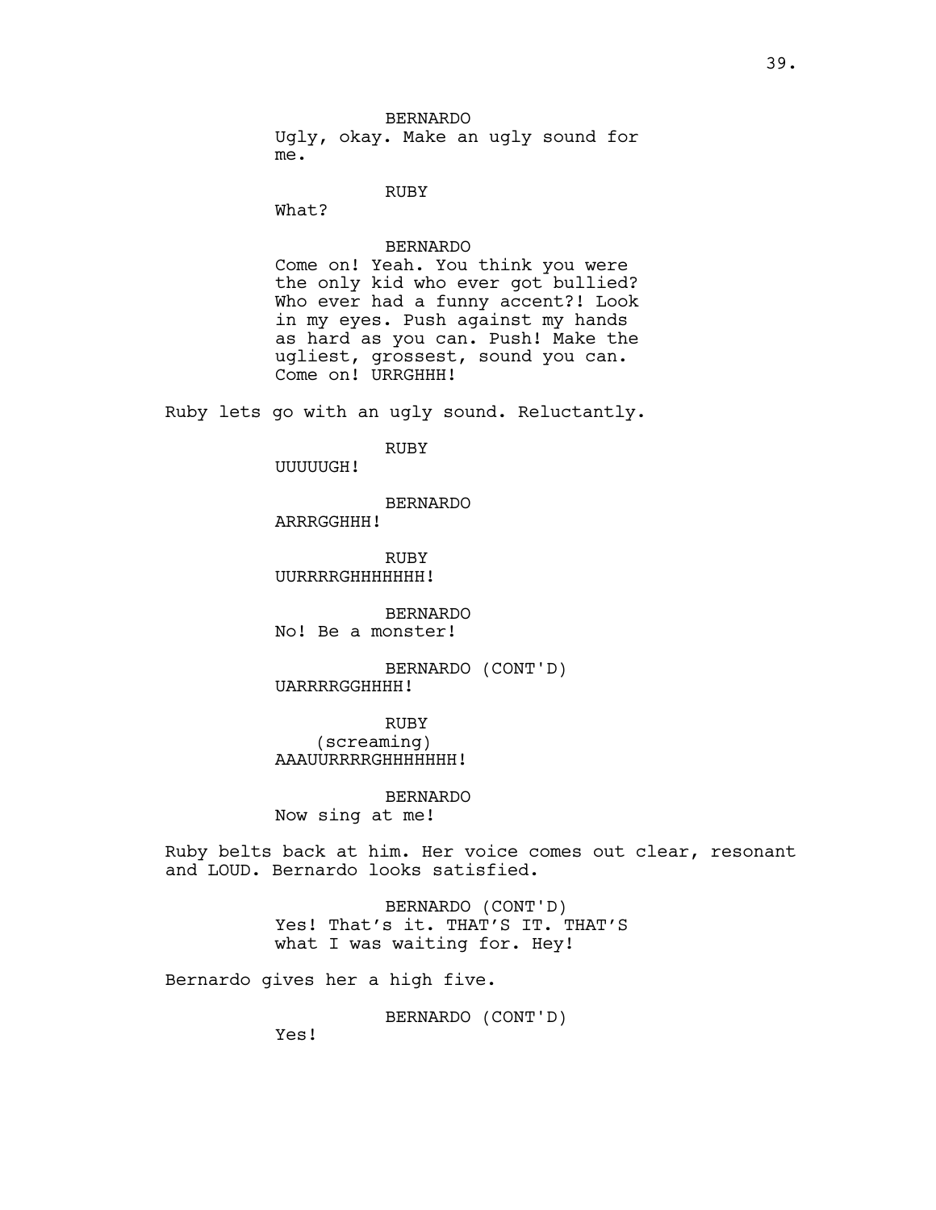BERNARDO
Ugly, okay. Make an ugly sound for me.

RUBY
What?

BERNARDO
Come on! Yeah. You think you were the only kid who ever got bullied? Who ever had a funny accent?! Look in my eyes. Push against my hands as hard as you can. Push! Make the ugliest, grossest, sound you can. Come on! URRGHHH!

Ruby lets go with an ugly sound. Reluctantly.

RUBY
UUUUUGH!

BERNARDO
ARRRGGHHH!

RUBY
UURRRRGHHHHHHH!

BERNARDO
No! Be a monster!

BERNARDO (CONT'D)
UARRRRGGHHHH!

RUBY
(screaming)
AAAUURRRRGHHHHHHH!

BERNARDO
Now sing at me!

Ruby belts back at him. Her voice comes out clear, resonant and LOUD. Bernardo looks satisfied.

BERNARDO (CONT'D)
Yes! That's it. THAT'S IT. THAT'S what I was waiting for. Hey!

Bernardo gives her a high five.

BERNARDO (CONT'D)
Yes!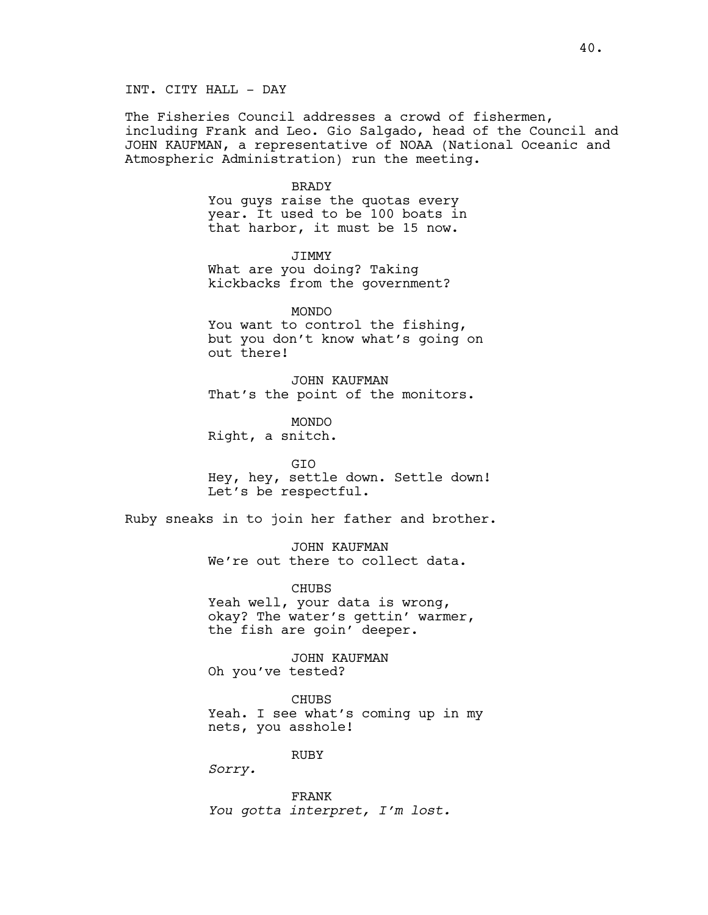INT. CITY HALL - DAY

The Fisheries Council addresses a crowd of fishermen, including Frank and Leo. Gio Salgado, head of the Council and JOHN KAUFMAN, a representative of NOAA (National Oceanic and Atmospheric Administration) run the meeting.

BRADY
You guys raise the quotas every year. It used to be 100 boats in that harbor, it must be 15 now.

JIMMY
What are you doing? Taking kickbacks from the government?

MONDO
You want to control the fishing, but you don't know what's going on out there!

JOHN KAUFMAN
That's the point of the monitors.

MONDO
Right, a snitch.

GIO
Hey, hey, settle down. Settle down! Let's be respectful.

Ruby sneaks in to join her father and brother.

JOHN KAUFMAN
We're out there to collect data.

CHUBS
Yeah well, your data is wrong, okay? The water's gettin' warmer, the fish are goin' deeper.

JOHN KAUFMAN
Oh you've tested?

CHUBS
Yeah. I see what's coming up in my nets, you asshole!

RUBY
*Sorry.*

FRANK
*You gotta interpret, I'm lost.*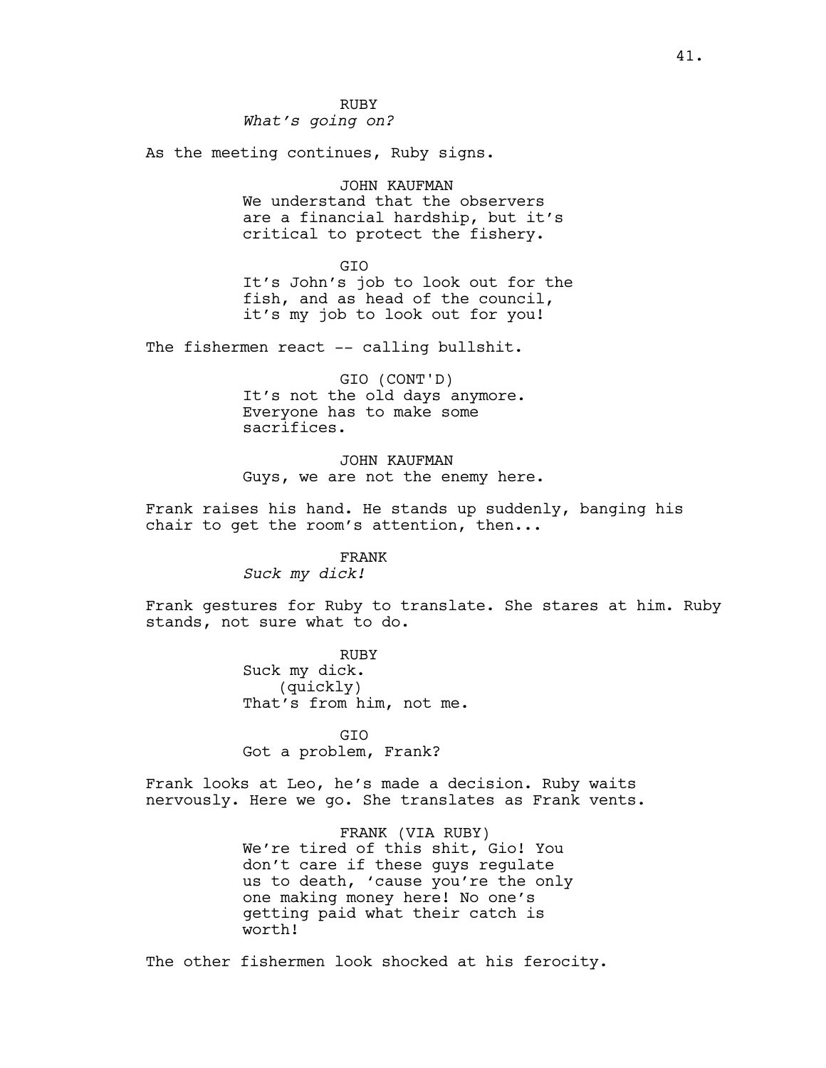RUBY
*What's going on?*

As the meeting continues, Ruby signs.

JOHN KAUFMAN
We understand that the observers are a financial hardship, but it's critical to protect the fishery.

GIO
It's John's job to look out for the fish, and as head of the council, it's my job to look out for you!

The fishermen react -- calling bullshit.

GIO (CONT'D)
It's not the old days anymore. Everyone has to make some sacrifices.

JOHN KAUFMAN
Guys, we are not the enemy here.

Frank raises his hand. He stands up suddenly, banging his chair to get the room's attention, then...

FRANK
*Suck my dick!*

Frank gestures for Ruby to translate. She stares at him. Ruby stands, not sure what to do.

RUBY
Suck my dick.
(quickly)
That's from him, not me.

GIO
Got a problem, Frank?

Frank looks at Leo, he's made a decision. Ruby waits nervously. Here we go. She translates as Frank vents.

FRANK (VIA RUBY)
We're tired of this shit, Gio! You don't care if these guys regulate us to death, 'cause you're the only one making money here! No one's getting paid what their catch is worth!

The other fishermen look shocked at his ferocity.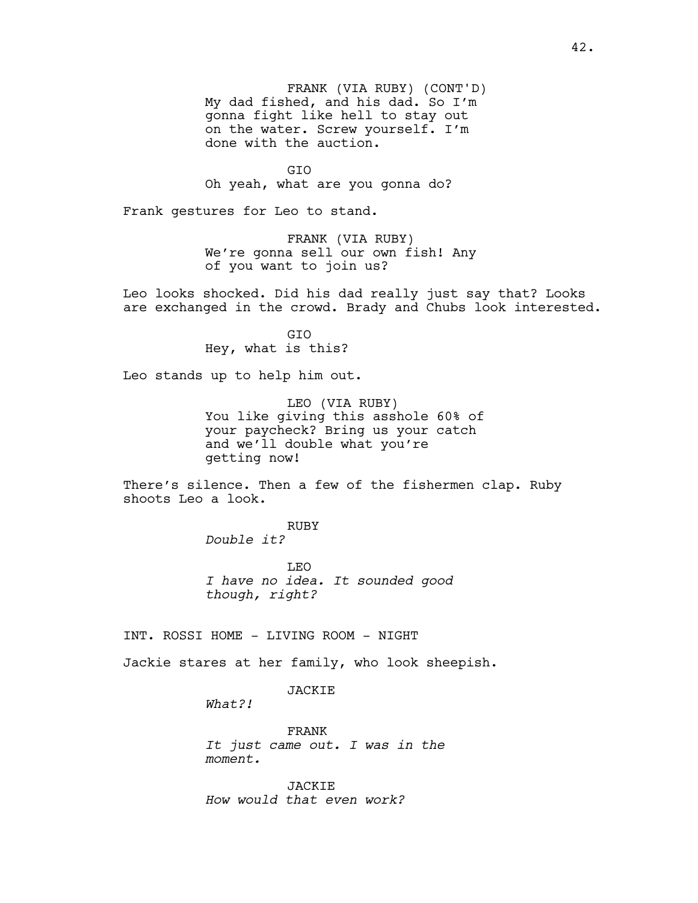FRANK (VIA RUBY) (CONT'D)
My dad fished, and his dad. So I'm gonna fight like hell to stay out on the water. Screw yourself. I'm done with the auction.

GIO
Oh yeah, what are you gonna do?

Frank gestures for Leo to stand.

FRANK (VIA RUBY)
We're gonna sell our own fish! Any of you want to join us?

Leo looks shocked. Did his dad really just say that? Looks are exchanged in the crowd. Brady and Chubs look interested.

GIO
Hey, what is this?

Leo stands up to help him out.

LEO (VIA RUBY)
You like giving this asshole 60% of your paycheck? Bring us your catch and we'll double what you're getting now!

There's silence. Then a few of the fishermen clap. Ruby shoots Leo a look.

RUBY
*Double it?*

LEO
*I have no idea. It sounded good though, right?*

INT. ROSSI HOME - LIVING ROOM - NIGHT

Jackie stares at her family, who look sheepish.

JACKIE
*What?!*

FRANK
*It just came out. I was in the moment.*

JACKIE
*How would that even work?*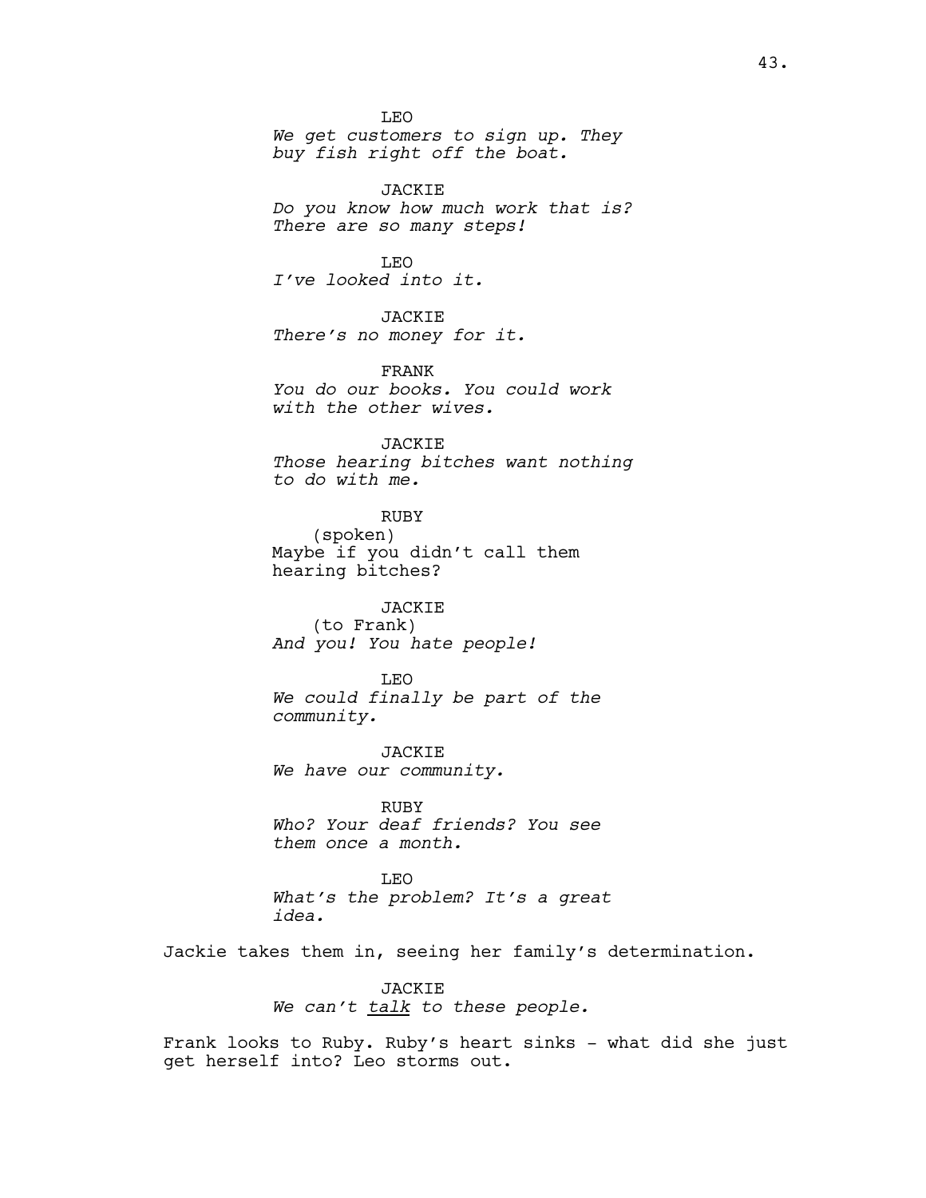LEO
*We get customers to sign up. They buy fish right off the boat.*

JACKIE
*Do you know how much work that is? There are so many steps!*

LEO
*I've looked into it.*

JACKIE
*There's no money for it.*

FRANK
*You do our books. You could work with the other wives.*

JACKIE
*Those hearing bitches want nothing to do with me.*

RUBY
(spoken)
Maybe if you didn't call them hearing bitches?

JACKIE
(to Frank)
*And you! You hate people!*

LEO
*We could finally be part of the community.*

JACKIE
*We have our community.*

RUBY
*Who? Your deaf friends? You see them once a month.*

LEO
*What's the problem? It's a great idea.*

Jackie takes them in, seeing her family's determination.

JACKIE
*We can't <u>talk</u> to these people.*

Frank looks to Ruby. Ruby's heart sinks - what did she just get herself into? Leo storms out.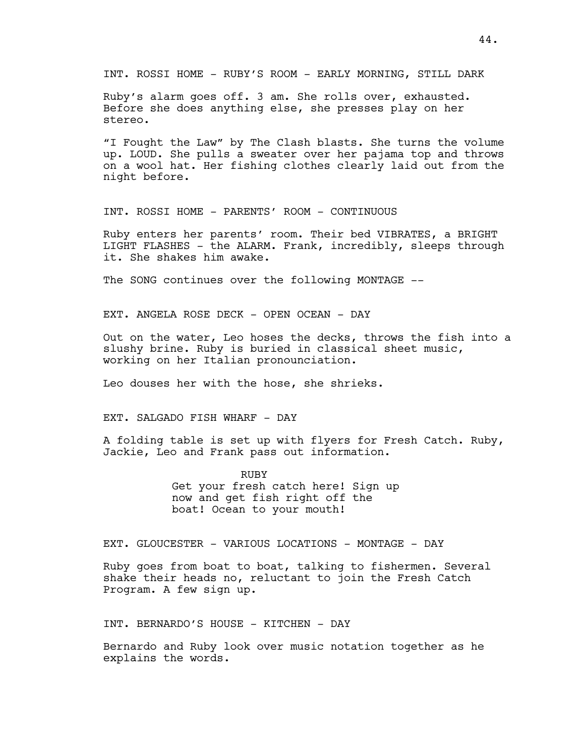INT. ROSSI HOME - RUBY'S ROOM - EARLY MORNING, STILL DARK

Ruby's alarm goes off. 3 am. She rolls over, exhausted. Before she does anything else, she presses play on her stereo.

"I Fought the Law" by The Clash blasts. She turns the volume up. LOUD. She pulls a sweater over her pajama top and throws on a wool hat. Her fishing clothes clearly laid out from the night before.

INT. ROSSI HOME - PARENTS' ROOM - CONTINUOUS

Ruby enters her parents' room. Their bed VIBRATES, a BRIGHT LIGHT FLASHES - the ALARM. Frank, incredibly, sleeps through it. She shakes him awake.

The SONG continues over the following MONTAGE --

EXT. ANGELA ROSE DECK - OPEN OCEAN - DAY

Out on the water, Leo hoses the decks, throws the fish into a slushy brine. Ruby is buried in classical sheet music, working on her Italian pronounciation.

Leo douses her with the hose, she shrieks.

EXT. SALGADO FISH WHARF - DAY

A folding table is set up with flyers for Fresh Catch. Ruby, Jackie, Leo and Frank pass out information.

RUBY
Get your fresh catch here! Sign up now and get fish right off the boat! Ocean to your mouth!

EXT. GLOUCESTER - VARIOUS LOCATIONS - MONTAGE - DAY

Ruby goes from boat to boat, talking to fishermen. Several shake their heads no, reluctant to join the Fresh Catch Program. A few sign up.

INT. BERNARDO'S HOUSE - KITCHEN - DAY

Bernardo and Ruby look over music notation together as he explains the words.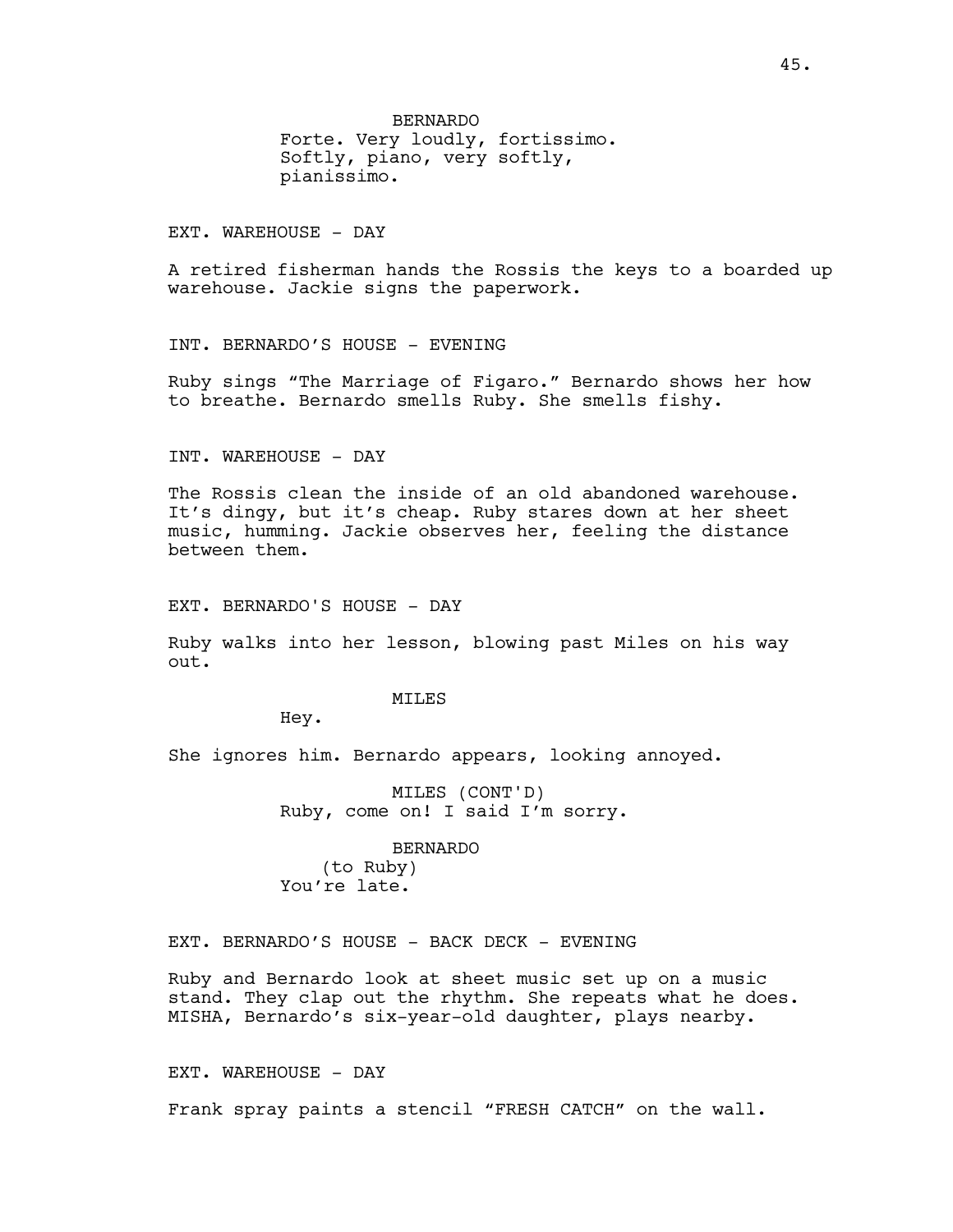BERNARDO

Forte. Very loudly, fortissimo. Softly, piano, very softly, pianissimo.

EXT. WAREHOUSE - DAY

A retired fisherman hands the Rossis the keys to a boarded up warehouse. Jackie signs the paperwork.

INT. BERNARDO'S HOUSE - EVENING

Ruby sings "The Marriage of Figaro." Bernardo shows her how to breathe. Bernardo smells Ruby. She smells fishy.

INT. WAREHOUSE - DAY

The Rossis clean the inside of an old abandoned warehouse. It's dingy, but it's cheap. Ruby stares down at her sheet music, humming. Jackie observes her, feeling the distance between them.

EXT. BERNARDO'S HOUSE - DAY

Ruby walks into her lesson, blowing past Miles on his way out.

MILES

Hey.

She ignores him. Bernardo appears, looking annoyed.

MILES (CONT'D)

Ruby, come on! I said I'm sorry.

BERNARDO

(to Ruby)

You're late.

EXT. BERNARDO'S HOUSE - BACK DECK - EVENING

Ruby and Bernardo look at sheet music set up on a music stand. They clap out the rhythm. She repeats what he does. MISHA, Bernardo's six-year-old daughter, plays nearby.

EXT. WAREHOUSE - DAY

Frank spray paints a stencil "FRESH CATCH" on the wall.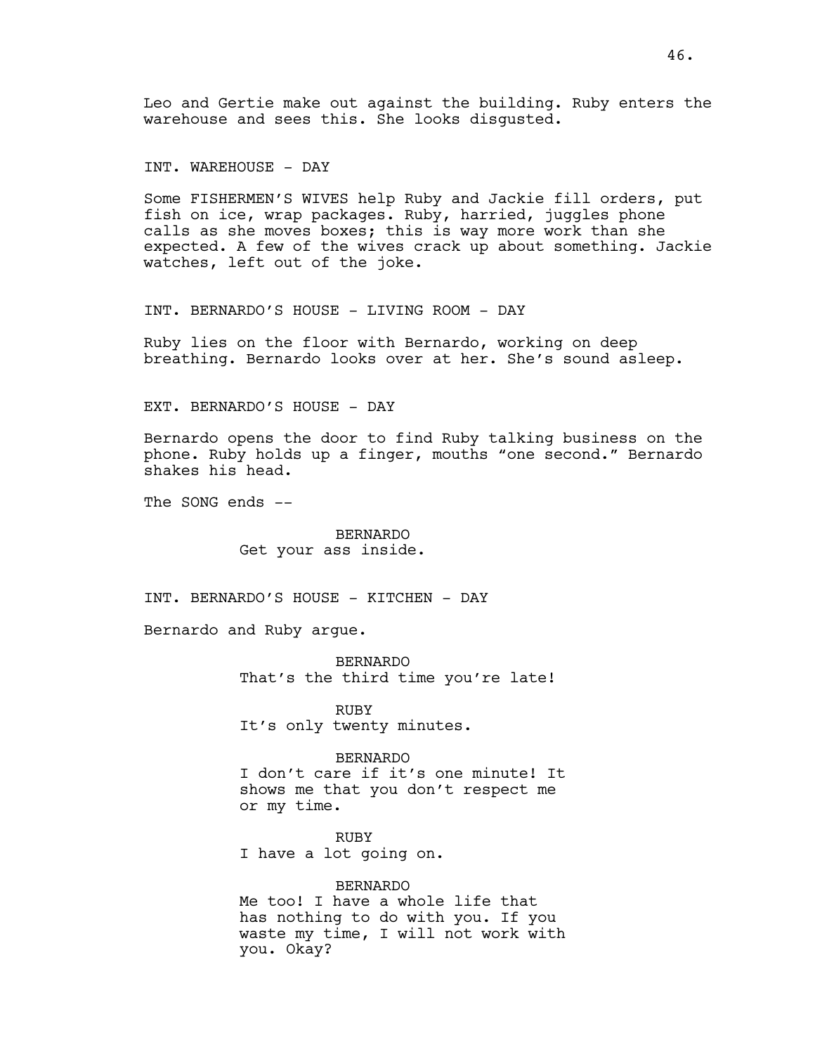Leo and Gertie make out against the building. Ruby enters the warehouse and sees this. She looks disgusted.

INT. WAREHOUSE - DAY

Some FISHERMEN'S WIVES help Ruby and Jackie fill orders, put fish on ice, wrap packages. Ruby, harried, juggles phone calls as she moves boxes; this is way more work than she expected. A few of the wives crack up about something. Jackie watches, left out of the joke.

INT. BERNARDO'S HOUSE - LIVING ROOM - DAY

Ruby lies on the floor with Bernardo, working on deep breathing. Bernardo looks over at her. She's sound asleep.

EXT. BERNARDO'S HOUSE - DAY

Bernardo opens the door to find Ruby talking business on the phone. Ruby holds up a finger, mouths "one second." Bernardo shakes his head.

The SONG ends --

BERNARDO
Get your ass inside.

INT. BERNARDO'S HOUSE - KITCHEN - DAY

Bernardo and Ruby argue.

BERNARDO
That's the third time you're late!

RUBY
It's only twenty minutes.

BERNARDO
I don't care if it's one minute! It shows me that you don't respect me or my time.

RUBY
I have a lot going on.

BERNARDO
Me too! I have a whole life that has nothing to do with you. If you waste my time, I will not work with you. Okay?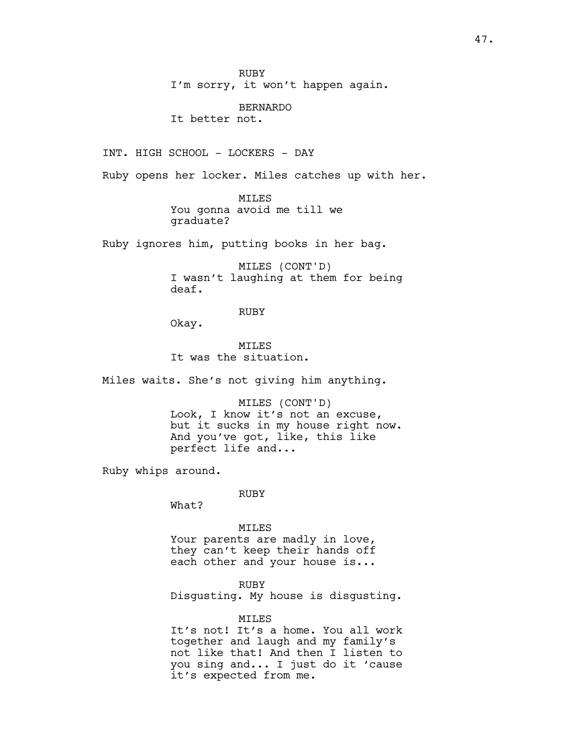RUBY
I'm sorry, it won't happen again.

BERNARDO
It better not.

INT. HIGH SCHOOL - LOCKERS - DAY

Ruby opens her locker. Miles catches up with her.

MILES
You gonna avoid me till we graduate?

Ruby ignores him, putting books in her bag.

MILES (CONT'D)
I wasn't laughing at them for being deaf.

RUBY
Okay.

MILES
It was the situation.

Miles waits. She's not giving him anything.

MILES (CONT'D)
Look, I know it's not an excuse, but it sucks in my house right now. And you've got, like, this like perfect life and...

Ruby whips around.

RUBY
What?

MILES
Your parents are madly in love, they can't keep their hands off each other and your house is...

RUBY
Disgusting. My house is disgusting.

MILES
It's not! It's a home. You all work together and laugh and my family's not like that! And then I listen to you sing and... I just do it 'cause it's expected from me.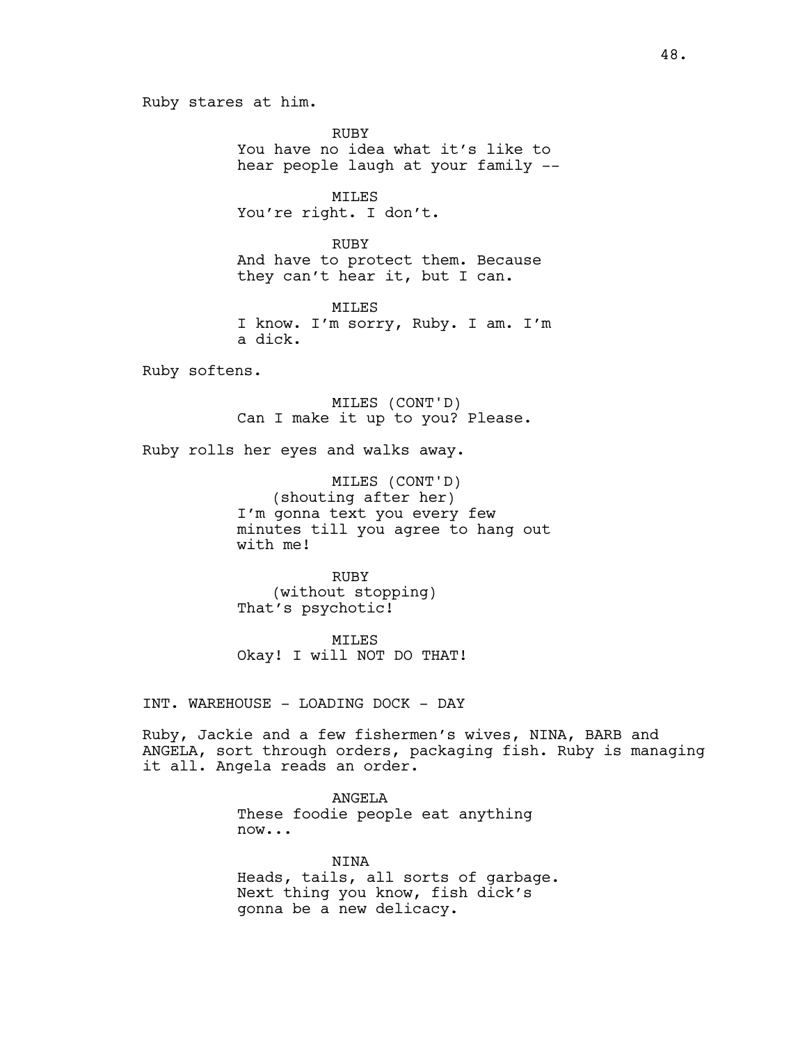Ruby stares at him.

RUBY
You have no idea what it's like to hear people laugh at your family --

MILES
You're right. I don't.

RUBY
And have to protect them. Because they can't hear it, but I can.

MILES
I know. I'm sorry, Ruby. I am. I'm a dick.

Ruby softens.

MILES (CONT'D)
Can I make it up to you? Please.

Ruby rolls her eyes and walks away.

MILES (CONT'D)
(shouting after her)
I'm gonna text you every few minutes till you agree to hang out with me!

RUBY
(without stopping)
That's psychotic!

MILES
Okay! I will NOT DO THAT!

INT. WAREHOUSE - LOADING DOCK - DAY

Ruby, Jackie and a few fishermen's wives, NINA, BARB and ANGELA, sort through orders, packaging fish. Ruby is managing it all. Angela reads an order.

ANGELA
These foodie people eat anything now...

NINA
Heads, tails, all sorts of garbage. Next thing you know, fish dick's gonna be a new delicacy.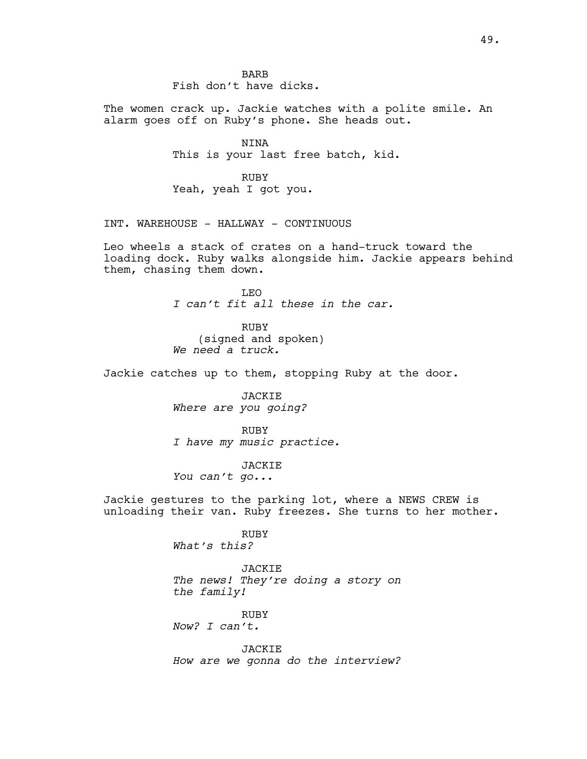BARB
Fish don't have dicks.

The women crack up. Jackie watches with a polite smile. An alarm goes off on Ruby's phone. She heads out.

NINA
This is your last free batch, kid.

RUBY
Yeah, yeah I got you.

INT. WAREHOUSE - HALLWAY - CONTINUOUS

Leo wheels a stack of crates on a hand-truck toward the loading dock. Ruby walks alongside him. Jackie appears behind them, chasing them down.

LEO
*I can't fit all these in the car.*

RUBY
(signed and spoken)
*We need a truck.*

Jackie catches up to them, stopping Ruby at the door.

JACKIE
*Where are you going?*

RUBY
*I have my music practice.*

JACKIE
*You can't go...*

Jackie gestures to the parking lot, where a NEWS CREW is unloading their van. Ruby freezes. She turns to her mother.

RUBY
*What's this?*

JACKIE
*The news! They're doing a story on the family!*

RUBY
*Now? I can't.*

JACKIE
*How are we gonna do the interview?*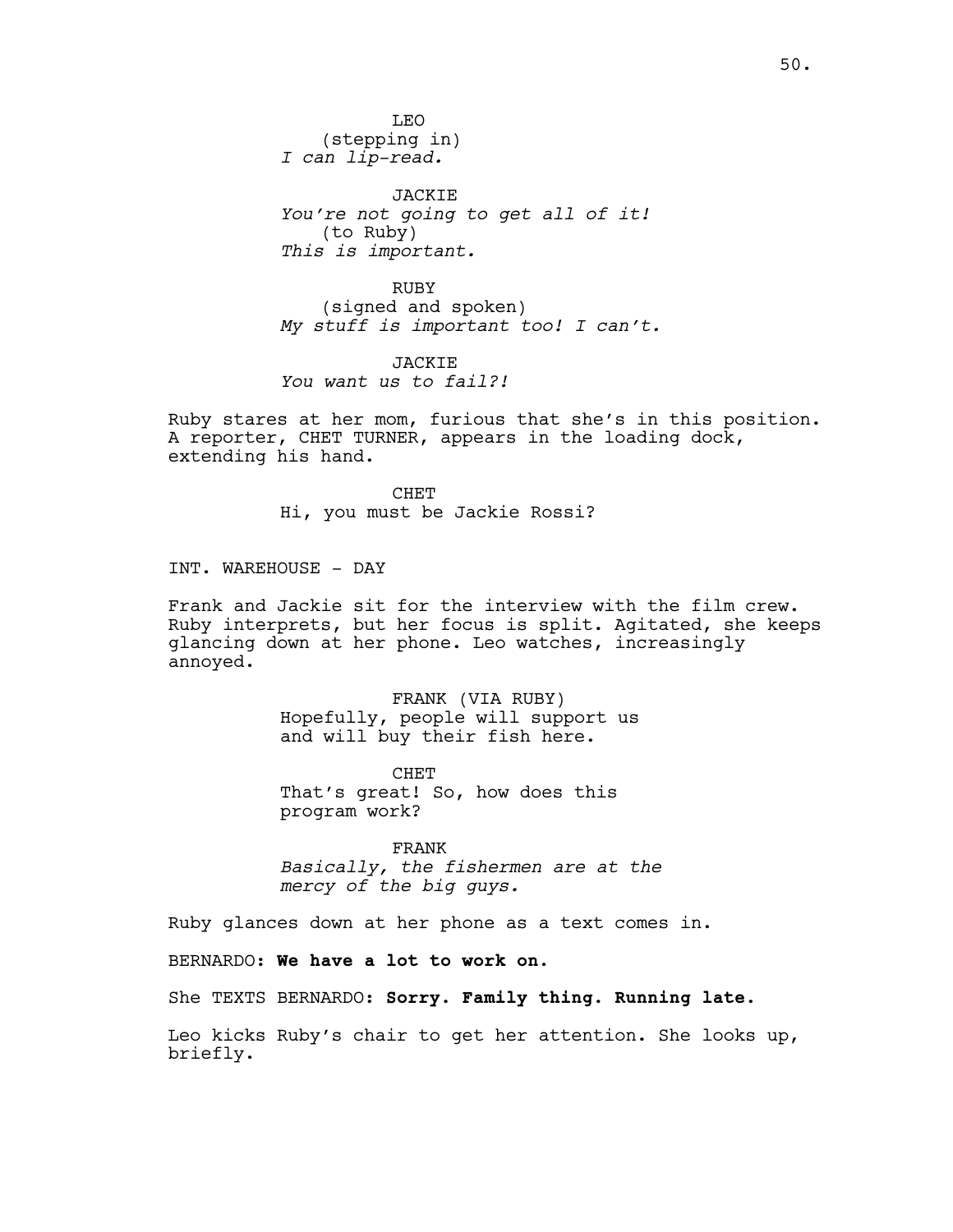LEO
(stepping in)
*I can lip-read.*

JACKIE
*You're not going to get all of it!*
(to Ruby)
*This is important.*

RUBY
(signed and spoken)
*My stuff is important too! I can't.*

JACKIE
*You want us to fail?!*

Ruby stares at her mom, furious that she's in this position. A reporter, CHET TURNER, appears in the loading dock, extending his hand.

CHET
Hi, you must be Jackie Rossi?

INT. WAREHOUSE - DAY

Frank and Jackie sit for the interview with the film crew. Ruby interprets, but her focus is split. Agitated, she keeps glancing down at her phone. Leo watches, increasingly annoyed.

FRANK (VIA RUBY)
Hopefully, people will support us and will buy their fish here.

CHET
That's great! So, how does this program work?

FRANK
*Basically, the fishermen are at the mercy of the big guys.*

Ruby glances down at her phone as a text comes in.

BERNARDO: **We have a lot to work on.**

She TEXTS BERNARDO: **Sorry. Family thing. Running late.**

Leo kicks Ruby's chair to get her attention. She looks up, briefly.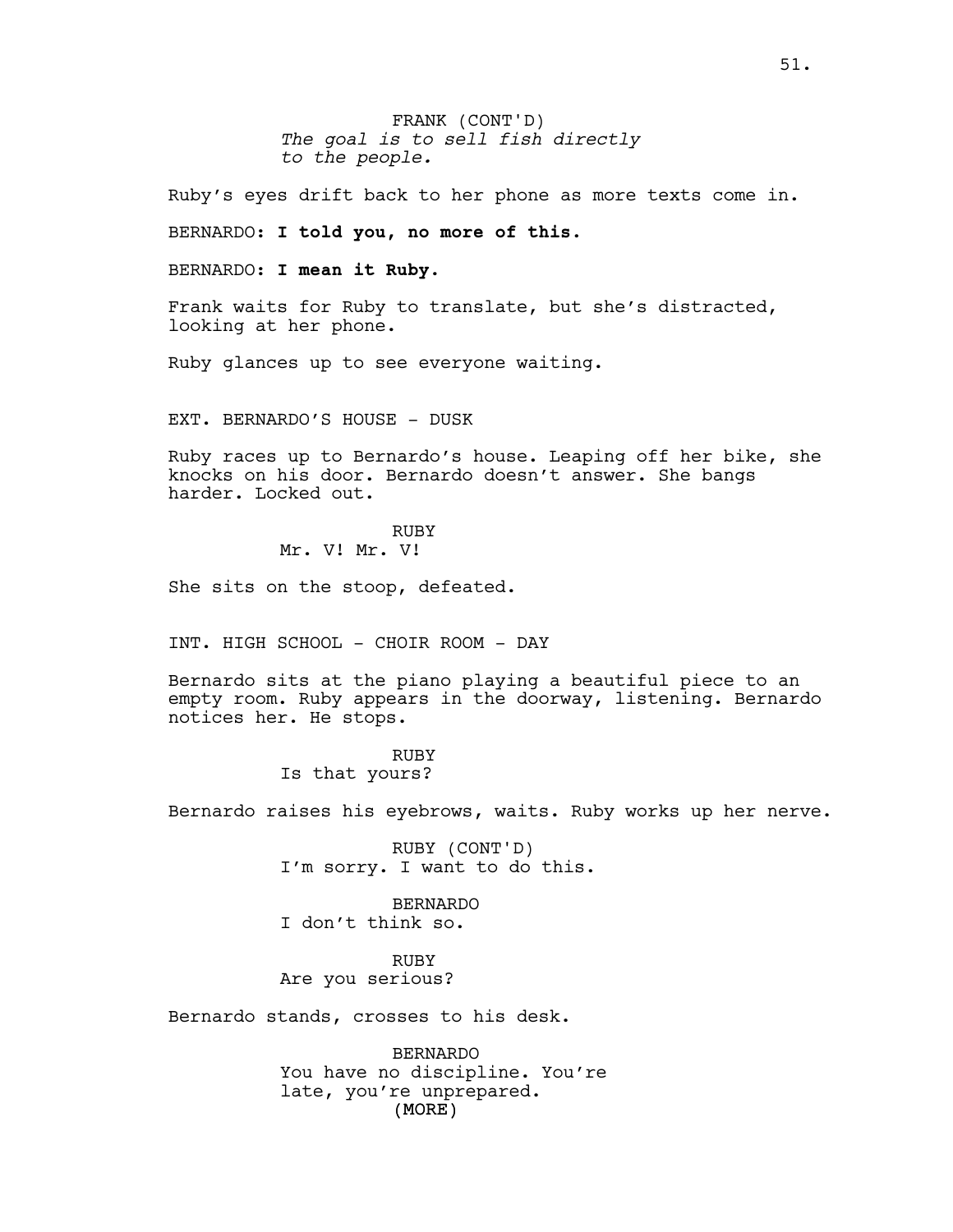FRANK (CONT'D)
*The goal is to sell fish directly to the people.*

Ruby's eyes drift back to her phone as more texts come in.

BERNARDO: **I told you, no more of this.**

BERNARDO: **I mean it Ruby.**

Frank waits for Ruby to translate, but she's distracted, looking at her phone.

Ruby glances up to see everyone waiting.

EXT. BERNARDO'S HOUSE - DUSK

Ruby races up to Bernardo's house. Leaping off her bike, she knocks on his door. Bernardo doesn't answer. She bangs harder. Locked out.

RUBY
Mr. V! Mr. V!

She sits on the stoop, defeated.

INT. HIGH SCHOOL - CHOIR ROOM - DAY

Bernardo sits at the piano playing a beautiful piece to an empty room. Ruby appears in the doorway, listening. Bernardo notices her. He stops.

RUBY
Is that yours?

Bernardo raises his eyebrows, waits. Ruby works up her nerve.

RUBY (CONT'D)
I'm sorry. I want to do this.

BERNARDO
I don't think so.

RUBY
Are you serious?

Bernardo stands, crosses to his desk.

BERNARDO
You have no discipline. You're late, you're unprepared.
(MORE)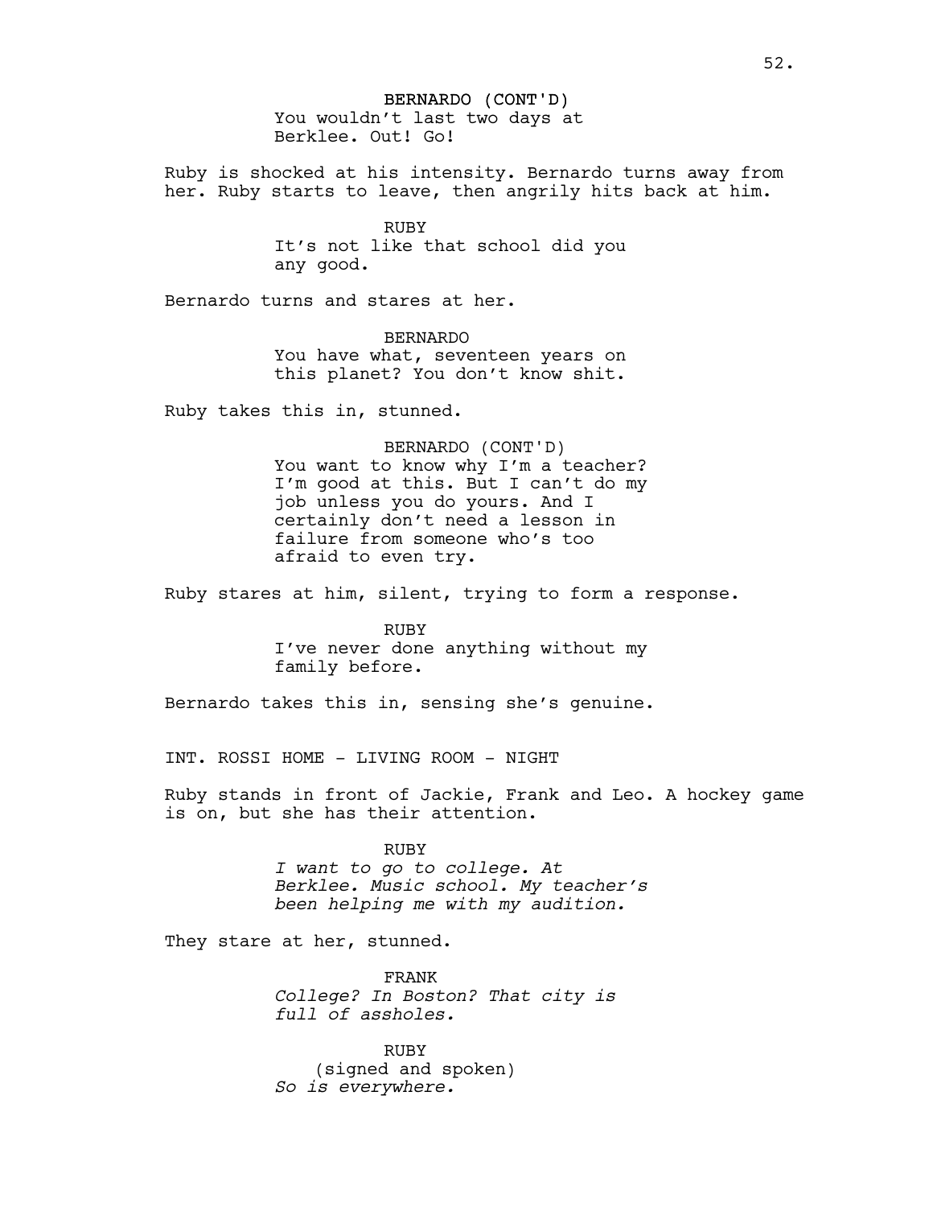BERNARDO (CONT'D)
You wouldn't last two days at Berklee. Out! Go!

Ruby is shocked at his intensity. Bernardo turns away from her. Ruby starts to leave, then angrily hits back at him.

RUBY
It's not like that school did you any good.

Bernardo turns and stares at her.

BERNARDO
You have what, seventeen years on this planet? You don't know shit.

Ruby takes this in, stunned.

BERNARDO (CONT'D)
You want to know why I'm a teacher? I'm good at this. But I can't do my job unless you do yours. And I certainly don't need a lesson in failure from someone who's too afraid to even try.

Ruby stares at him, silent, trying to form a response.

RUBY
I've never done anything without my family before.

Bernardo takes this in, sensing she's genuine.

INT. ROSSI HOME - LIVING ROOM - NIGHT

Ruby stands in front of Jackie, Frank and Leo. A hockey game is on, but she has their attention.

RUBY
*I want to go to college. At Berklee. Music school. My teacher's been helping me with my audition.*

They stare at her, stunned.

FRANK
*College? In Boston? That city is full of assholes.*

RUBY
(signed and spoken)
*So is everywhere.*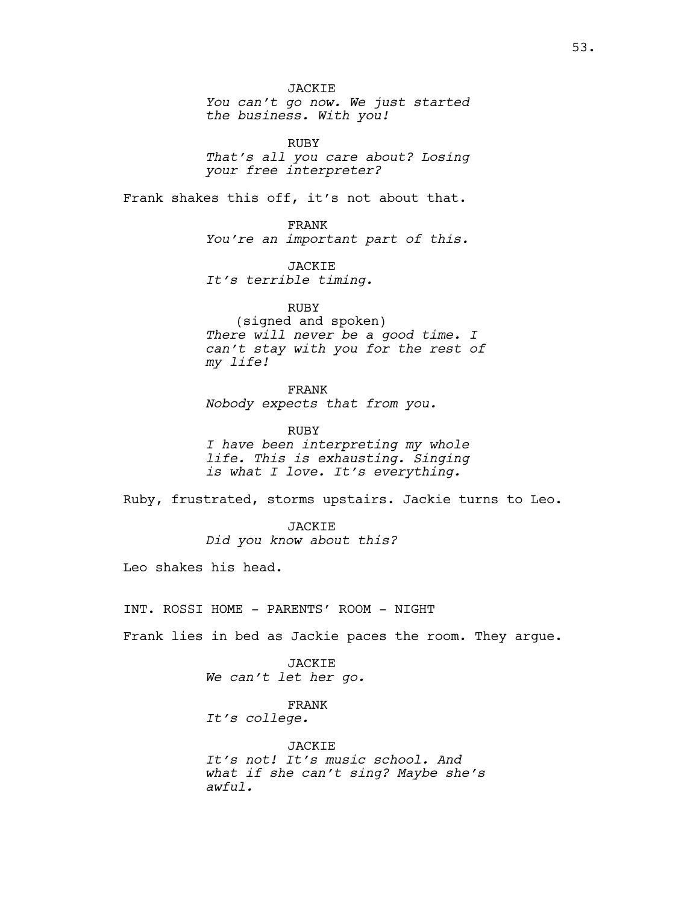JACKIE
*You can't go now. We just started the business. With you!*

RUBY
*That's all you care about? Losing your free interpreter?*

Frank shakes this off, it's not about that.

FRANK
*You're an important part of this.*

JACKIE
*It's terrible timing.*

RUBY
(signed and spoken)
*There will never be a good time. I can't stay with you for the rest of my life!*

FRANK
*Nobody expects that from you.*

RUBY
*I have been interpreting my whole life. This is exhausting. Singing is what I love. It's everything.*

Ruby, frustrated, storms upstairs. Jackie turns to Leo.

JACKIE
*Did you know about this?*

Leo shakes his head.

INT. ROSSI HOME - PARENTS' ROOM - NIGHT

Frank lies in bed as Jackie paces the room. They argue.

JACKIE
*We can't let her go.*

FRANK
*It's college.*

JACKIE
*It's not! It's music school. And what if she can't sing? Maybe she's awful.*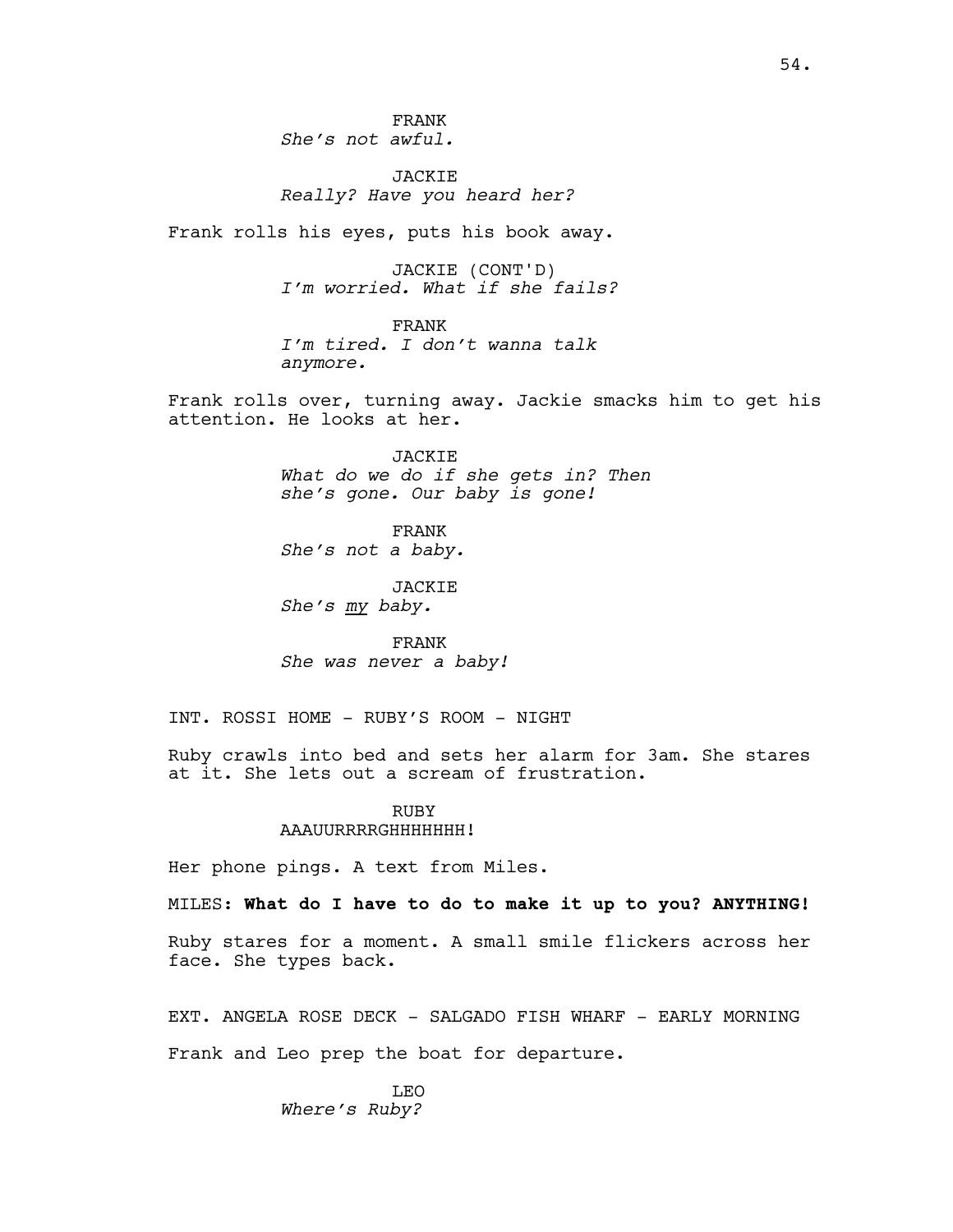FRANK
*She's not awful.*

JACKIE
*Really? Have you heard her?*

Frank rolls his eyes, puts his book away.

JACKIE (CONT'D)
*I'm worried. What if she fails?*

FRANK
*I'm tired. I don't wanna talk anymore.*

Frank rolls over, turning away. Jackie smacks him to get his attention. He looks at her.

JACKIE
*What do we do if she gets in? Then she's gone. Our baby is gone!*

FRANK
*She's not a baby.*

JACKIE
*She's <u>my</u> baby.*

FRANK
*She was never a baby!*

INT. ROSSI HOME - RUBY'S ROOM - NIGHT

Ruby crawls into bed and sets her alarm for 3am. She stares at it. She lets out a scream of frustration.

RUBY
AAAUURRRRGHHHHHHH!

Her phone pings. A text from Miles.

MILES: **What do I have to do to make it up to you? ANYTHING!**

Ruby stares for a moment. A small smile flickers across her face. She types back.

EXT. ANGELA ROSE DECK - SALGADO FISH WHARF - EARLY MORNING

Frank and Leo prep the boat for departure.

LEO
*Where's Ruby?*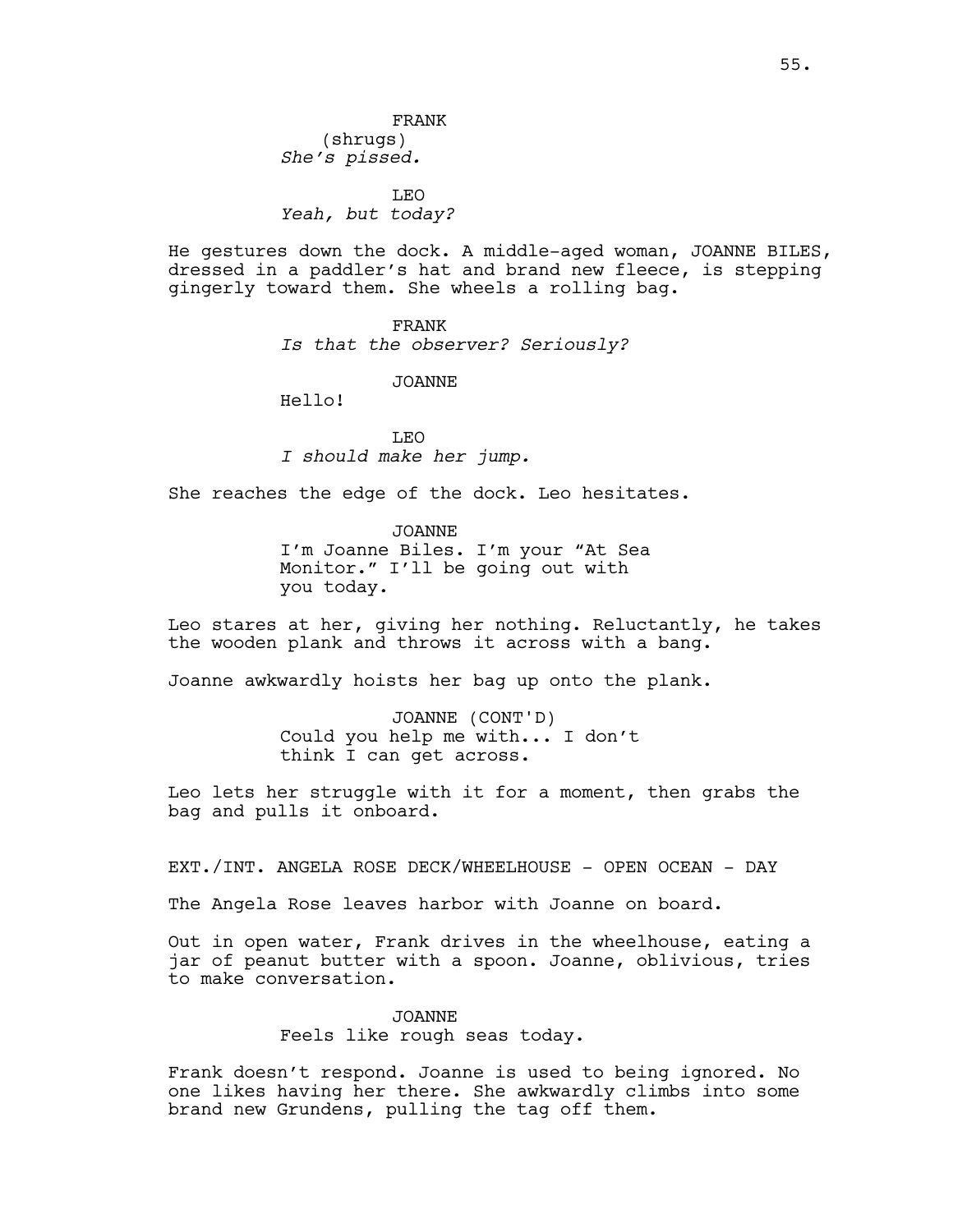FRANK
(shrugs)
*She's pissed.*

LEO
*Yeah, but today?*

He gestures down the dock. A middle-aged woman, JOANNE BILES, dressed in a paddler's hat and brand new fleece, is stepping gingerly toward them. She wheels a rolling bag.

FRANK
*Is that the observer? Seriously?*

JOANNE
Hello!

LEO
*I should make her jump.*

She reaches the edge of the dock. Leo hesitates.

JOANNE
I'm Joanne Biles. I'm your "At Sea Monitor." I'll be going out with you today.

Leo stares at her, giving her nothing. Reluctantly, he takes the wooden plank and throws it across with a bang.

Joanne awkwardly hoists her bag up onto the plank.

JOANNE (CONT'D)
Could you help me with... I don't think I can get across.

Leo lets her struggle with it for a moment, then grabs the bag and pulls it onboard.

EXT./INT. ANGELA ROSE DECK/WHEELHOUSE - OPEN OCEAN - DAY

The Angela Rose leaves harbor with Joanne on board.

Out in open water, Frank drives in the wheelhouse, eating a jar of peanut butter with a spoon. Joanne, oblivious, tries to make conversation.

JOANNE
Feels like rough seas today.

Frank doesn't respond. Joanne is used to being ignored. No one likes having her there. She awkwardly climbs into some brand new Grundens, pulling the tag off them.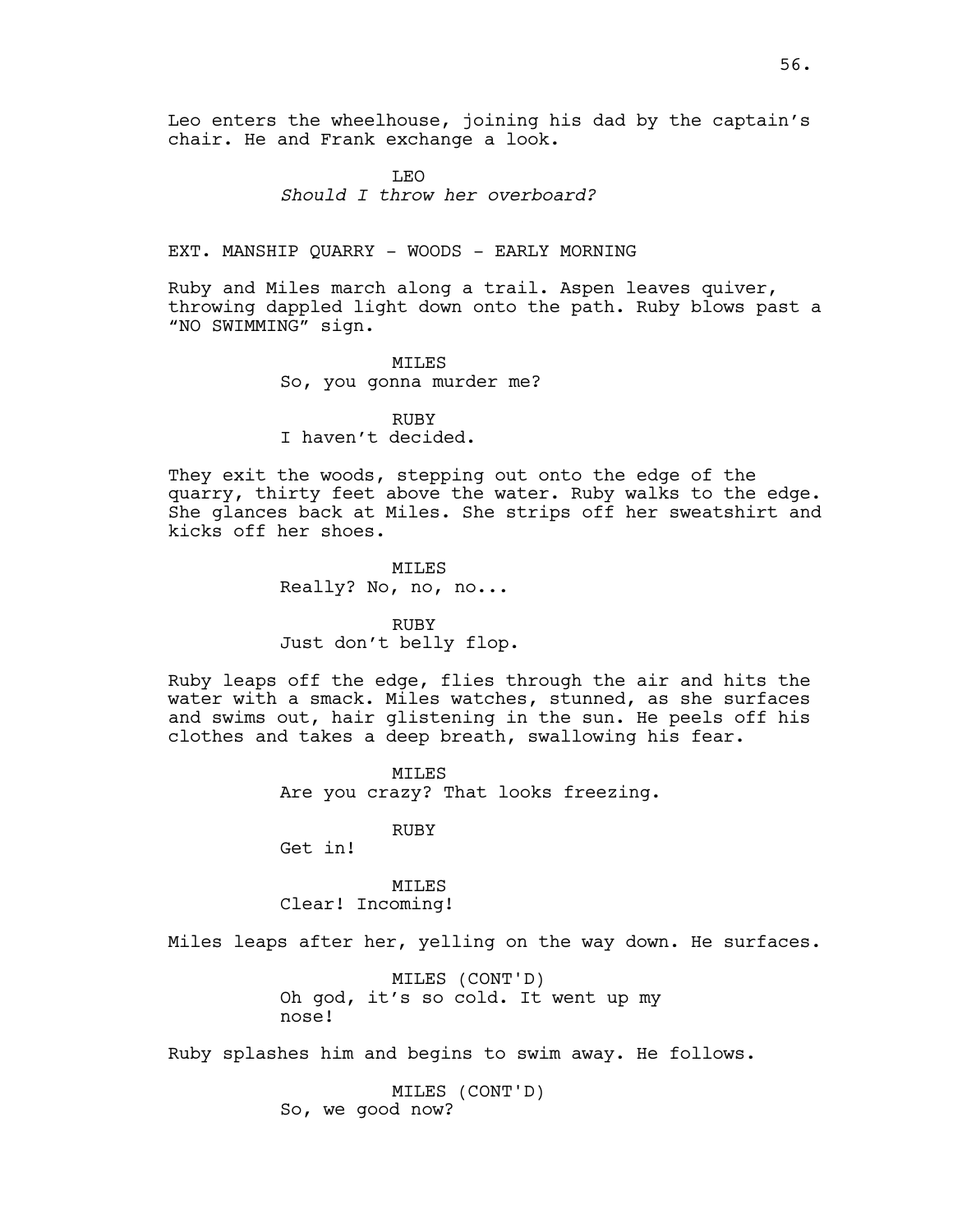Leo enters the wheelhouse, joining his dad by the captain's chair. He and Frank exchange a look.

LEO
*Should I throw her overboard?*

EXT. MANSHIP QUARRY - WOODS - EARLY MORNING

Ruby and Miles march along a trail. Aspen leaves quiver, throwing dappled light down onto the path. Ruby blows past a "NO SWIMMING" sign.

MILES
So, you gonna murder me?

RUBY
I haven't decided.

They exit the woods, stepping out onto the edge of the quarry, thirty feet above the water. Ruby walks to the edge. She glances back at Miles. She strips off her sweatshirt and kicks off her shoes.

MILES
Really? No, no, no...

RUBY
Just don't belly flop.

Ruby leaps off the edge, flies through the air and hits the water with a smack. Miles watches, stunned, as she surfaces and swims out, hair glistening in the sun. He peels off his clothes and takes a deep breath, swallowing his fear.

MILES
Are you crazy? That looks freezing.

RUBY
Get in!

MILES
Clear! Incoming!

Miles leaps after her, yelling on the way down. He surfaces.

MILES (CONT'D)
Oh god, it's so cold. It went up my nose!

Ruby splashes him and begins to swim away. He follows.

MILES (CONT'D)
So, we good now?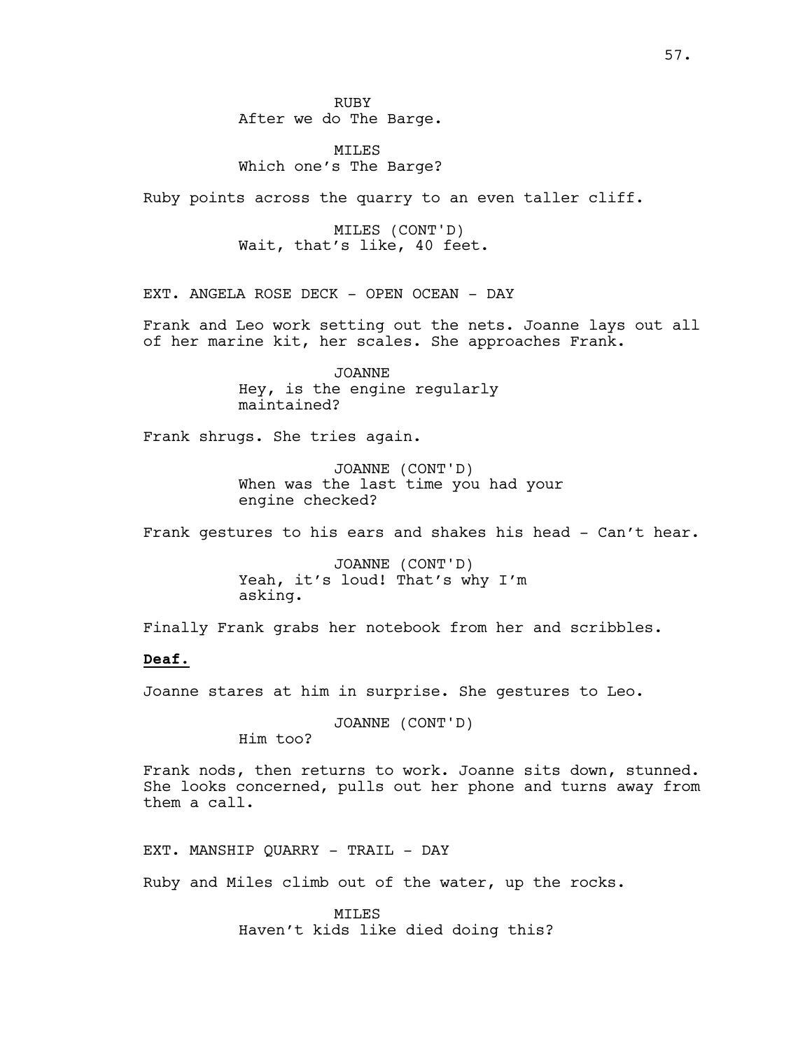RUBY
After we do The Barge.

MILES
Which one's The Barge?

Ruby points across the quarry to an even taller cliff.

MILES (CONT'D)
Wait, that's like, 40 feet.

EXT. ANGELA ROSE DECK - OPEN OCEAN - DAY

Frank and Leo work setting out the nets. Joanne lays out all of her marine kit, her scales. She approaches Frank.

JOANNE
Hey, is the engine regularly maintained?

Frank shrugs. She tries again.

JOANNE (CONT'D)
When was the last time you had your engine checked?

Frank gestures to his ears and shakes his head - Can't hear.

JOANNE (CONT'D)
Yeah, it's loud! That's why I'm asking.

Finally Frank grabs her notebook from her and scribbles.

**Deaf.**

Joanne stares at him in surprise. She gestures to Leo.

JOANNE (CONT'D)
Him too?

Frank nods, then returns to work. Joanne sits down, stunned. She looks concerned, pulls out her phone and turns away from them a call.

EXT. MANSHIP QUARRY - TRAIL - DAY

Ruby and Miles climb out of the water, up the rocks.

MILES
Haven't kids like died doing this?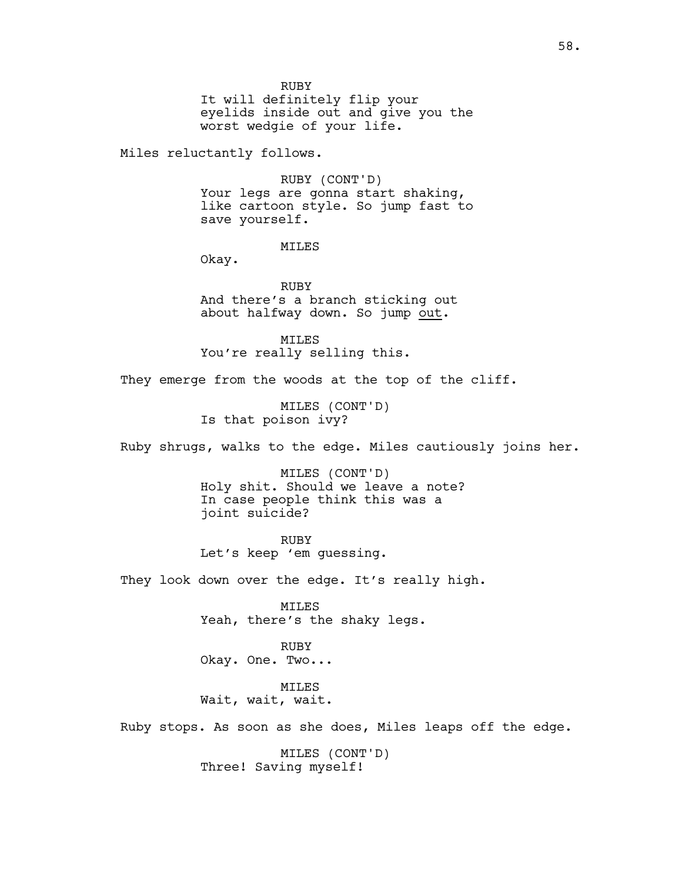RUBY
It will definitely flip your eyelids inside out and give you the worst wedgie of your life.

Miles reluctantly follows.

RUBY (CONT'D)
Your legs are gonna start shaking, like cartoon style. So jump fast to save yourself.

MILES
Okay.

RUBY
And there's a branch sticking out about halfway down. So jump <u>out</u>.

MILES
You're really selling this.

They emerge from the woods at the top of the cliff.

MILES (CONT'D)
Is that poison ivy?

Ruby shrugs, walks to the edge. Miles cautiously joins her.

MILES (CONT'D)
Holy shit. Should we leave a note? In case people think this was a joint suicide?

RUBY
Let's keep 'em guessing.

They look down over the edge. It's really high.

MILES
Yeah, there's the shaky legs.

RUBY
Okay. One. Two...

MILES
Wait, wait, wait.

Ruby stops. As soon as she does, Miles leaps off the edge.

MILES (CONT'D)
Three! Saving myself!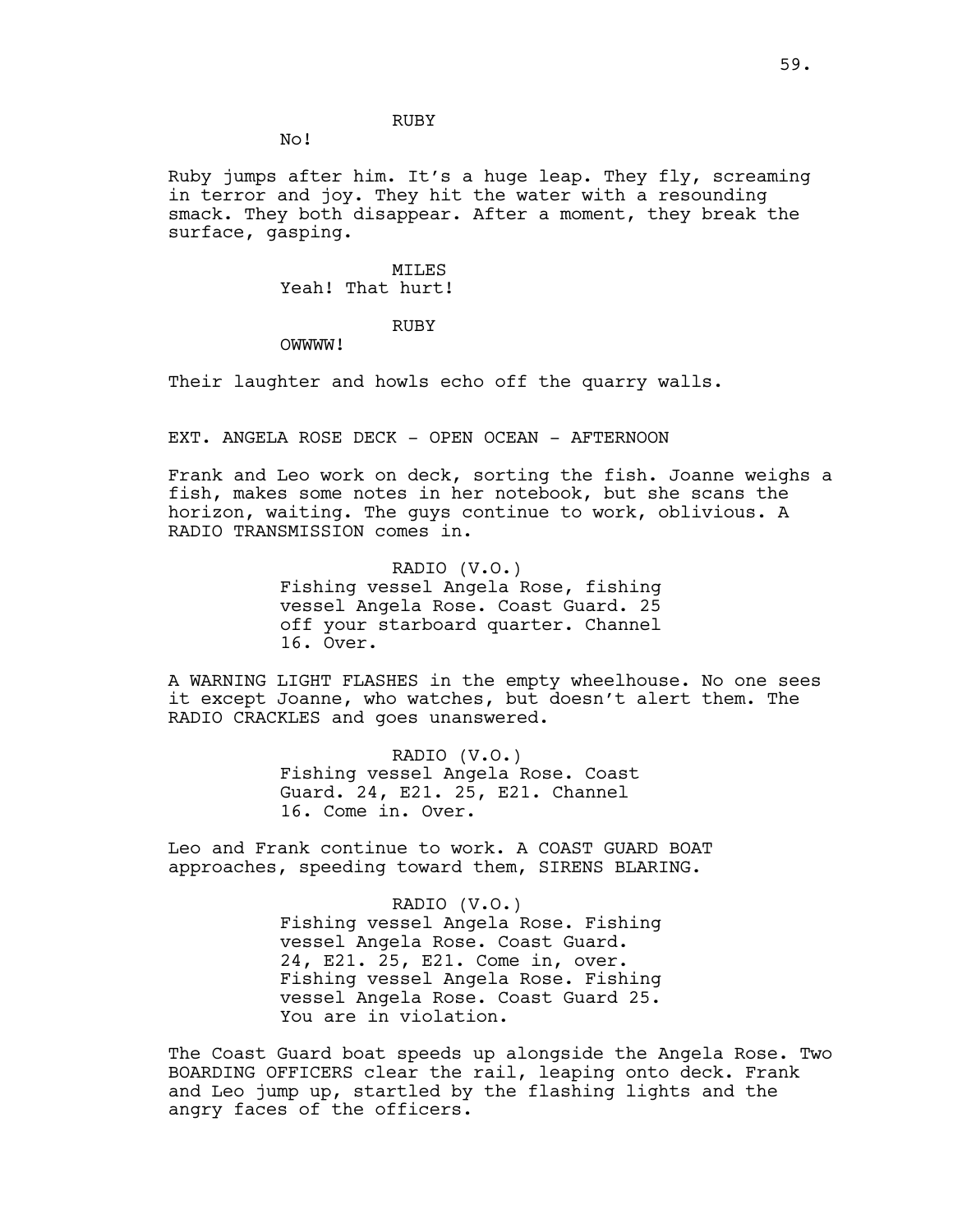RUBY

No!

Ruby jumps after him. It's a huge leap. They fly, screaming in terror and joy. They hit the water with a resounding smack. They both disappear. After a moment, they break the surface, gasping.

MILES

Yeah! That hurt!

RUBY

OWWWW!

Their laughter and howls echo off the quarry walls.

EXT. ANGELA ROSE DECK - OPEN OCEAN - AFTERNOON

Frank and Leo work on deck, sorting the fish. Joanne weighs a fish, makes some notes in her notebook, but she scans the horizon, waiting. The guys continue to work, oblivious. A RADIO TRANSMISSION comes in.

RADIO (V.O.)

Fishing vessel Angela Rose, fishing vessel Angela Rose. Coast Guard. 25 off your starboard quarter. Channel 16. Over.

A WARNING LIGHT FLASHES in the empty wheelhouse. No one sees it except Joanne, who watches, but doesn't alert them. The RADIO CRACKLES and goes unanswered.

RADIO (V.O.)

Fishing vessel Angela Rose. Coast Guard. 24, E21. 25, E21. Channel 16. Come in. Over.

Leo and Frank continue to work. A COAST GUARD BOAT approaches, speeding toward them, SIRENS BLARING.

RADIO (V.O.)

Fishing vessel Angela Rose. Fishing vessel Angela Rose. Coast Guard. 24, E21. 25, E21. Come in, over. Fishing vessel Angela Rose. Fishing vessel Angela Rose. Coast Guard 25. You are in violation.

The Coast Guard boat speeds up alongside the Angela Rose. Two BOARDING OFFICERS clear the rail, leaping onto deck. Frank and Leo jump up, startled by the flashing lights and the angry faces of the officers.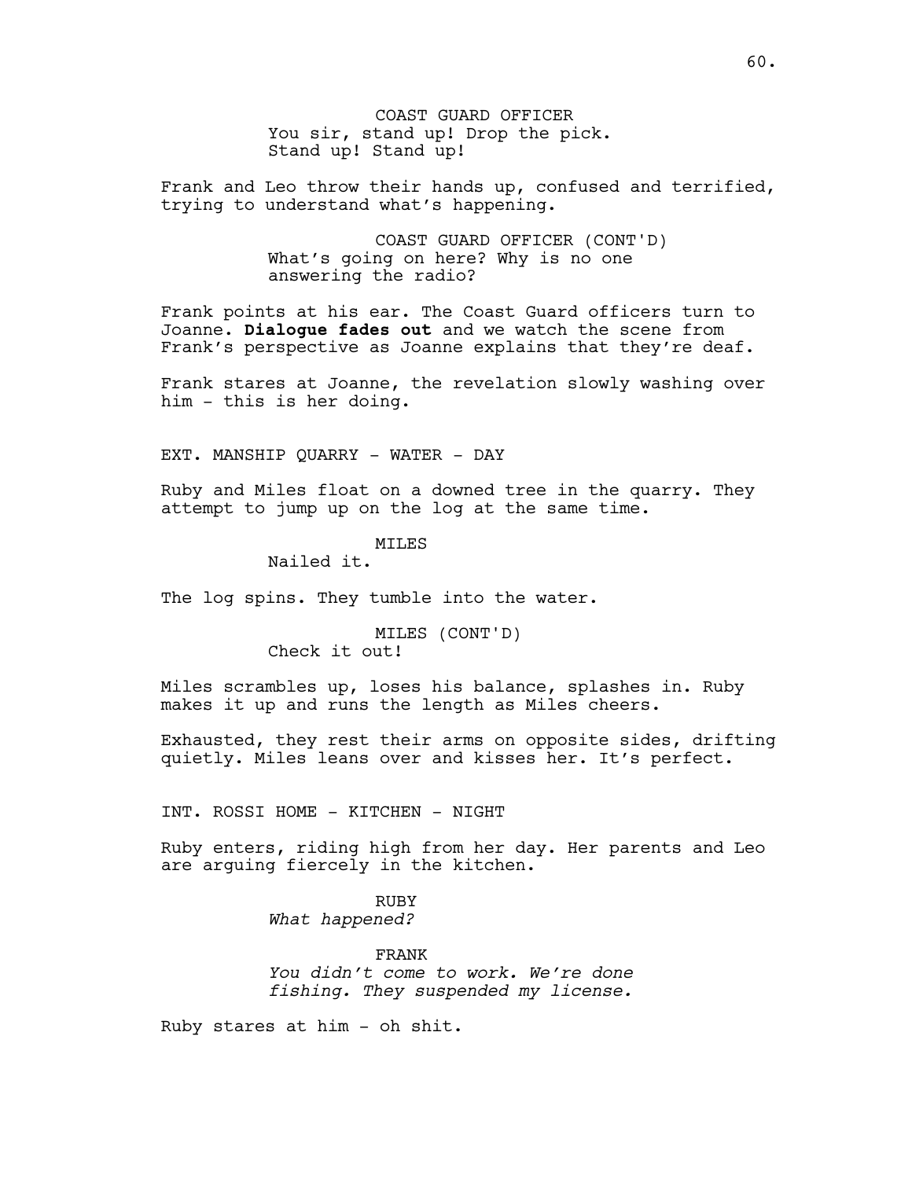COAST GUARD OFFICER
You sir, stand up! Drop the pick.
Stand up! Stand up!

Frank and Leo throw their hands up, confused and terrified, trying to understand what's happening.

COAST GUARD OFFICER (CONT'D)
What's going on here? Why is no one answering the radio?

Frank points at his ear. The Coast Guard officers turn to Joanne. **Dialogue fades out** and we watch the scene from Frank's perspective as Joanne explains that they're deaf.

Frank stares at Joanne, the revelation slowly washing over him - this is her doing.

EXT. MANSHIP QUARRY - WATER - DAY

Ruby and Miles float on a downed tree in the quarry. They attempt to jump up on the log at the same time.

MILES
Nailed it.

The log spins. They tumble into the water.

MILES (CONT'D)
Check it out!

Miles scrambles up, loses his balance, splashes in. Ruby makes it up and runs the length as Miles cheers.

Exhausted, they rest their arms on opposite sides, drifting quietly. Miles leans over and kisses her. It's perfect.

INT. ROSSI HOME - KITCHEN - NIGHT

Ruby enters, riding high from her day. Her parents and Leo are arguing fiercely in the kitchen.

RUBY
*What happened?*

FRANK
*You didn't come to work. We're done fishing. They suspended my license.*

Ruby stares at him - oh shit.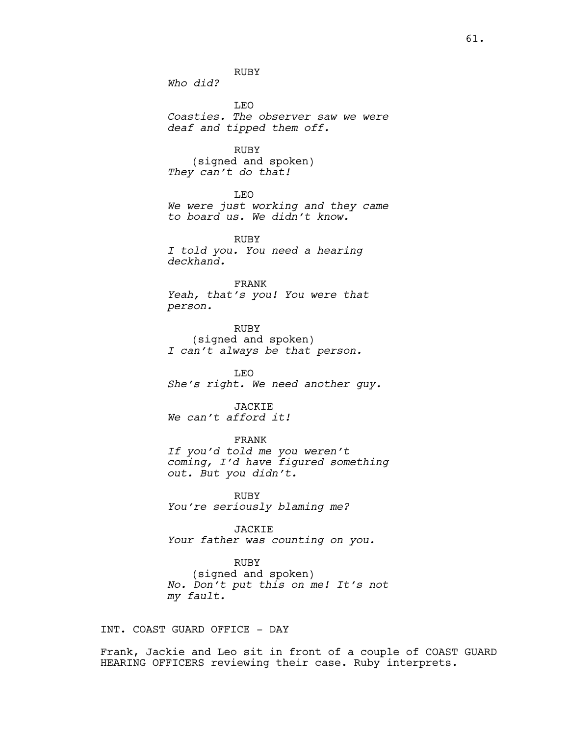RUBY

*Who did?*

LEO

*Coasties. The observer saw we were deaf and tipped them off.*

RUBY

(signed and spoken)

*They can't do that!*

LEO

*We were just working and they came to board us. We didn't know.*

RUBY

*I told you. You need a hearing deckhand.*

FRANK

*Yeah, that's you! You were that person.*

RUBY

(signed and spoken)

*I can't always be that person.*

LEO

*She's right. We need another guy.*

JACKIE

*We can't afford it!*

FRANK

*If you'd told me you weren't coming, I'd have figured something out. But you didn't.*

RUBY

*You're seriously blaming me?*

JACKIE

*Your father was counting on you.*

RUBY

(signed and spoken)

*No. Don't put this on me! It's not my fault.*

INT. COAST GUARD OFFICE - DAY

Frank, Jackie and Leo sit in front of a couple of COAST GUARD HEARING OFFICERS reviewing their case. Ruby interprets.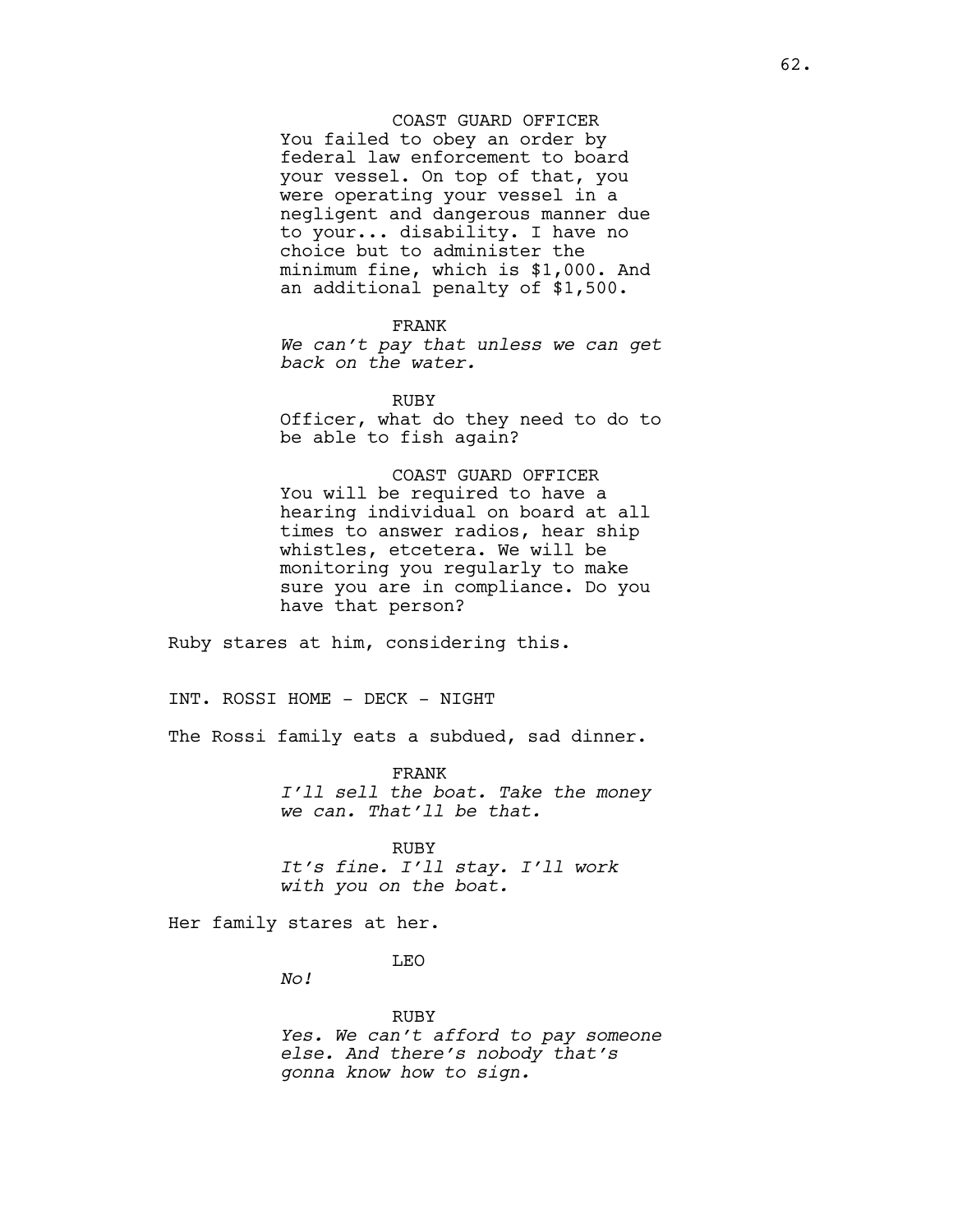COAST GUARD OFFICER

You failed to obey an order by federal law enforcement to board your vessel. On top of that, you were operating your vessel in a negligent and dangerous manner due to your... disability. I have no choice but to administer the minimum fine, which is $1,000. And an additional penalty of $1,500.

FRANK

*We can't pay that unless we can get back on the water.*

RUBY

Officer, what do they need to do to be able to fish again?

COAST GUARD OFFICER

You will be required to have a hearing individual on board at all times to answer radios, hear ship whistles, etcetera. We will be monitoring you regularly to make sure you are in compliance. Do you have that person?

Ruby stares at him, considering this.

INT. ROSSI HOME - DECK - NIGHT

The Rossi family eats a subdued, sad dinner.

FRANK

*I'll sell the boat. Take the money we can. That'll be that.*

RUBY

*It's fine. I'll stay. I'll work with you on the boat.*

Her family stares at her.

LEO

*No!*

RUBY

*Yes. We can't afford to pay someone else. And there's nobody that's gonna know how to sign.*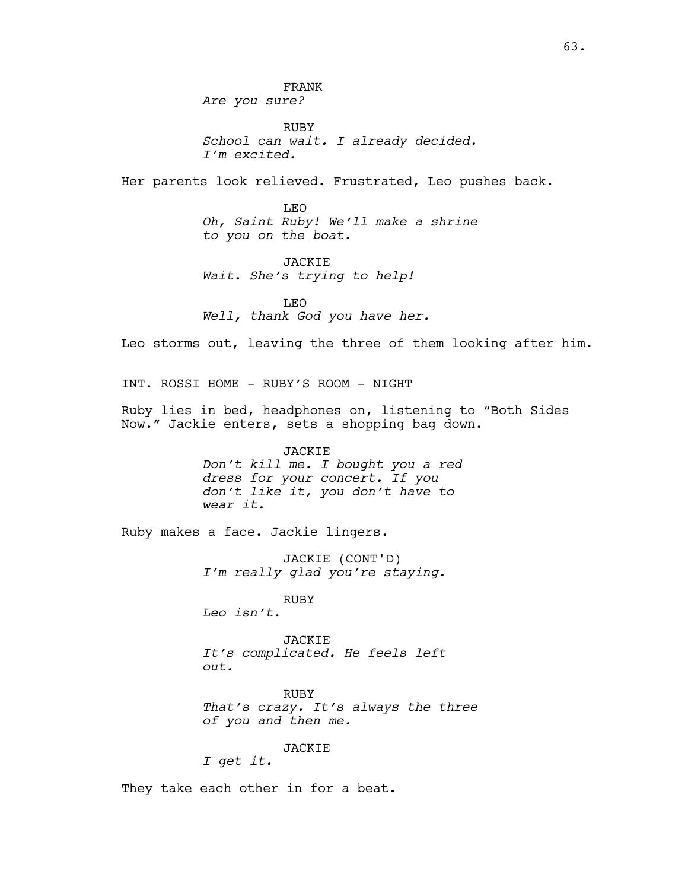FRANK
*Are you sure?*

RUBY
*School can wait. I already decided. I'm excited.*

Her parents look relieved. Frustrated, Leo pushes back.

LEO
*Oh, Saint Ruby! We'll make a shrine to you on the boat.*

JACKIE
*Wait. She's trying to help!*

LEO
*Well, thank God you have her.*

Leo storms out, leaving the three of them looking after him.

INT. ROSSI HOME - RUBY'S ROOM - NIGHT

Ruby lies in bed, headphones on, listening to "Both Sides Now." Jackie enters, sets a shopping bag down.

JACKIE
*Don't kill me. I bought you a red dress for your concert. If you don't like it, you don't have to wear it.*

Ruby makes a face. Jackie lingers.

JACKIE (CONT'D)
*I'm really glad you're staying.*

RUBY
*Leo isn't.*

JACKIE
*It's complicated. He feels left out.*

RUBY
*That's crazy. It's always the three of you and then me.*

JACKIE
*I get it.*

They take each other in for a beat.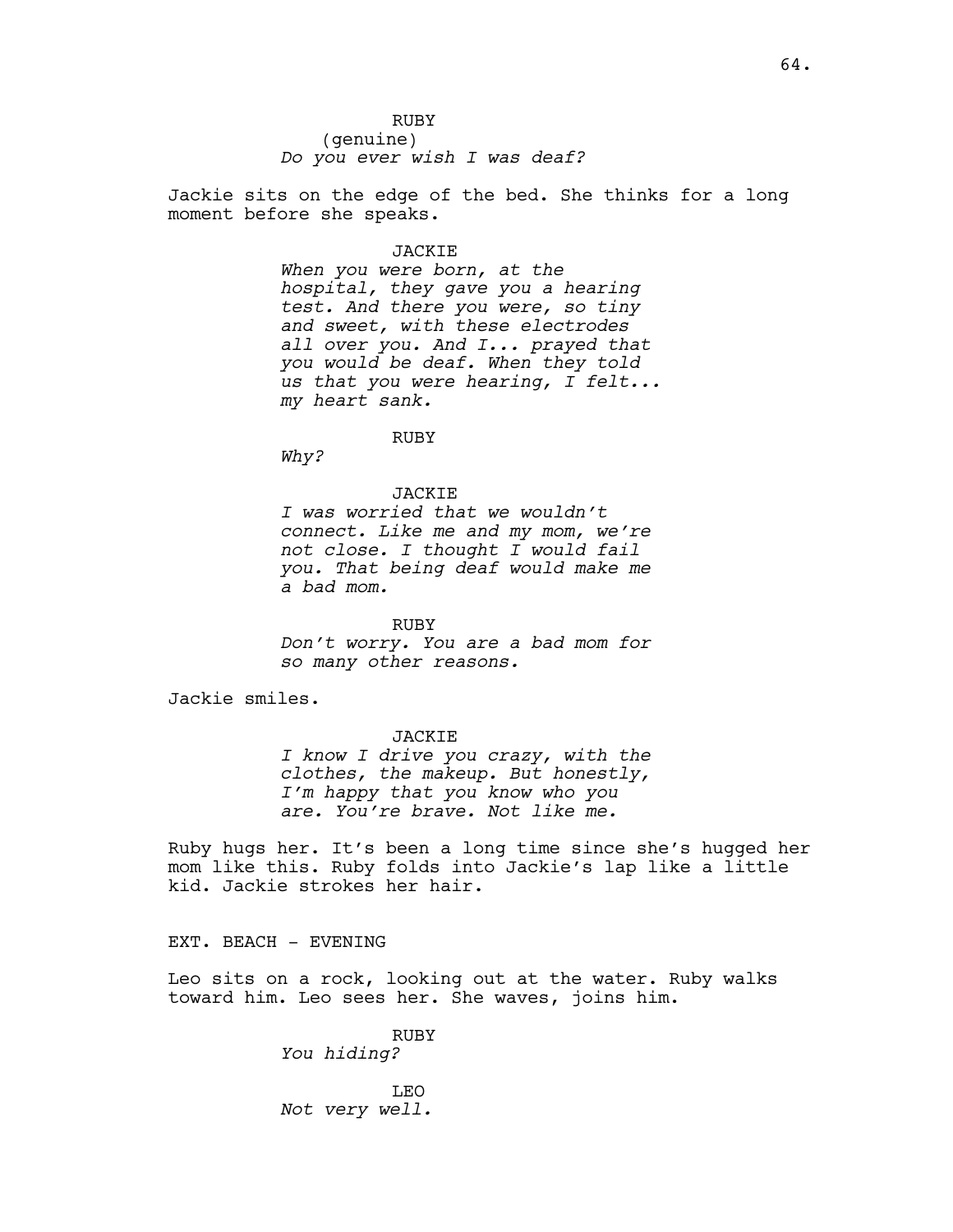RUBY
(genuine)
*Do you ever wish I was deaf?*

Jackie sits on the edge of the bed. She thinks for a long moment before she speaks.

JACKIE
*When you were born, at the hospital, they gave you a hearing test. And there you were, so tiny and sweet, with these electrodes all over you. And I... prayed that you would be deaf. When they told us that you were hearing, I felt... my heart sank.*

RUBY
*Why?*

JACKIE
*I was worried that we wouldn't connect. Like me and my mom, we're not close. I thought I would fail you. That being deaf would make me a bad mom.*

RUBY
*Don't worry. You are a bad mom for so many other reasons.*

Jackie smiles.

JACKIE
*I know I drive you crazy, with the clothes, the makeup. But honestly, I'm happy that you know who you are. You're brave. Not like me.*

Ruby hugs her. It's been a long time since she's hugged her mom like this. Ruby folds into Jackie's lap like a little kid. Jackie strokes her hair.

EXT. BEACH - EVENING

Leo sits on a rock, looking out at the water. Ruby walks toward him. Leo sees her. She waves, joins him.

RUBY
*You hiding?*

LEO
*Not very well.*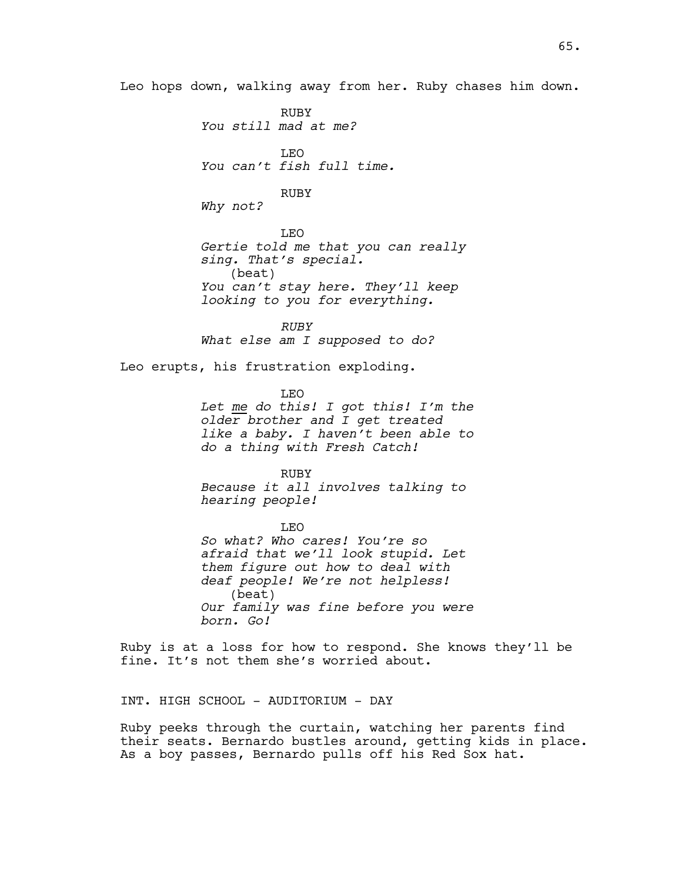Leo hops down, walking away from her. Ruby chases him down.

RUBY
*You still mad at me?*

LEO
*You can't fish full time.*

RUBY
*Why not?*

LEO
*Gertie told me that you can really sing. That's special.*
(beat)
*You can't stay here. They'll keep looking to you for everything.*

*RUBY*
*What else am I supposed to do?*

Leo erupts, his frustration exploding.

LEO
*Let <u>me</u> do this! I got this! I'm the older brother and I get treated like a baby. I haven't been able to do a thing with Fresh Catch!*

RUBY
*Because it all involves talking to hearing people!*

LEO
*So what? Who cares! You're so afraid that we'll look stupid. Let them figure out how to deal with deaf people! We're not helpless!*
(beat)
*Our family was fine before you were born. Go!*

Ruby is at a loss for how to respond. She knows they'll be fine. It's not them she's worried about.

INT. HIGH SCHOOL - AUDITORIUM - DAY

Ruby peeks through the curtain, watching her parents find their seats. Bernardo bustles around, getting kids in place. As a boy passes, Bernardo pulls off his Red Sox hat.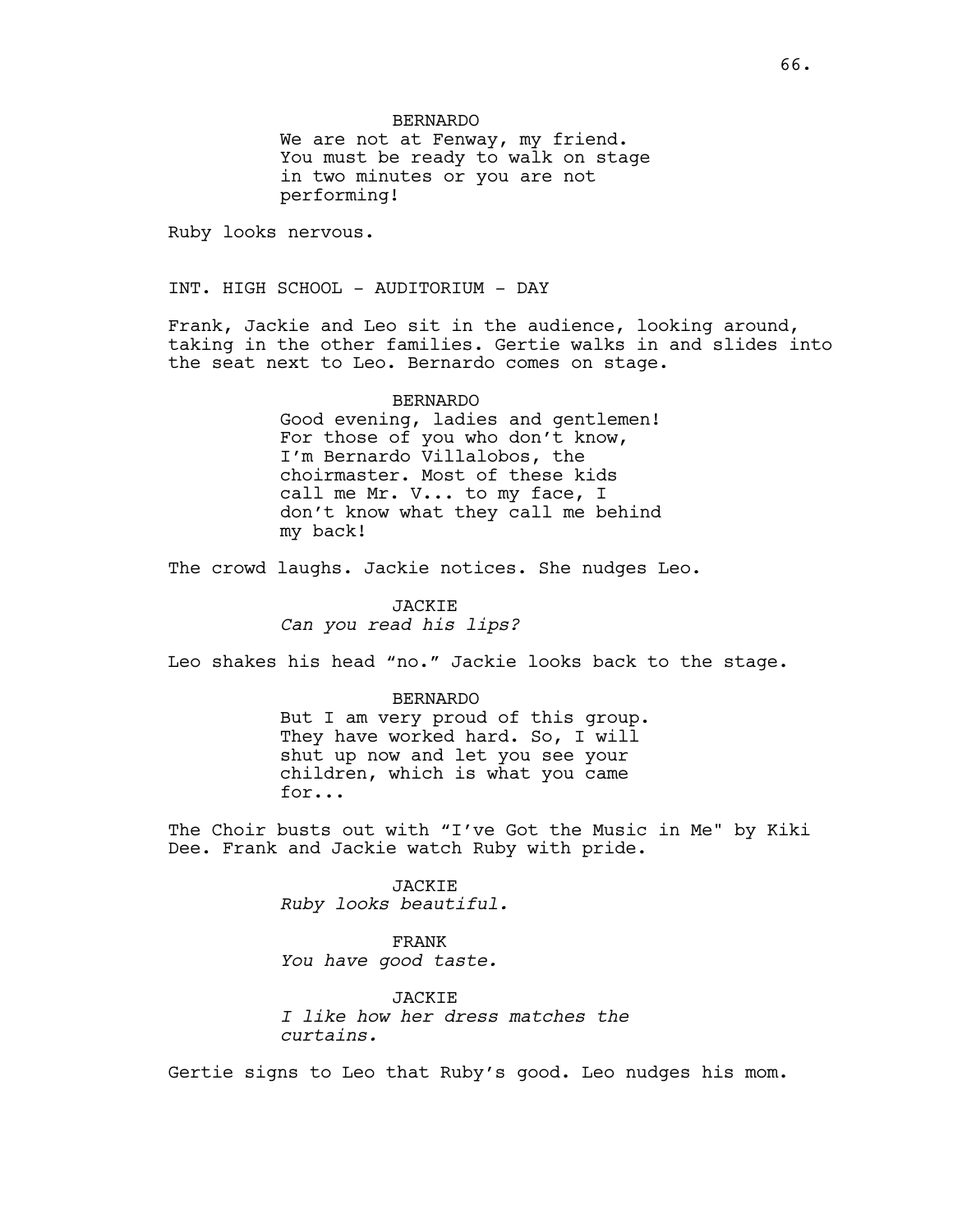BERNARDO
We are not at Fenway, my friend. You must be ready to walk on stage in two minutes or you are not performing!

Ruby looks nervous.

INT. HIGH SCHOOL - AUDITORIUM - DAY

Frank, Jackie and Leo sit in the audience, looking around, taking in the other families. Gertie walks in and slides into the seat next to Leo. Bernardo comes on stage.

BERNARDO
Good evening, ladies and gentlemen! For those of you who don't know, I'm Bernardo Villalobos, the choirmaster. Most of these kids call me Mr. V... to my face, I don't know what they call me behind my back!

The crowd laughs. Jackie notices. She nudges Leo.

JACKIE
*Can you read his lips?*

Leo shakes his head "no." Jackie looks back to the stage.

BERNARDO
But I am very proud of this group. They have worked hard. So, I will shut up now and let you see your children, which is what you came for...

The Choir busts out with "I've Got the Music in Me" by Kiki Dee. Frank and Jackie watch Ruby with pride.

JACKIE
*Ruby looks beautiful.*

FRANK
*You have good taste.*

JACKIE
*I like how her dress matches the curtains.*

Gertie signs to Leo that Ruby's good. Leo nudges his mom.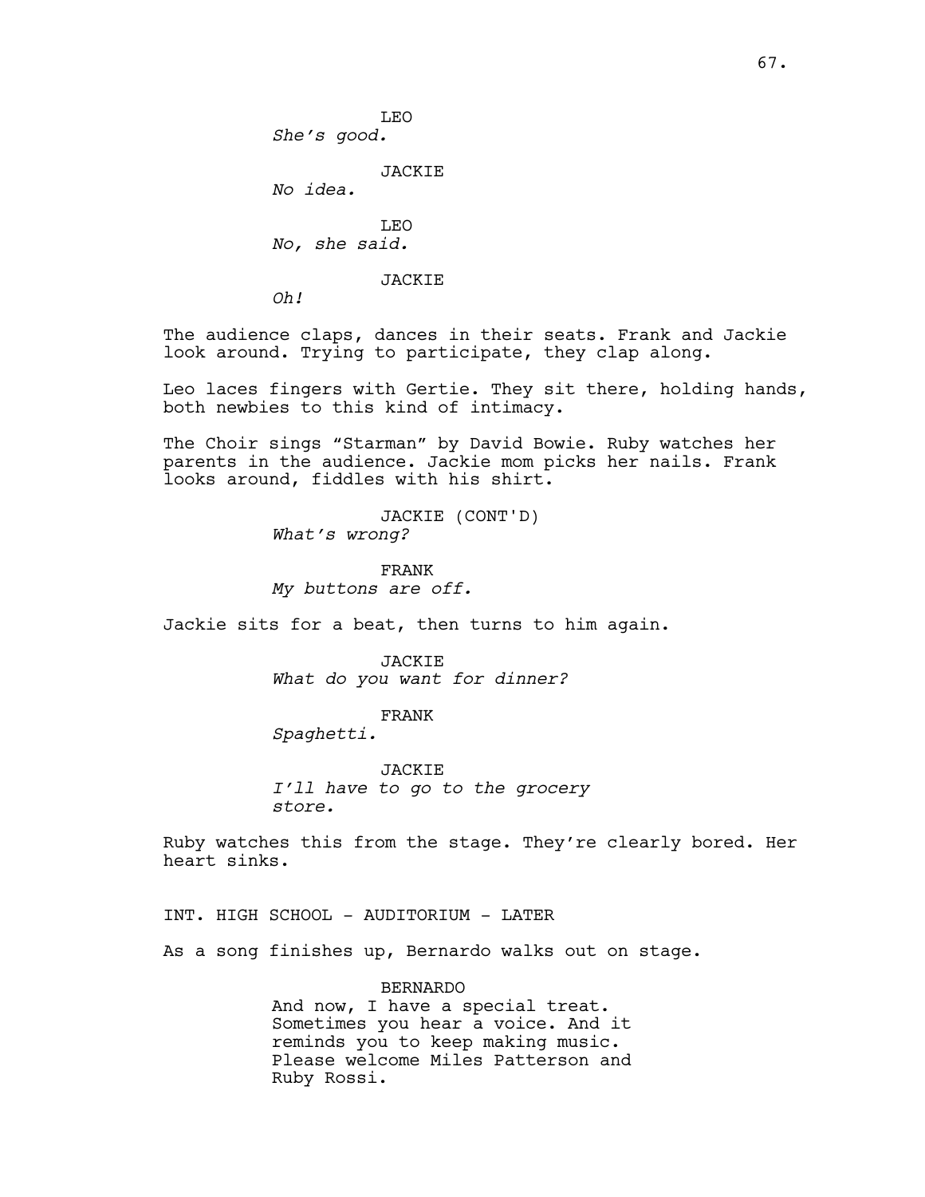LEO
*She's good.*

JACKIE
*No idea.*

LEO
*No, she said.*

JACKIE
*Oh!*

The audience claps, dances in their seats. Frank and Jackie look around. Trying to participate, they clap along.

Leo laces fingers with Gertie. They sit there, holding hands, both newbies to this kind of intimacy.

The Choir sings "Starman" by David Bowie. Ruby watches her parents in the audience. Jackie mom picks her nails. Frank looks around, fiddles with his shirt.

JACKIE (CONT'D)
*What's wrong?*

FRANK
*My buttons are off.*

Jackie sits for a beat, then turns to him again.

JACKIE
*What do you want for dinner?*

FRANK
*Spaghetti.*

JACKIE
*I'll have to go to the grocery store.*

Ruby watches this from the stage. They're clearly bored. Her heart sinks.

INT. HIGH SCHOOL - AUDITORIUM - LATER

As a song finishes up, Bernardo walks out on stage.

BERNARDO
And now, I have a special treat. Sometimes you hear a voice. And it reminds you to keep making music. Please welcome Miles Patterson and Ruby Rossi.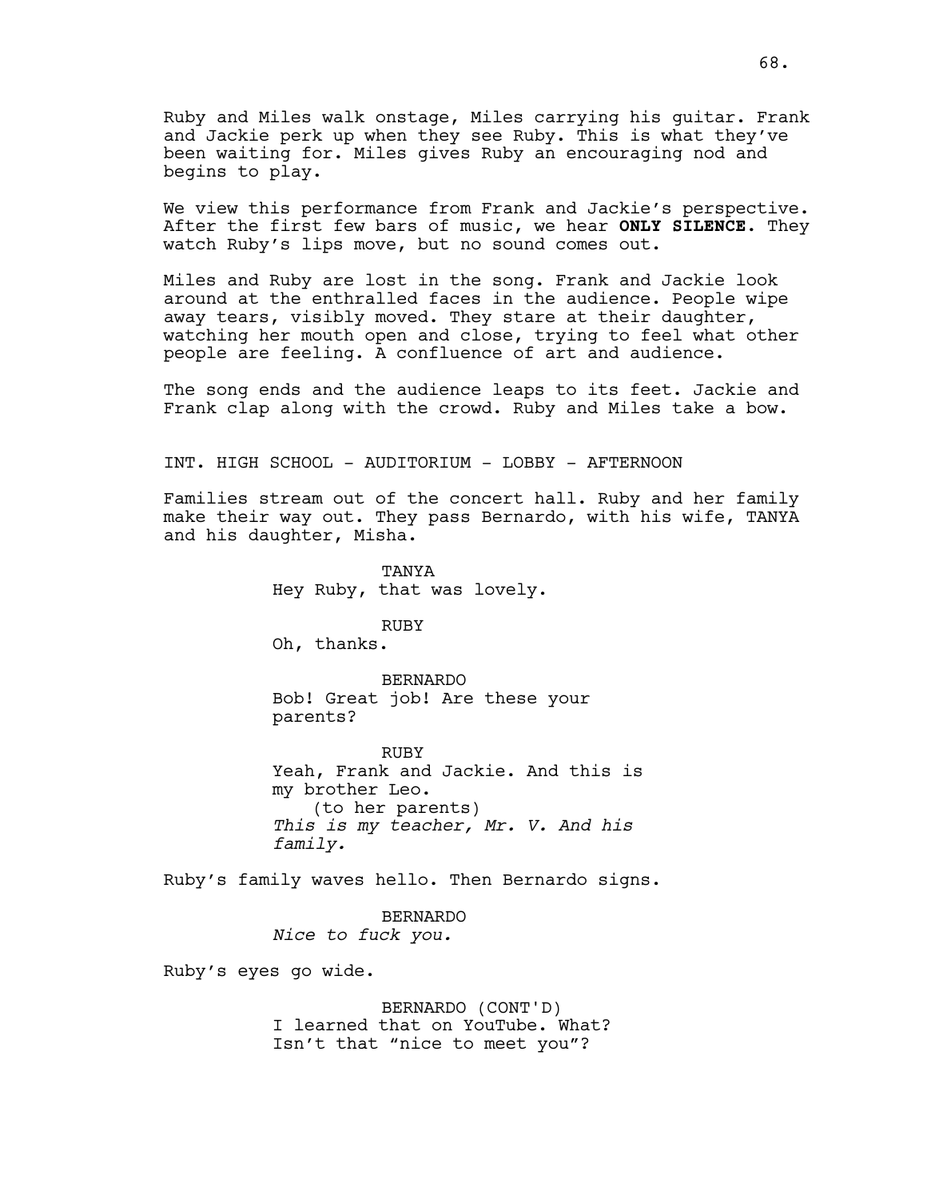Ruby and Miles walk onstage, Miles carrying his guitar. Frank and Jackie perk up when they see Ruby. This is what they've been waiting for. Miles gives Ruby an encouraging nod and begins to play.

We view this performance from Frank and Jackie's perspective. After the first few bars of music, we hear **ONLY SILENCE**. They watch Ruby's lips move, but no sound comes out.

Miles and Ruby are lost in the song. Frank and Jackie look around at the enthralled faces in the audience. People wipe away tears, visibly moved. They stare at their daughter, watching her mouth open and close, trying to feel what other people are feeling. A confluence of art and audience.

The song ends and the audience leaps to its feet. Jackie and Frank clap along with the crowd. Ruby and Miles take a bow.

INT. HIGH SCHOOL - AUDITORIUM - LOBBY - AFTERNOON

Families stream out of the concert hall. Ruby and her family make their way out. They pass Bernardo, with his wife, TANYA and his daughter, Misha.

TANYA
Hey Ruby, that was lovely.

RUBY
Oh, thanks.

BERNARDO
Bob! Great job! Are these your parents?

RUBY
Yeah, Frank and Jackie. And this is my brother Leo.
(to her parents)
*This is my teacher, Mr. V. And his family.*

Ruby's family waves hello. Then Bernardo signs.

BERNARDO
*Nice to fuck you.*

Ruby's eyes go wide.

BERNARDO (CONT'D)
I learned that on YouTube. What? Isn't that "nice to meet you"?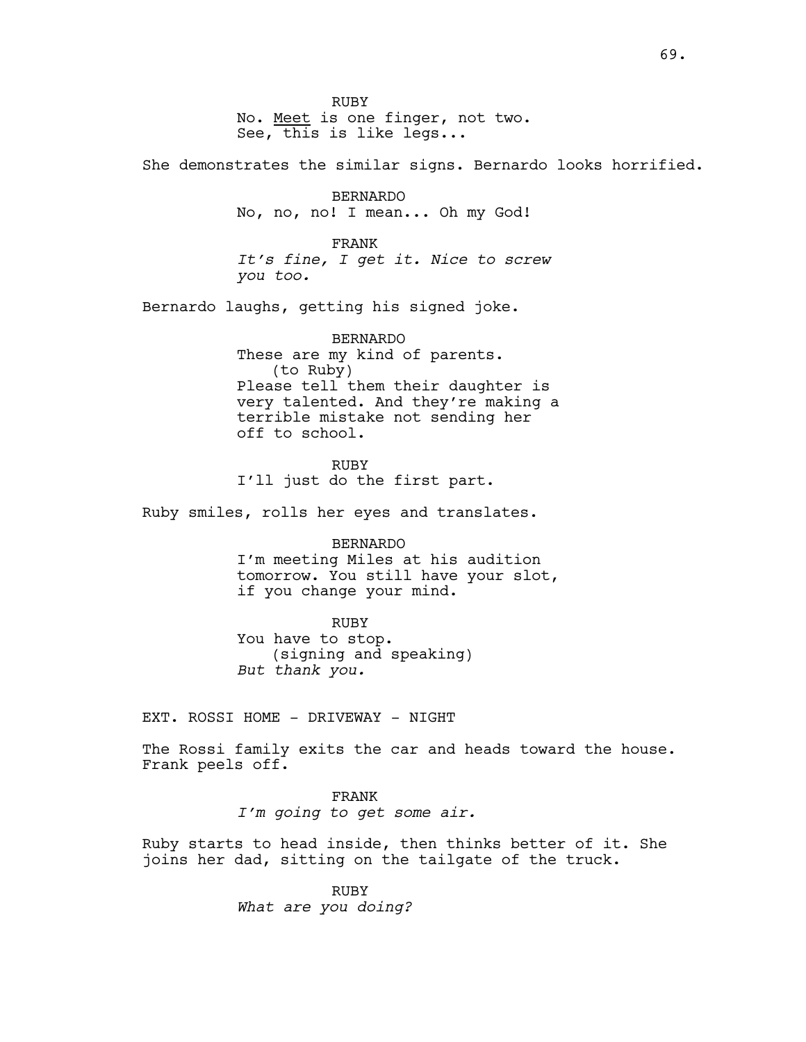RUBY
No. <u>Meet</u> is one finger, not two.
See, this is like legs...

She demonstrates the similar signs. Bernardo looks horrified.

BERNARDO
No, no, no! I mean... Oh my God!

FRANK
*It's fine, I get it. Nice to screw you too.*

Bernardo laughs, getting his signed joke.

BERNARDO
These are my kind of parents.
(to Ruby)
Please tell them their daughter is very talented. And they're making a terrible mistake not sending her off to school.

RUBY
I'll just do the first part.

Ruby smiles, rolls her eyes and translates.

BERNARDO
I'm meeting Miles at his audition tomorrow. You still have your slot, if you change your mind.

RUBY
You have to stop.
(signing and speaking)
*But thank you.*

EXT. ROSSI HOME - DRIVEWAY - NIGHT

The Rossi family exits the car and heads toward the house. Frank peels off.

FRANK
*I'm going to get some air.*

Ruby starts to head inside, then thinks better of it. She joins her dad, sitting on the tailgate of the truck.

RUBY
*What are you doing?*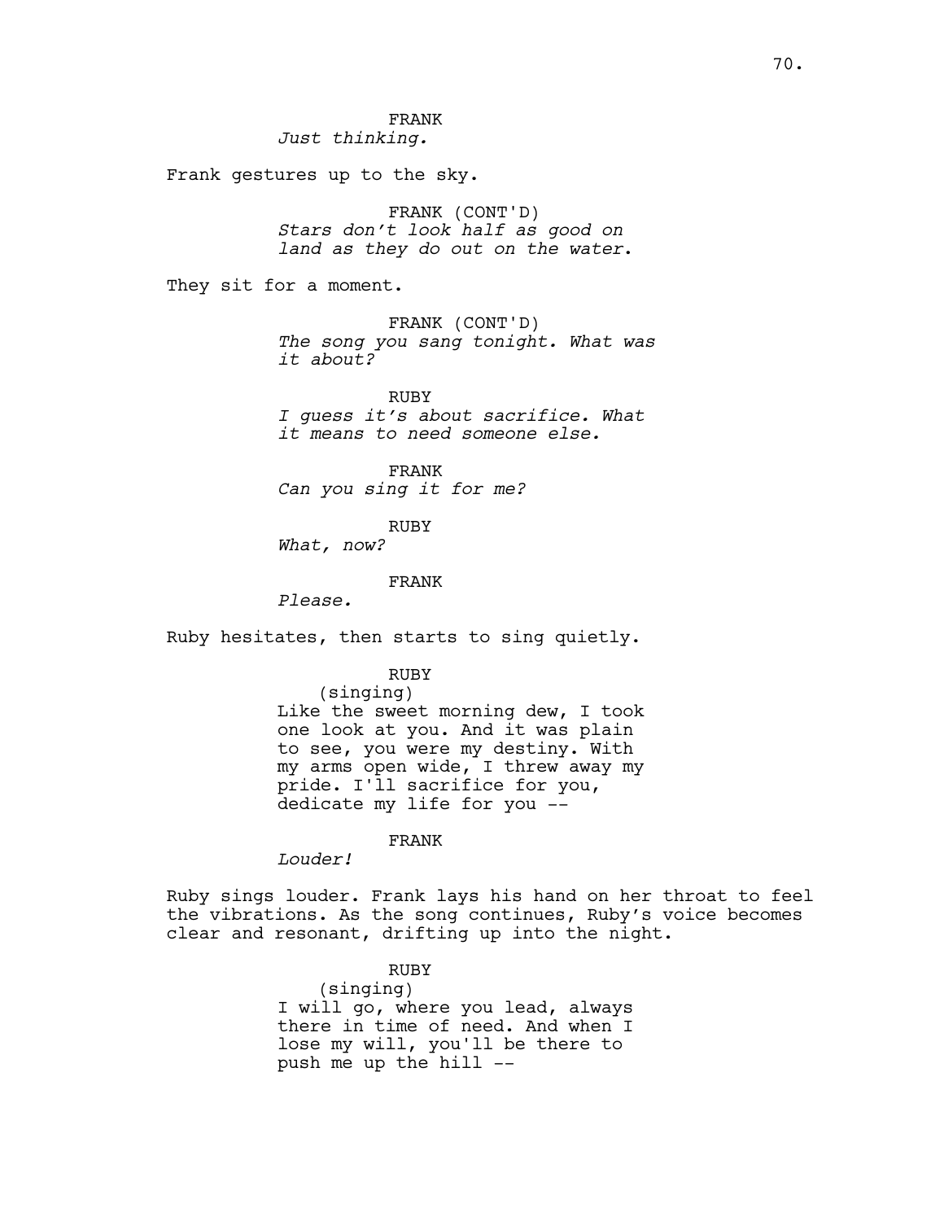FRANK
*Just thinking.*

Frank gestures up to the sky.

FRANK (CONT'D)
*Stars don't look half as good on land as they do out on the water.*

They sit for a moment.

FRANK (CONT'D)
*The song you sang tonight. What was it about?*

RUBY
*I guess it's about sacrifice. What it means to need someone else.*

FRANK
*Can you sing it for me?*

RUBY
*What, now?*

FRANK
*Please.*

Ruby hesitates, then starts to sing quietly.

RUBY
(singing)
Like the sweet morning dew, I took one look at you. And it was plain to see, you were my destiny. With my arms open wide, I threw away my pride. I'll sacrifice for you, dedicate my life for you --

FRANK
*Louder!*

Ruby sings louder. Frank lays his hand on her throat to feel the vibrations. As the song continues, Ruby's voice becomes clear and resonant, drifting up into the night.

RUBY
(singing)
I will go, where you lead, always there in time of need. And when I lose my will, you'll be there to push me up the hill --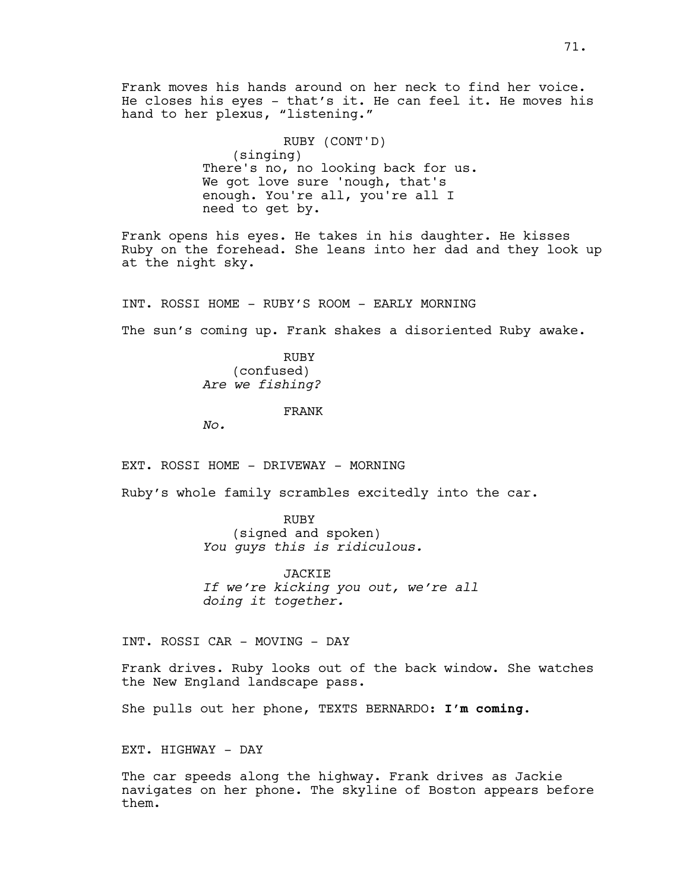Frank moves his hands around on her neck to find her voice. He closes his eyes - that's it. He can feel it. He moves his hand to her plexus, "listening."

RUBY (CONT'D)
(singing)
There's no, no looking back for us. We got love sure 'nough, that's enough. You're all, you're all I need to get by.

Frank opens his eyes. He takes in his daughter. He kisses Ruby on the forehead. She leans into her dad and they look up at the night sky.

INT. ROSSI HOME - RUBY'S ROOM - EARLY MORNING

The sun's coming up. Frank shakes a disoriented Ruby awake.

RUBY
(confused)
*Are we fishing?*

FRANK
*No.*

EXT. ROSSI HOME - DRIVEWAY - MORNING

Ruby's whole family scrambles excitedly into the car.

RUBY
(signed and spoken)
*You guys this is ridiculous.*

JACKIE
*If we're kicking you out, we're all doing it together.*

INT. ROSSI CAR - MOVING - DAY

Frank drives. Ruby looks out of the back window. She watches the New England landscape pass.

She pulls out her phone, TEXTS BERNARDO: **I'm coming.**

EXT. HIGHWAY - DAY

The car speeds along the highway. Frank drives as Jackie navigates on her phone. The skyline of Boston appears before them.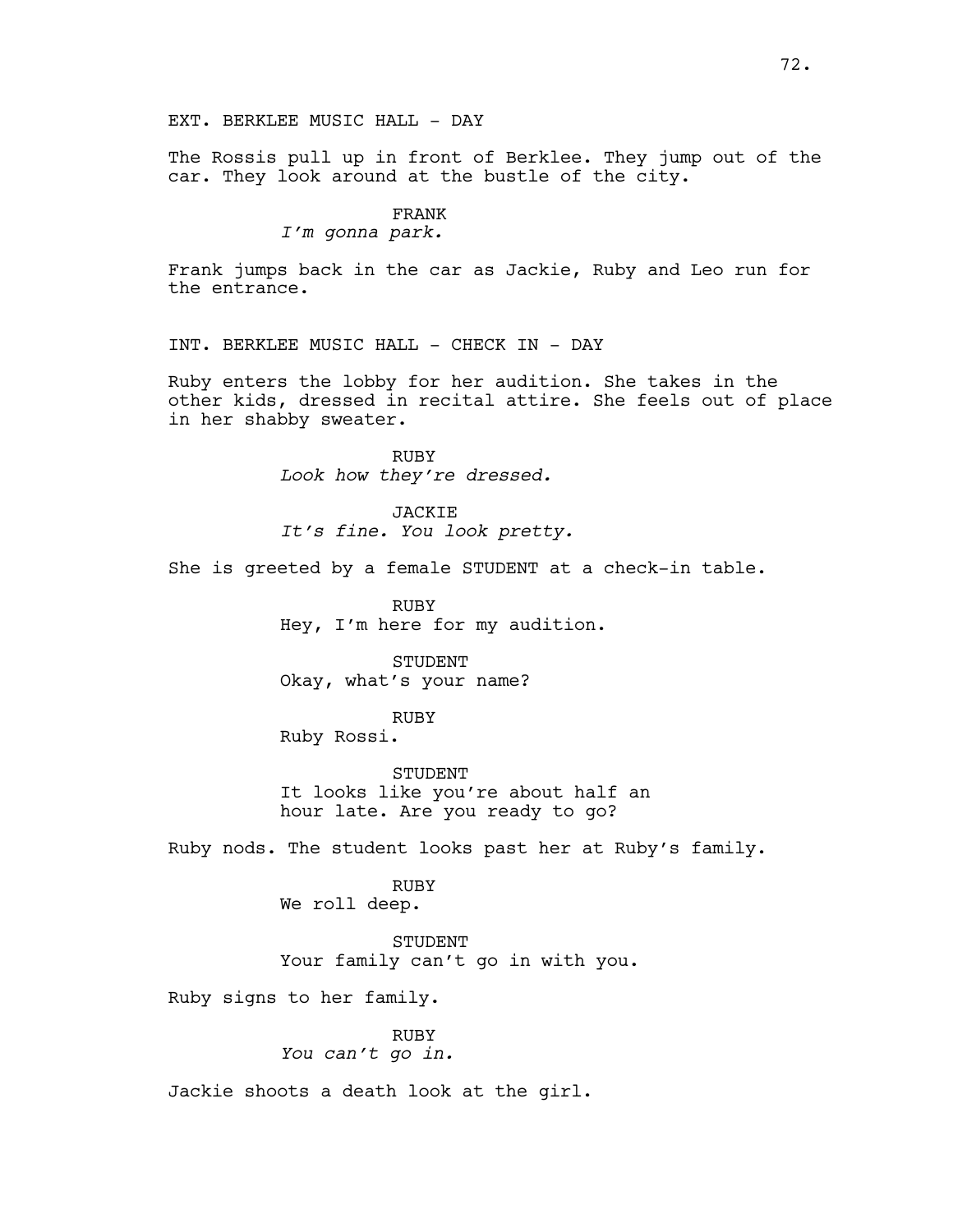EXT. BERKLEE MUSIC HALL - DAY

The Rossis pull up in front of Berklee. They jump out of the car. They look around at the bustle of the city.

FRANK
*I'm gonna park.*

Frank jumps back in the car as Jackie, Ruby and Leo run for the entrance.

INT. BERKLEE MUSIC HALL - CHECK IN - DAY

Ruby enters the lobby for her audition. She takes in the other kids, dressed in recital attire. She feels out of place in her shabby sweater.

RUBY
*Look how they're dressed.*

JACKIE
*It's fine. You look pretty.*

She is greeted by a female STUDENT at a check-in table.

RUBY
Hey, I'm here for my audition.

STUDENT
Okay, what's your name?

RUBY
Ruby Rossi.

STUDENT
It looks like you're about half an hour late. Are you ready to go?

Ruby nods. The student looks past her at Ruby's family.

RUBY
We roll deep.

STUDENT
Your family can't go in with you.

Ruby signs to her family.

RUBY
*You can't go in.*

Jackie shoots a death look at the girl.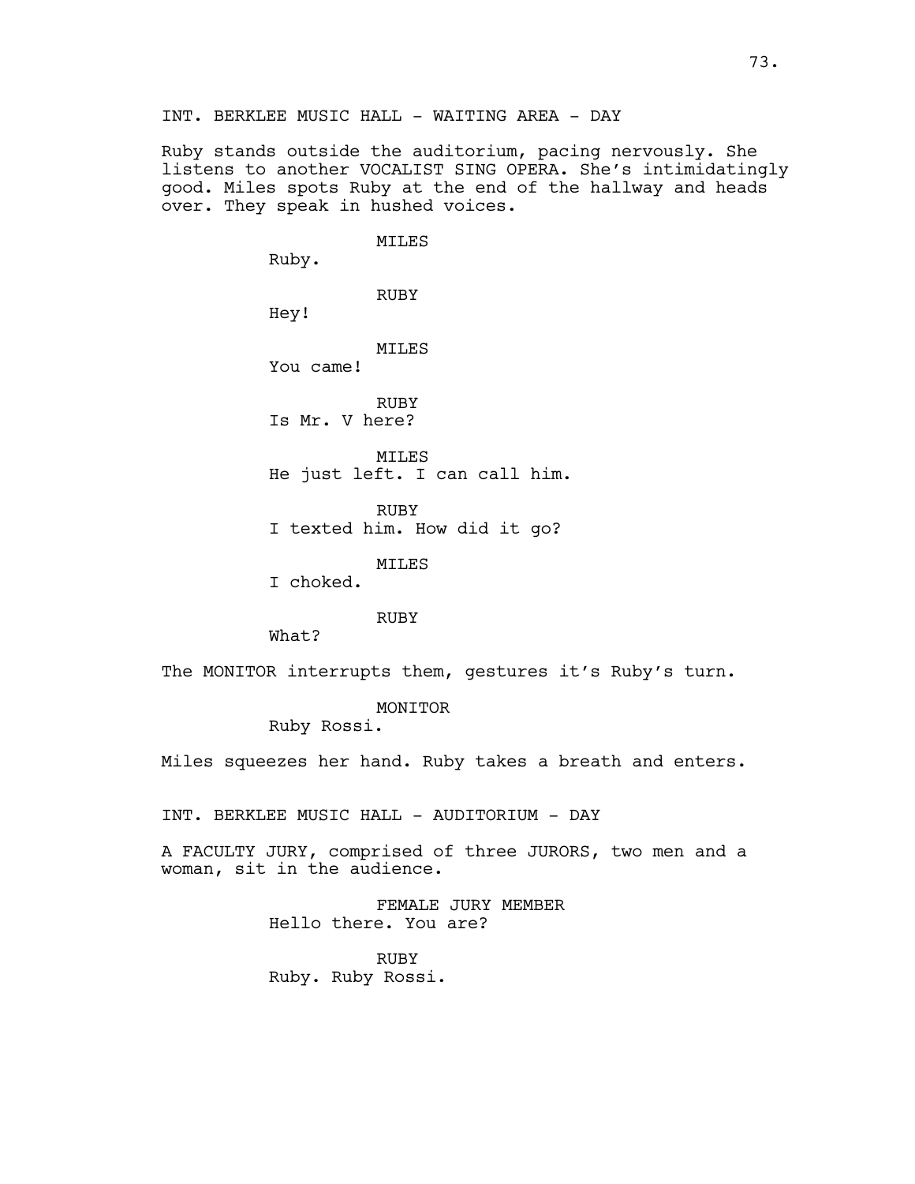INT. BERKLEE MUSIC HALL - WAITING AREA - DAY

Ruby stands outside the auditorium, pacing nervously. She listens to another VOCALIST SING OPERA. She's intimidatingly good. Miles spots Ruby at the end of the hallway and heads over. They speak in hushed voices.

MILES
Ruby.

RUBY
Hey!

MILES
You came!

RUBY
Is Mr. V here?

MILES
He just left. I can call him.

RUBY
I texted him. How did it go?

MILES
I choked.

RUBY
What?

The MONITOR interrupts them, gestures it's Ruby's turn.

MONITOR
Ruby Rossi.

Miles squeezes her hand. Ruby takes a breath and enters.

INT. BERKLEE MUSIC HALL - AUDITORIUM - DAY

A FACULTY JURY, comprised of three JURORS, two men and a woman, sit in the audience.

FEMALE JURY MEMBER
Hello there. You are?

RUBY
Ruby. Ruby Rossi.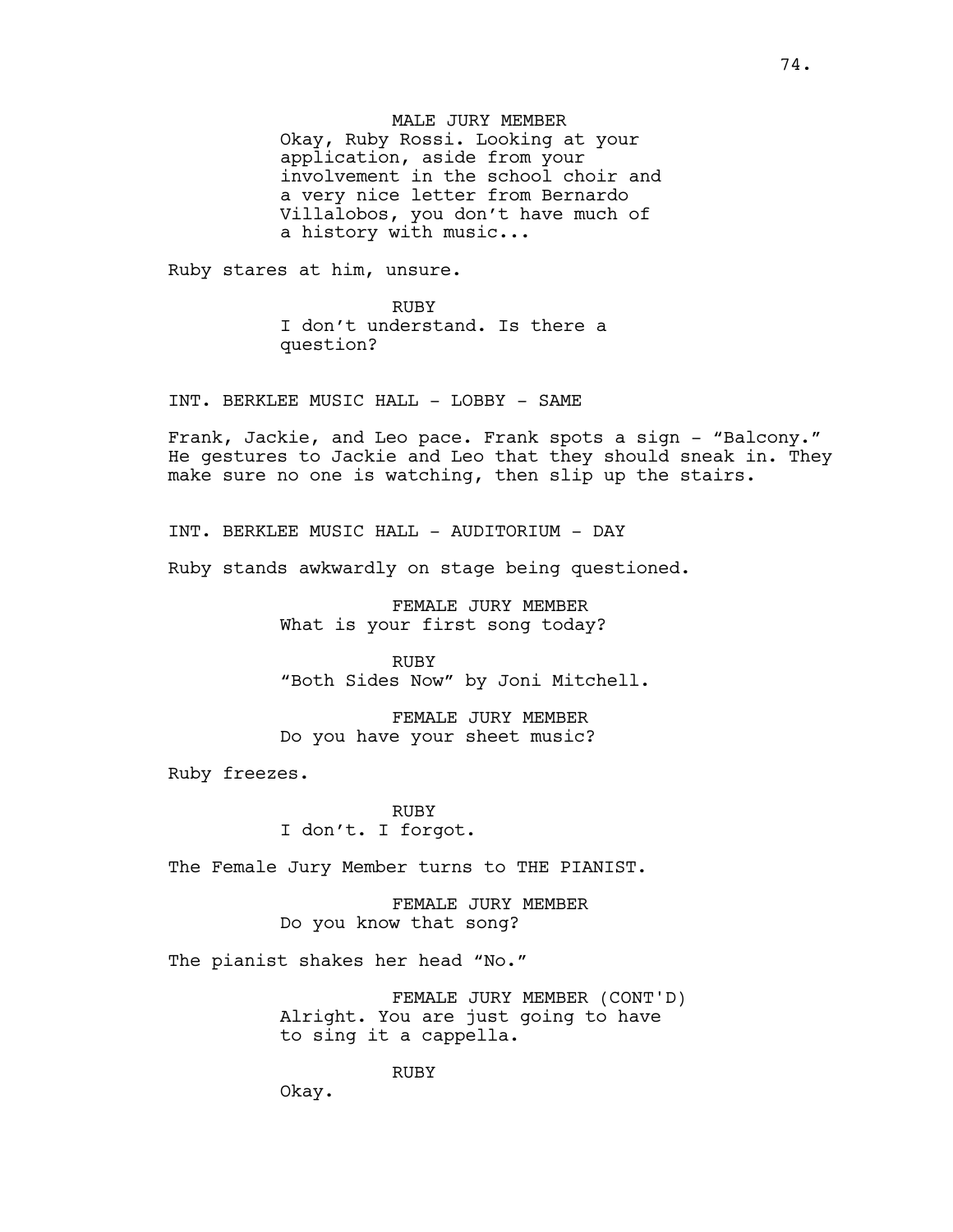MALE JURY MEMBER
Okay, Ruby Rossi. Looking at your application, aside from your involvement in the school choir and a very nice letter from Bernardo Villalobos, you don't have much of a history with music...

Ruby stares at him, unsure.

RUBY
I don't understand. Is there a question?

INT. BERKLEE MUSIC HALL - LOBBY - SAME

Frank, Jackie, and Leo pace. Frank spots a sign - "Balcony." He gestures to Jackie and Leo that they should sneak in. They make sure no one is watching, then slip up the stairs.

INT. BERKLEE MUSIC HALL - AUDITORIUM - DAY

Ruby stands awkwardly on stage being questioned.

FEMALE JURY MEMBER
What is your first song today?

RUBY
"Both Sides Now" by Joni Mitchell.

FEMALE JURY MEMBER
Do you have your sheet music?

Ruby freezes.

RUBY
I don't. I forgot.

The Female Jury Member turns to THE PIANIST.

FEMALE JURY MEMBER
Do you know that song?

The pianist shakes her head "No."

FEMALE JURY MEMBER (CONT'D)
Alright. You are just going to have to sing it a cappella.

RUBY
Okay.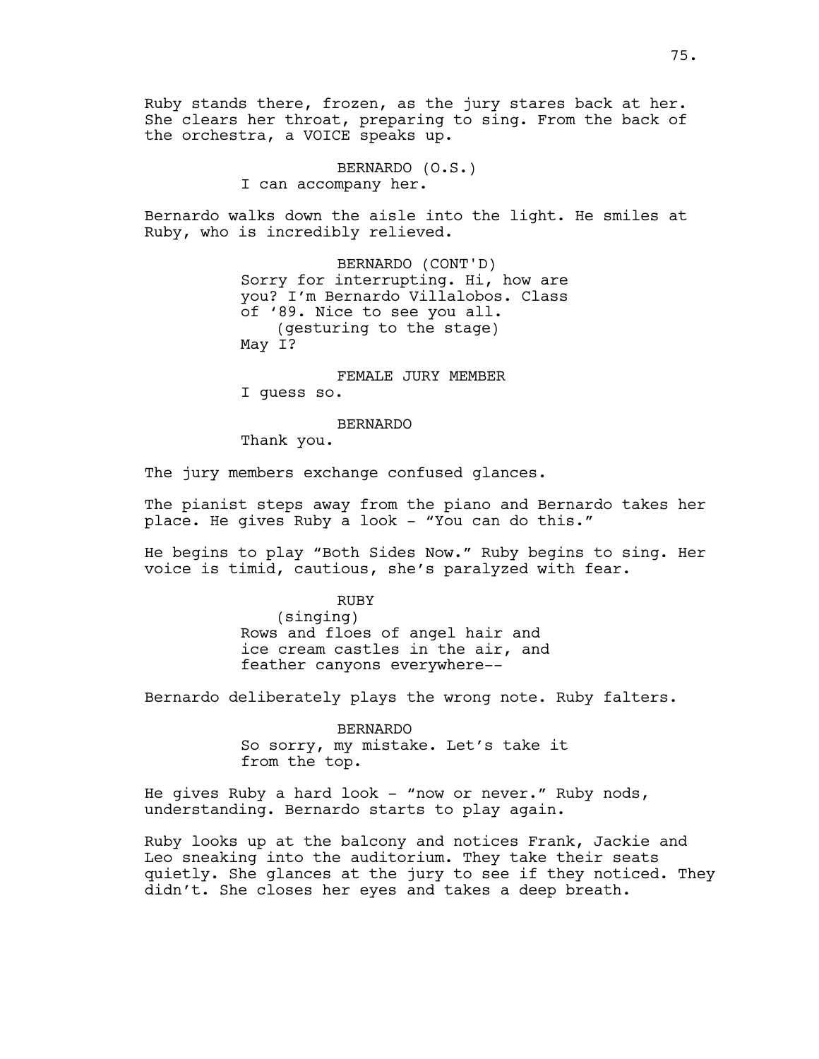Ruby stands there, frozen, as the jury stares back at her. She clears her throat, preparing to sing. From the back of the orchestra, a VOICE speaks up.

BERNARDO (O.S.)
I can accompany her.

Bernardo walks down the aisle into the light. He smiles at Ruby, who is incredibly relieved.

BERNARDO (CONT'D)
Sorry for interrupting. Hi, how are you? I'm Bernardo Villalobos. Class of '89. Nice to see you all.
(gesturing to the stage)
May I?

FEMALE JURY MEMBER
I guess so.

BERNARDO
Thank you.

The jury members exchange confused glances.

The pianist steps away from the piano and Bernardo takes her place. He gives Ruby a look - "You can do this."

He begins to play "Both Sides Now." Ruby begins to sing. Her voice is timid, cautious, she's paralyzed with fear.

RUBY
(singing)
Rows and floes of angel hair and ice cream castles in the air, and feather canyons everywhere--

Bernardo deliberately plays the wrong note. Ruby falters.

BERNARDO
So sorry, my mistake. Let's take it from the top.

He gives Ruby a hard look - "now or never." Ruby nods, understanding. Bernardo starts to play again.

Ruby looks up at the balcony and notices Frank, Jackie and Leo sneaking into the auditorium. They take their seats quietly. She glances at the jury to see if they noticed. They didn't. She closes her eyes and takes a deep breath.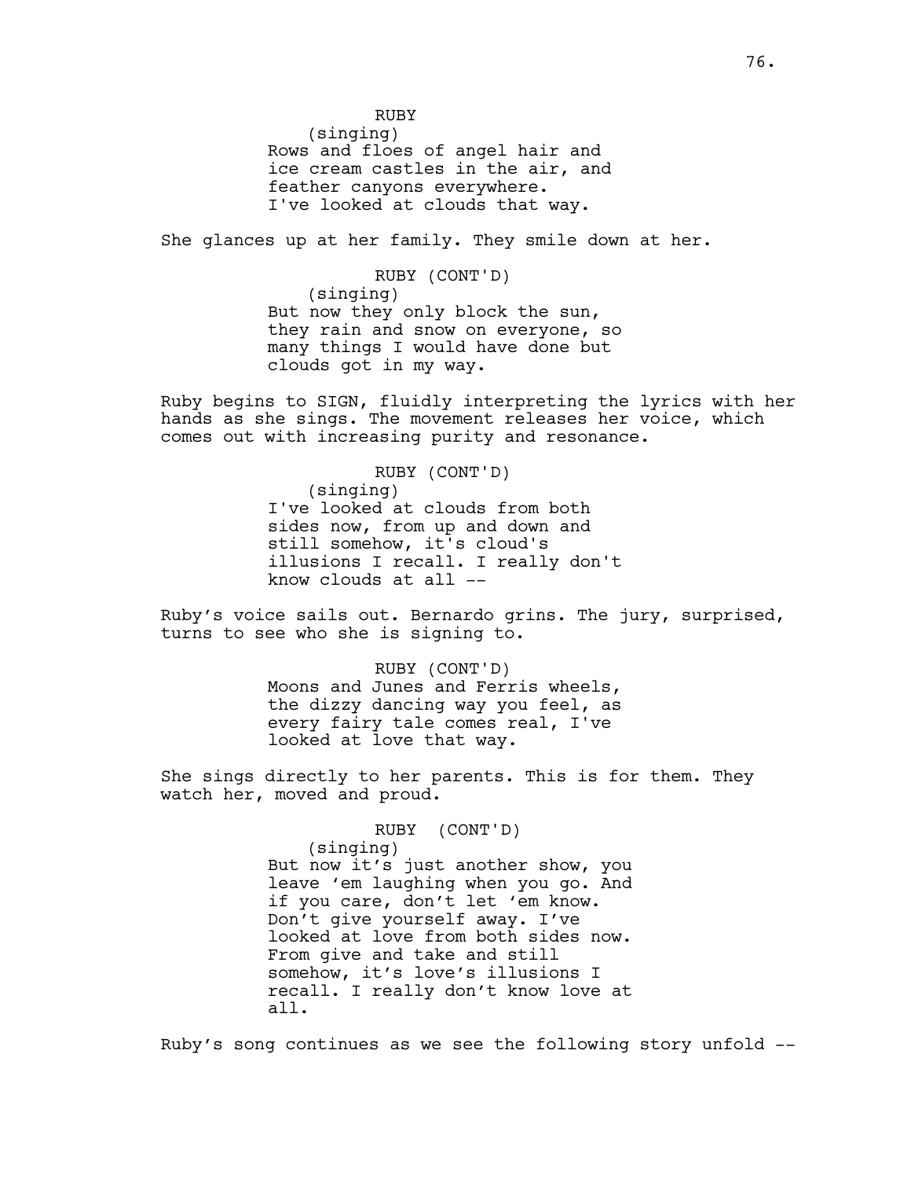RUBY
(singing)
Rows and floes of angel hair and
ice cream castles in the air, and
feather canyons everywhere.
I've looked at clouds that way.

She glances up at her family. They smile down at her.

RUBY (CONT'D)
(singing)
But now they only block the sun,
they rain and snow on everyone, so
many things I would have done but
clouds got in my way.

Ruby begins to SIGN, fluidly interpreting the lyrics with her hands as she sings. The movement releases her voice, which comes out with increasing purity and resonance.

RUBY (CONT'D)
(singing)
I've looked at clouds from both
sides now, from up and down and
still somehow, it's cloud's
illusions I recall. I really don't
know clouds at all --

Ruby's voice sails out. Bernardo grins. The jury, surprised, turns to see who she is signing to.

RUBY (CONT'D)
Moons and Junes and Ferris wheels,
the dizzy dancing way you feel, as
every fairy tale comes real, I've
looked at love that way.

She sings directly to her parents. This is for them. They watch her, moved and proud.

RUBY (CONT'D)
(singing)
But now it's just another show, you
leave 'em laughing when you go. And
if you care, don't let 'em know.
Don't give yourself away. I've
looked at love from both sides now.
From give and take and still
somehow, it's love's illusions I
recall. I really don't know love at
all.

Ruby's song continues as we see the following story unfold --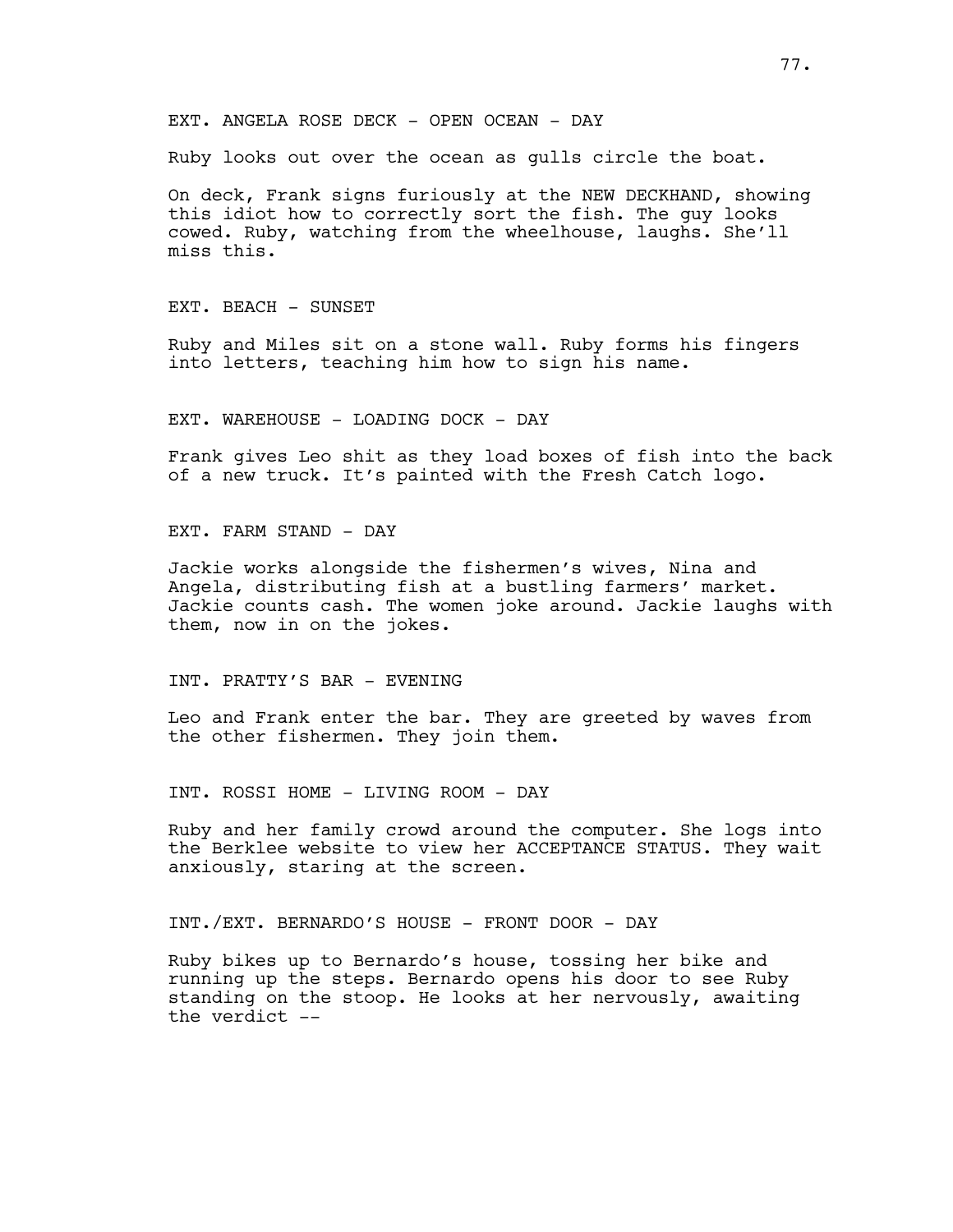EXT. ANGELA ROSE DECK - OPEN OCEAN - DAY

Ruby looks out over the ocean as gulls circle the boat.

On deck, Frank signs furiously at the NEW DECKHAND, showing this idiot how to correctly sort the fish. The guy looks cowed. Ruby, watching from the wheelhouse, laughs. She'll miss this.

EXT. BEACH - SUNSET

Ruby and Miles sit on a stone wall. Ruby forms his fingers into letters, teaching him how to sign his name.

EXT. WAREHOUSE - LOADING DOCK - DAY

Frank gives Leo shit as they load boxes of fish into the back of a new truck. It's painted with the Fresh Catch logo.

EXT. FARM STAND - DAY

Jackie works alongside the fishermen's wives, Nina and Angela, distributing fish at a bustling farmers' market. Jackie counts cash. The women joke around. Jackie laughs with them, now in on the jokes.

INT. PRATTY'S BAR - EVENING

Leo and Frank enter the bar. They are greeted by waves from the other fishermen. They join them.

INT. ROSSI HOME - LIVING ROOM - DAY

Ruby and her family crowd around the computer. She logs into the Berklee website to view her ACCEPTANCE STATUS. They wait anxiously, staring at the screen.

INT./EXT. BERNARDO'S HOUSE - FRONT DOOR - DAY

Ruby bikes up to Bernardo's house, tossing her bike and running up the steps. Bernardo opens his door to see Ruby standing on the stoop. He looks at her nervously, awaiting the verdict --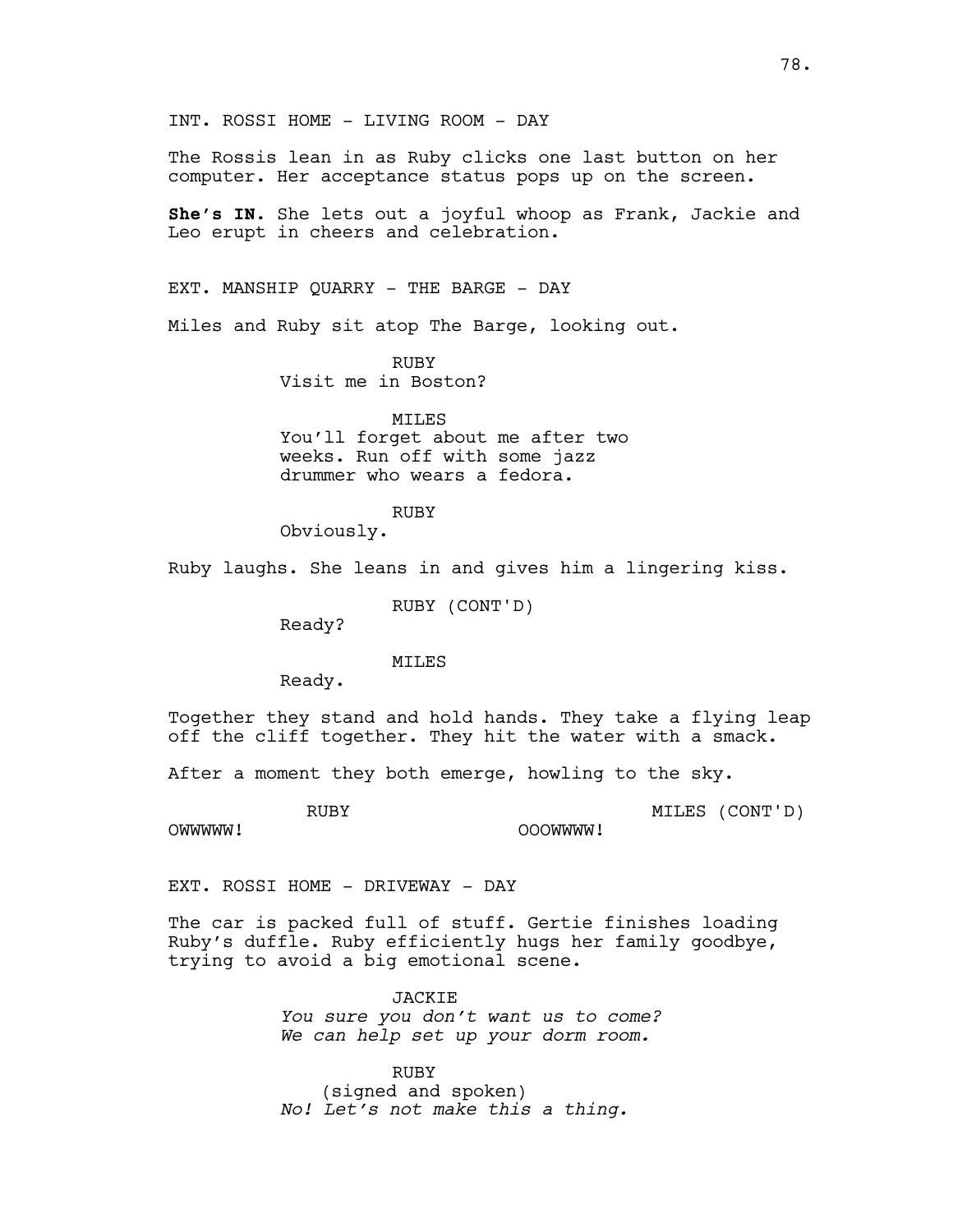INT. ROSSI HOME - LIVING ROOM - DAY

The Rossis lean in as Ruby clicks one last button on her computer. Her acceptance status pops up on the screen.

**She's IN.** She lets out a joyful whoop as Frank, Jackie and Leo erupt in cheers and celebration.

EXT. MANSHIP QUARRY - THE BARGE - DAY

Miles and Ruby sit atop The Barge, looking out.

RUBY
Visit me in Boston?

MILES
You'll forget about me after two weeks. Run off with some jazz drummer who wears a fedora.

RUBY
Obviously.

Ruby laughs. She leans in and gives him a lingering kiss.

RUBY (CONT'D)
Ready?

MILES
Ready.

Together they stand and hold hands. They take a flying leap off the cliff together. They hit the water with a smack.

After a moment they both emerge, howling to the sky.

RUBY
OWWWWW!

MILES (CONT'D)
OOOWWWW!

EXT. ROSSI HOME - DRIVEWAY - DAY

The car is packed full of stuff. Gertie finishes loading Ruby's duffle. Ruby efficiently hugs her family goodbye, trying to avoid a big emotional scene.

JACKIE
*You sure you don't want us to come? We can help set up your dorm room.*

RUBY
(signed and spoken)
*No! Let's not make this a thing.*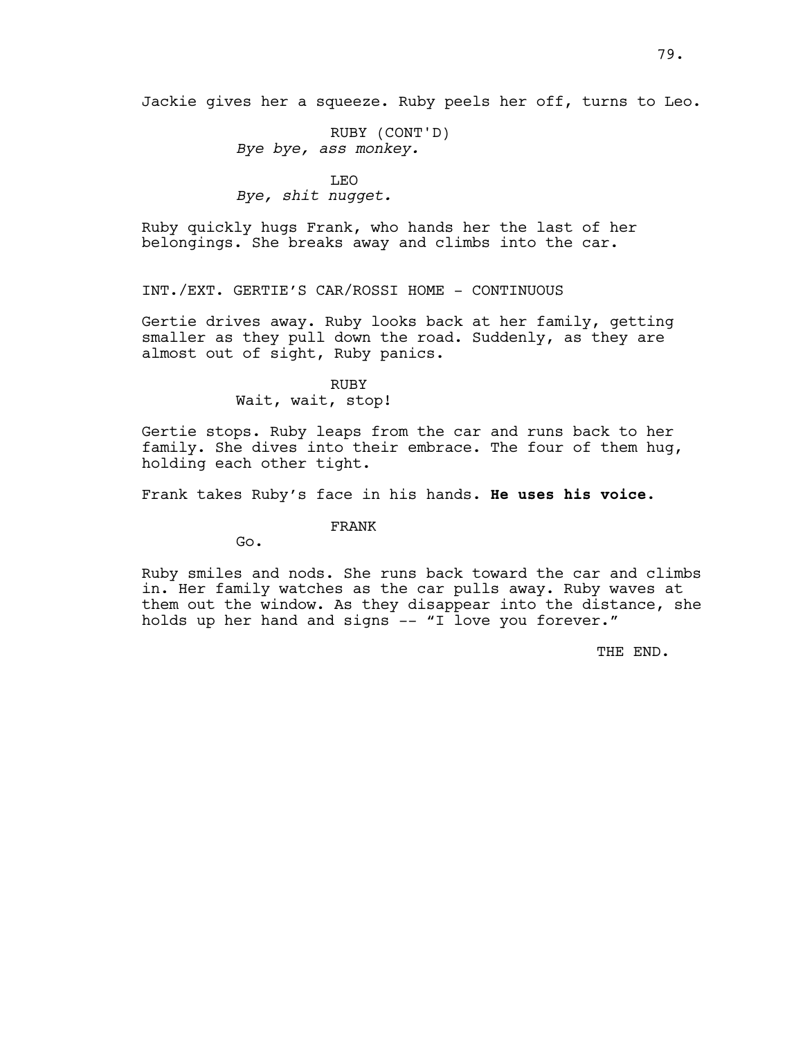Jackie gives her a squeeze. Ruby peels her off, turns to Leo.

RUBY (CONT'D)
*Bye bye, ass monkey.*

LEO
*Bye, shit nugget.*

Ruby quickly hugs Frank, who hands her the last of her belongings. She breaks away and climbs into the car.

INT./EXT. GERTIE'S CAR/ROSSI HOME - CONTINUOUS

Gertie drives away. Ruby looks back at her family, getting smaller as they pull down the road. Suddenly, as they are almost out of sight, Ruby panics.

RUBY
Wait, wait, stop!

Gertie stops. Ruby leaps from the car and runs back to her family. She dives into their embrace. The four of them hug, holding each other tight.

Frank takes Ruby's face in his hands. **He uses his voice.**

FRANK
Go.

Ruby smiles and nods. She runs back toward the car and climbs in. Her family watches as the car pulls away. Ruby waves at them out the window. As they disappear into the distance, she holds up her hand and signs -- "I love you forever."

THE END.